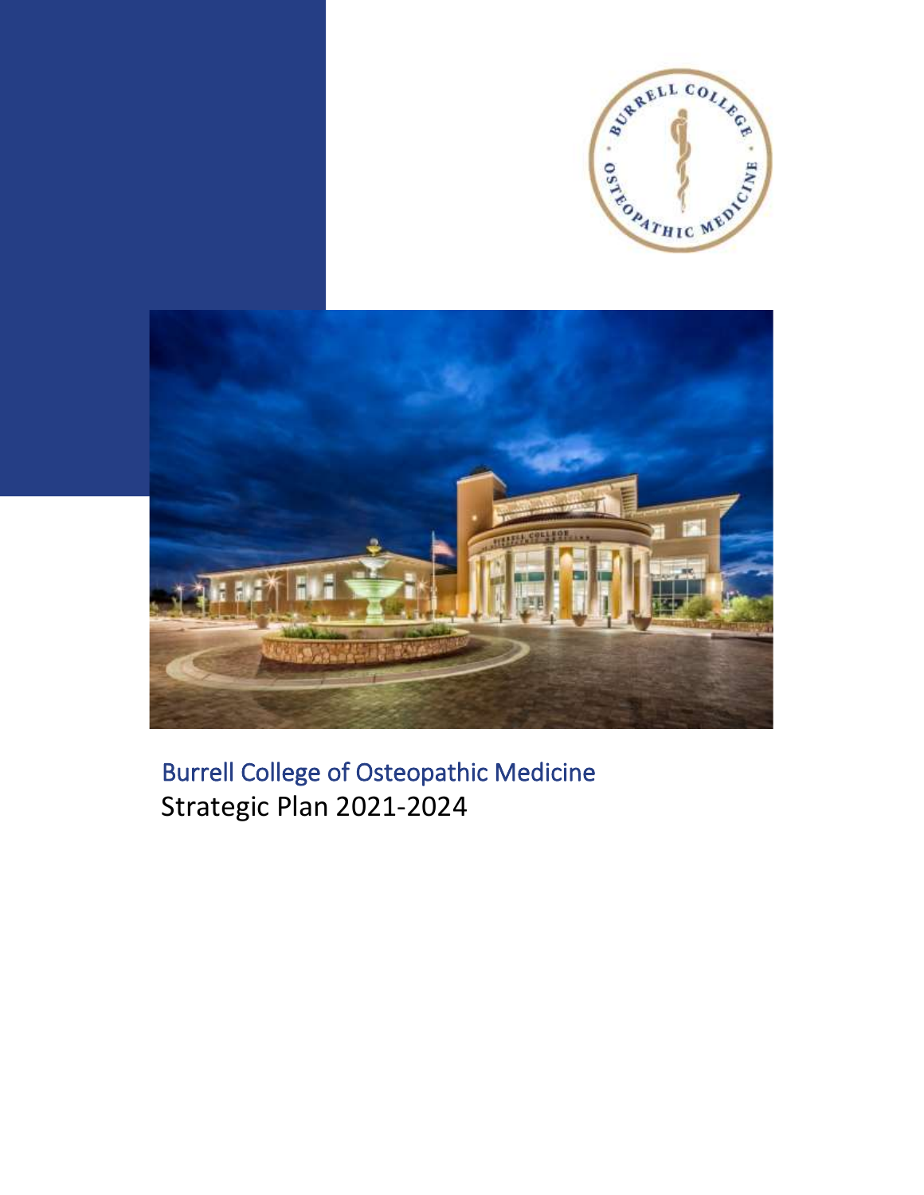# Burrell College of Osteopathic Medicine

## Strategic Plan 2021-2024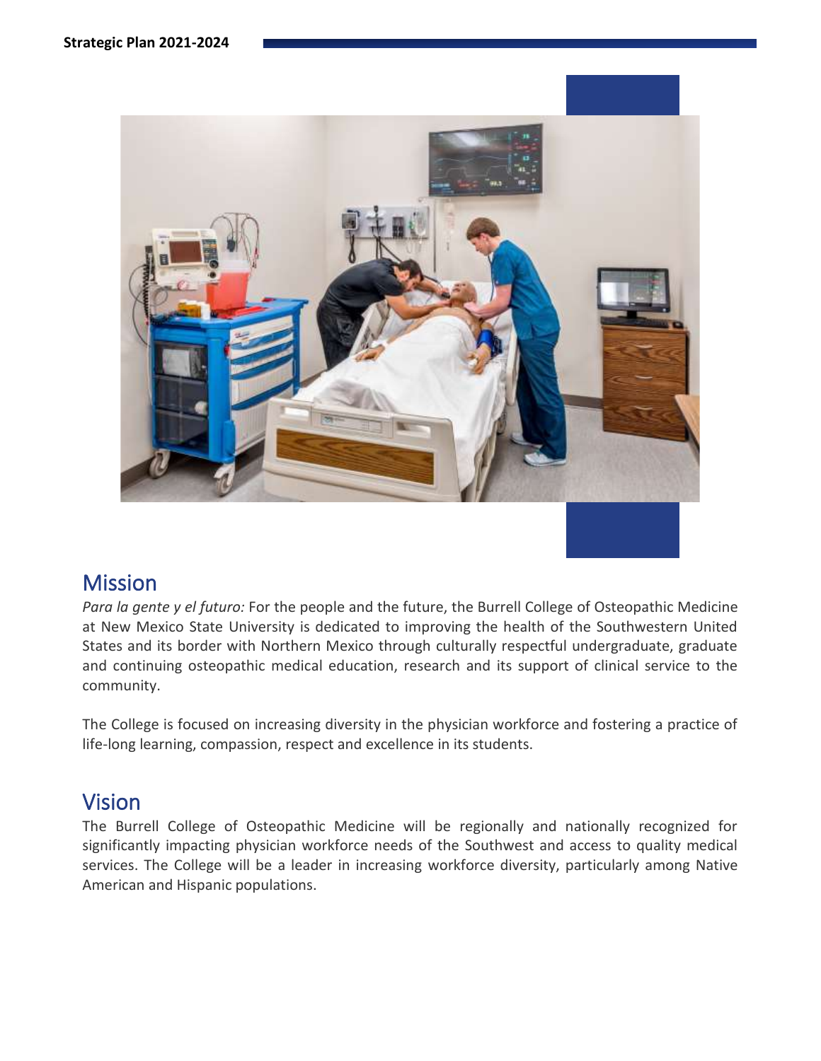## Mission

*Para la gente y el futuro:* For the people and the future, the Burrell College of Osteopathic Medicine at New Mexico State University is dedicated to improving the health of the Southwestern United States and its border with Northern Mexico through culturally respectful undergraduate, graduate and continuing osteopathic medical education, research and its support of clinical service to the community.

The College is focused on increasing diversity in the physician workforce and fostering a practice of life-long learning, compassion, respect and excellence in its students.

## Vision

The Burrell College of Osteopathic Medicine will be regionally and nationally recognized for significantly impacting physician workforce needs of the Southwest and access to quality medical services. The College will be a leader in increasing workforce diversity, particularly among Native American and Hispanic populations.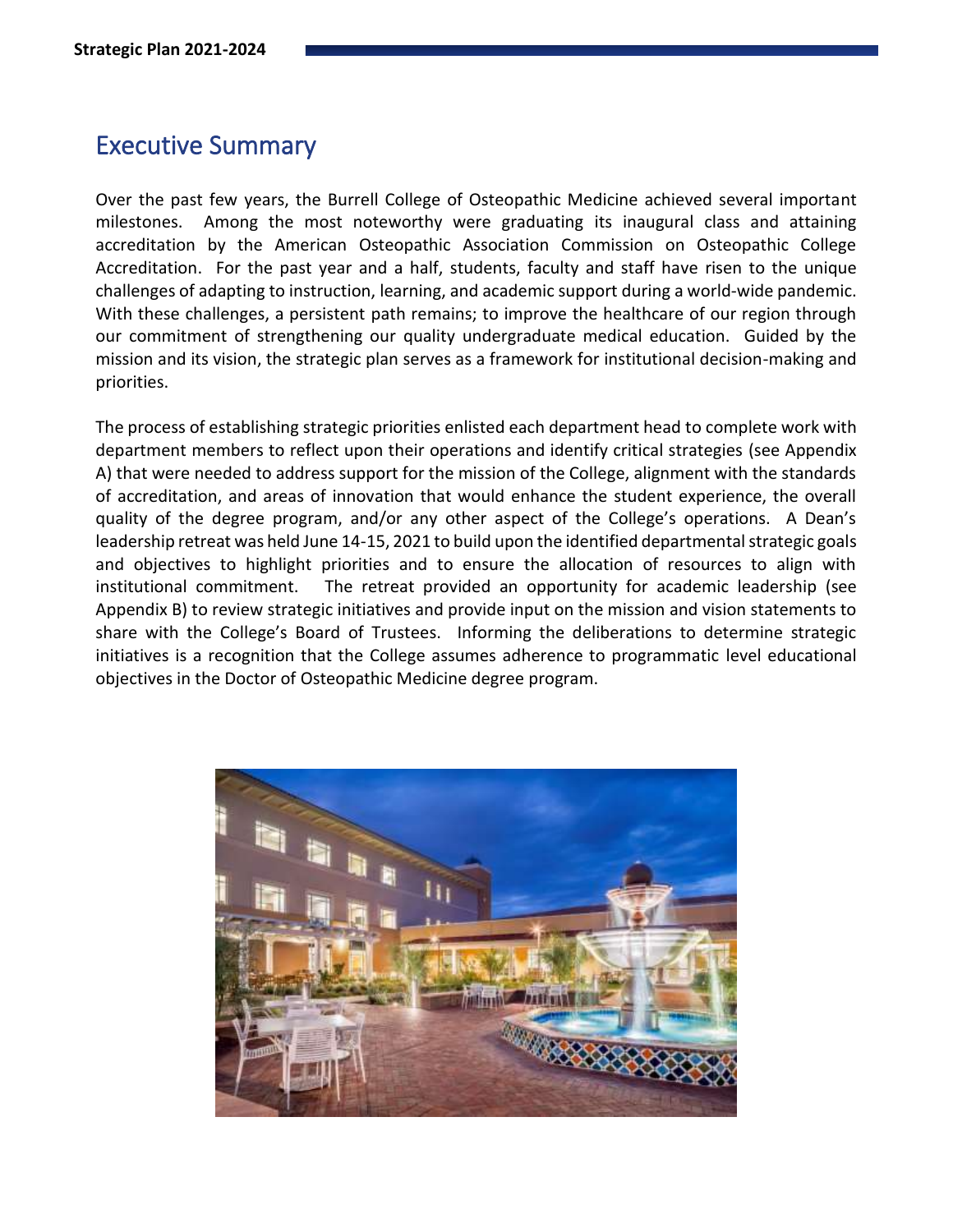# Executive Summary

Over the past few years, the Burrell College of Osteopathic Medicine achieved several important milestones. Among the most noteworthy were graduating its inaugural class and attaining accreditation by the American Osteopathic Association Commission on Osteopathic College Accreditation. For the past year and a half, students, faculty and staff have risen to the unique challenges of adapting to instruction, learning, and academic support during a world-wide pandemic. With these challenges, a persistent path remains; to improve the healthcare of our region through our commitment of strengthening our quality undergraduate medical education. Guided by the mission and its vision, the strategic plan serves as a framework for institutional decision-making and priorities.

The process of establishing strategic priorities enlisted each department head to complete work with department members to reflect upon their operations and identify critical strategies (see Appendix A) that were needed to address support for the mission of the College, alignment with the standards of accreditation, and areas of innovation that would enhance the student experience, the overall quality of the degree program, and/or any other aspect of the College's operations. A Dean's leadership retreat was held June 14-15, 2021 to build upon the identified departmental strategic goals and objectives to highlight priorities and to ensure the allocation of resources to align with institutional commitment. The retreat provided an opportunity for academic leadership (see Appendix B) to review strategic initiatives and provide input on the mission and vision statements to share with the College's Board of Trustees. Informing the deliberations to determine strategic initiatives is a recognition that the College assumes adherence to programmatic level educational objectives in the Doctor of Osteopathic Medicine degree program.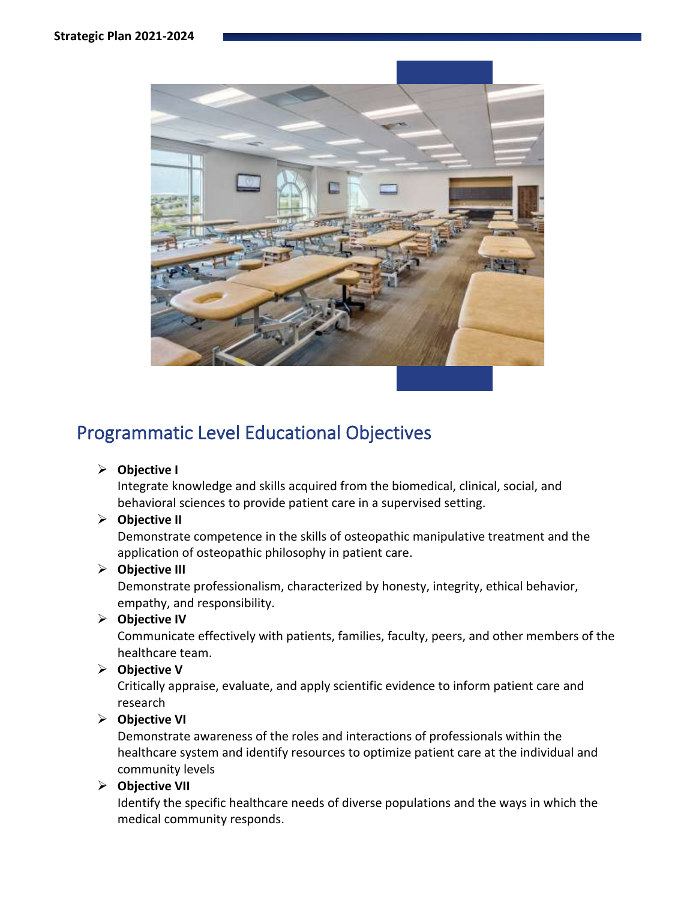## Programmatic Level Educational Objectives

- **Objective I**
  Integrate knowledge and skills acquired from the biomedical, clinical, social, and behavioral sciences to provide patient care in a supervised setting.
- **Objective II**
  Demonstrate competence in the skills of osteopathic manipulative treatment and the application of osteopathic philosophy in patient care.
- **Objective III**
  Demonstrate professionalism, characterized by honesty, integrity, ethical behavior, empathy, and responsibility.
- **Objective IV**
  Communicate effectively with patients, families, faculty, peers, and other members of the healthcare team.
- **Objective V**
  Critically appraise, evaluate, and apply scientific evidence to inform patient care and research
- **Objective VI**
  Demonstrate awareness of the roles and interactions of professionals within the healthcare system and identify resources to optimize patient care at the individual and community levels
- **Objective VII**
  Identify the specific healthcare needs of diverse populations and the ways in which the medical community responds.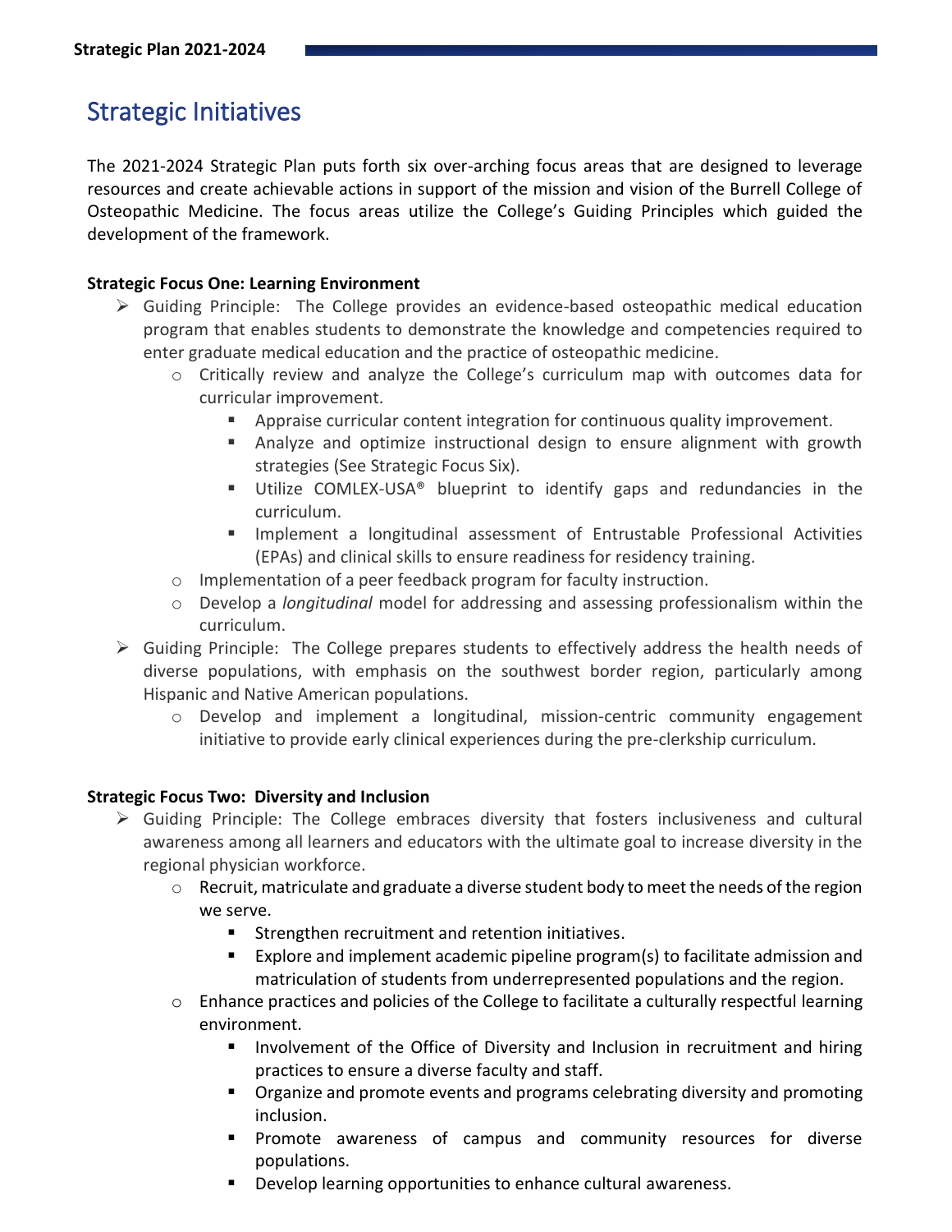## Strategic Initiatives

The 2021-2024 Strategic Plan puts forth six over-arching focus areas that are designed to leverage resources and create achievable actions in support of the mission and vision of the Burrell College of Osteopathic Medicine. The focus areas utilize the College's Guiding Principles which guided the development of the framework.

**Strategic Focus One: Learning Environment**

- Guiding Principle: The College provides an evidence-based osteopathic medical education program that enables students to demonstrate the knowledge and competencies required to enter graduate medical education and the practice of osteopathic medicine.
  - Critically review and analyze the College's curriculum map with outcomes data for curricular improvement.
    - Appraise curricular content integration for continuous quality improvement.
    - Analyze and optimize instructional design to ensure alignment with growth strategies (See Strategic Focus Six).
    - Utilize COMLEX-USA® blueprint to identify gaps and redundancies in the curriculum.
    - Implement a longitudinal assessment of Entrustable Professional Activities (EPAs) and clinical skills to ensure readiness for residency training.
  - Implementation of a peer feedback program for faculty instruction.
  - Develop a *longitudinal* model for addressing and assessing professionalism within the curriculum.
- Guiding Principle: The College prepares students to effectively address the health needs of diverse populations, with emphasis on the southwest border region, particularly among Hispanic and Native American populations.
  - Develop and implement a longitudinal, mission-centric community engagement initiative to provide early clinical experiences during the pre-clerkship curriculum.

**Strategic Focus Two: Diversity and Inclusion**

- Guiding Principle: The College embraces diversity that fosters inclusiveness and cultural awareness among all learners and educators with the ultimate goal to increase diversity in the regional physician workforce.
  - Recruit, matriculate and graduate a diverse student body to meet the needs of the region we serve.
    - Strengthen recruitment and retention initiatives.
    - Explore and implement academic pipeline program(s) to facilitate admission and matriculation of students from underrepresented populations and the region.
  - Enhance practices and policies of the College to facilitate a culturally respectful learning environment.
    - Involvement of the Office of Diversity and Inclusion in recruitment and hiring practices to ensure a diverse faculty and staff.
    - Organize and promote events and programs celebrating diversity and promoting inclusion.
    - Promote awareness of campus and community resources for diverse populations.
    - Develop learning opportunities to enhance cultural awareness.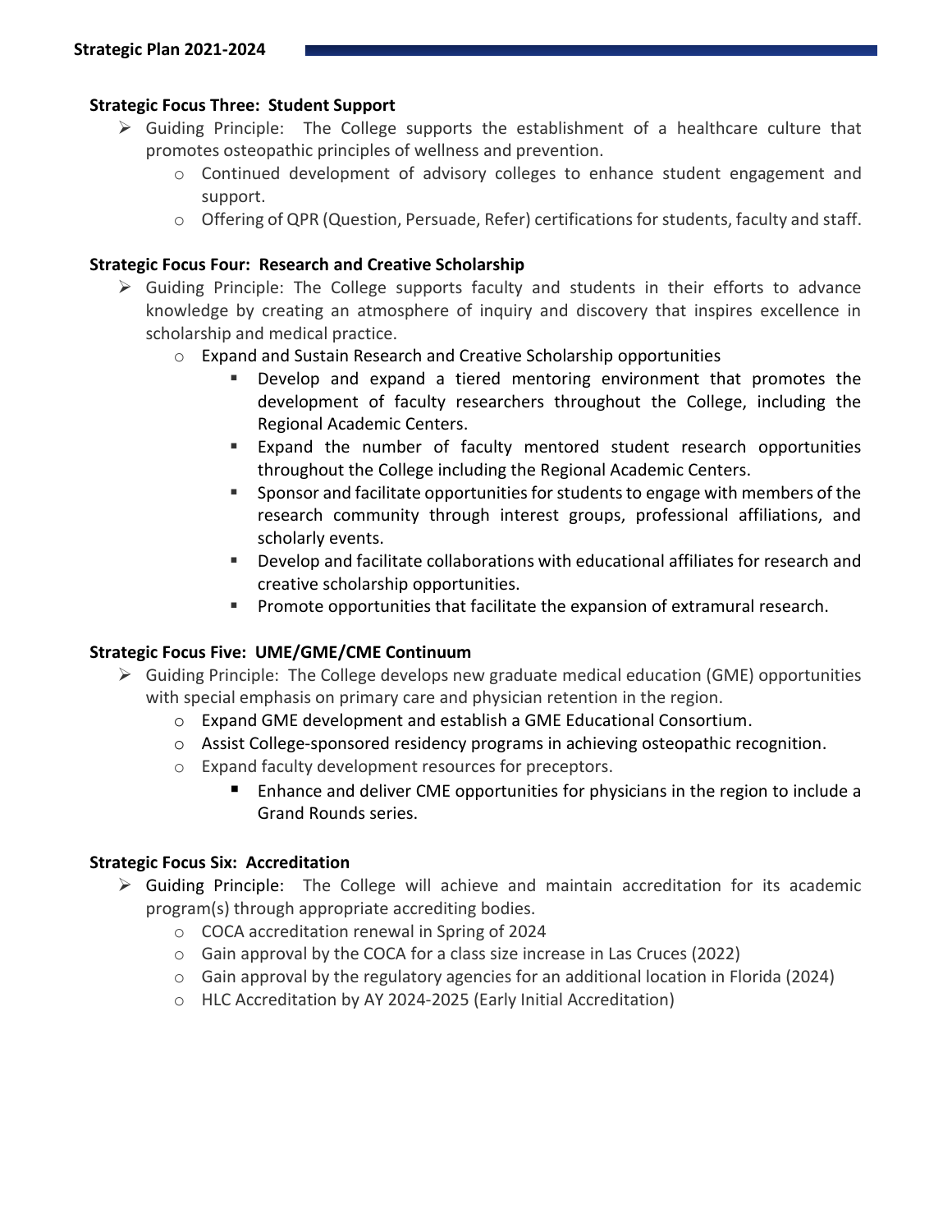**Strategic Focus Three: Student Support**

- Guiding Principle: The College supports the establishment of a healthcare culture that promotes osteopathic principles of wellness and prevention.
  - Continued development of advisory colleges to enhance student engagement and support.
  - Offering of QPR (Question, Persuade, Refer) certifications for students, faculty and staff.

**Strategic Focus Four: Research and Creative Scholarship**

- Guiding Principle: The College supports faculty and students in their efforts to advance knowledge by creating an atmosphere of inquiry and discovery that inspires excellence in scholarship and medical practice.
  - Expand and Sustain Research and Creative Scholarship opportunities
    - Develop and expand a tiered mentoring environment that promotes the development of faculty researchers throughout the College, including the Regional Academic Centers.
    - Expand the number of faculty mentored student research opportunities throughout the College including the Regional Academic Centers.
    - Sponsor and facilitate opportunities for students to engage with members of the research community through interest groups, professional affiliations, and scholarly events.
    - Develop and facilitate collaborations with educational affiliates for research and creative scholarship opportunities.
    - Promote opportunities that facilitate the expansion of extramural research.

**Strategic Focus Five: UME/GME/CME Continuum**

- Guiding Principle: The College develops new graduate medical education (GME) opportunities with special emphasis on primary care and physician retention in the region.
  - Expand GME development and establish a GME Educational Consortium.
  - Assist College-sponsored residency programs in achieving osteopathic recognition.
  - Expand faculty development resources for preceptors.
    - Enhance and deliver CME opportunities for physicians in the region to include a Grand Rounds series.

**Strategic Focus Six: Accreditation**

- Guiding Principle: The College will achieve and maintain accreditation for its academic program(s) through appropriate accrediting bodies.
  - COCA accreditation renewal in Spring of 2024
  - Gain approval by the COCA for a class size increase in Las Cruces (2022)
  - Gain approval by the regulatory agencies for an additional location in Florida (2024)
  - HLC Accreditation by AY 2024-2025 (Early Initial Accreditation)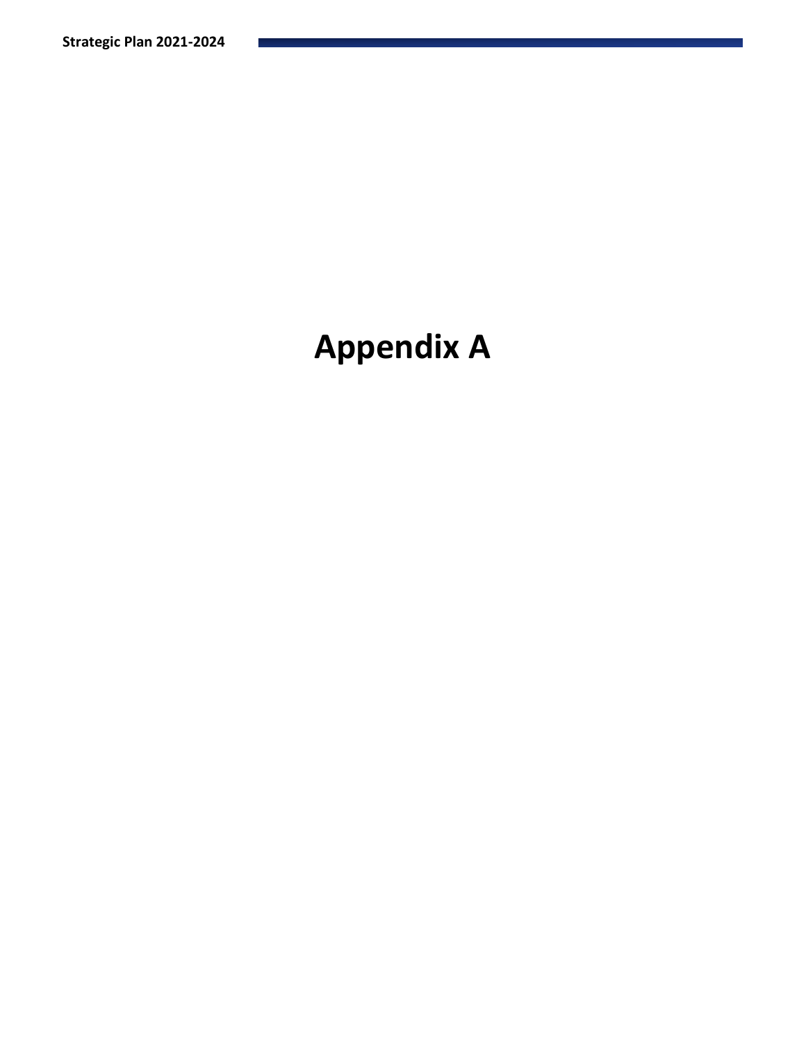# Appendix A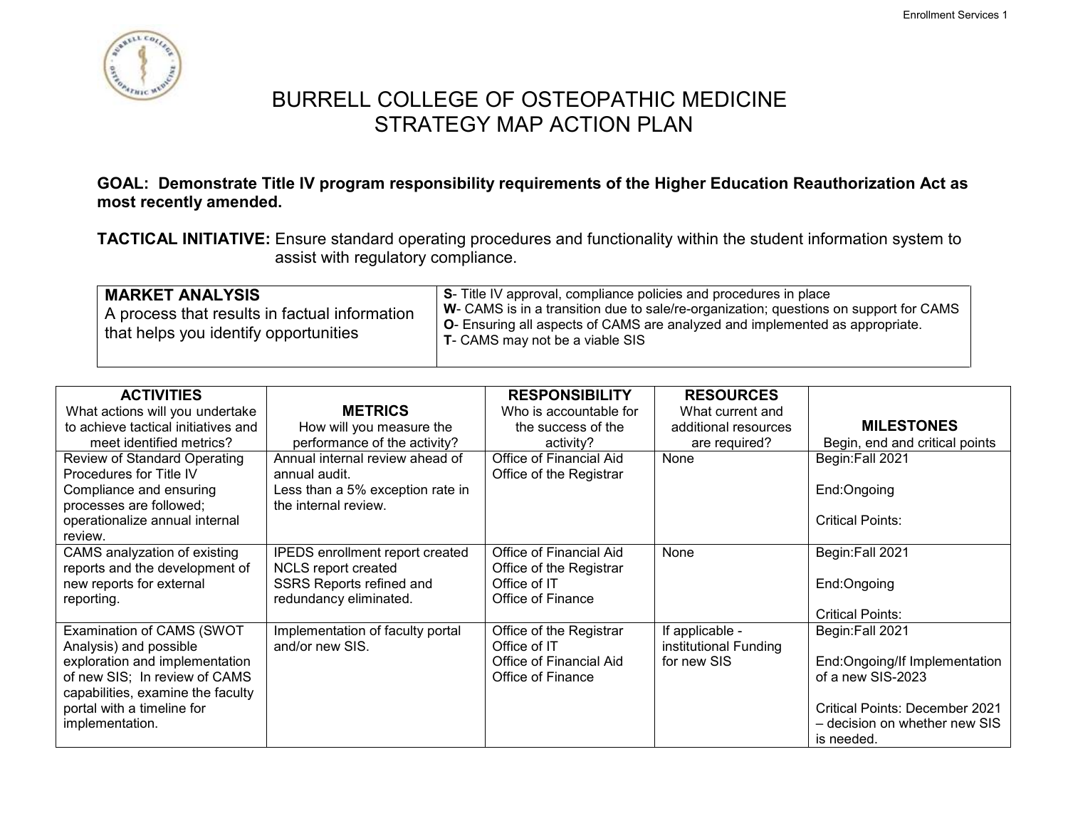# BURRELL COLLEGE OF OSTEOPATHIC MEDICINE
## STRATEGY MAP ACTION PLAN

**GOAL: Demonstrate Title IV program responsibility requirements of the Higher Education Reauthorization Act as most recently amended.**

**TACTICAL INITIATIVE:** Ensure standard operating procedures and functionality within the student information system to assist with regulatory compliance.

| **MARKET ANALYSIS** A process that results in factual information that helps you identify opportunities | **S**- Title IV approval, compliance policies and procedures in place<br>**W**- CAMS is in a transition due to sale/re-organization; questions on support for CAMS<br>**O**- Ensuring all aspects of CAMS are analyzed and implemented as appropriate.<br>**T**- CAMS may not be a viable SIS |
|---|---|

| **ACTIVITIES** What actions will you undertake to achieve tactical initiatives and meet identified metrics? | **METRICS** How will you measure the performance of the activity? | **RESPONSIBILITY** Who is accountable for the success of the activity? | **RESOURCES** What current and additional resources are required? | **MILESTONES** Begin, end and critical points |
|---|---|---|---|---|
| Review of Standard Operating Procedures for Title IV Compliance and ensuring processes are followed; operationalize annual internal review. | Annual internal review ahead of annual audit.<br>Less than a 5% exception rate in the internal review. | Office of Financial Aid<br>Office of the Registrar | None | Begin:Fall 2021<br><br>End:Ongoing<br><br>Critical Points: |
| CAMS analyzation of existing reports and the development of new reports for external reporting. | IPEDS enrollment report created<br>NCLS report created<br>SSRS Reports refined and redundancy eliminated. | Office of Financial Aid<br>Office of the Registrar<br>Office of IT<br>Office of Finance | None | Begin:Fall 2021<br><br>End:Ongoing<br><br>Critical Points: |
| Examination of CAMS (SWOT Analysis) and possible exploration and implementation of new SIS; In review of CAMS capabilities, examine the faculty portal with a timeline for implementation. | Implementation of faculty portal and/or new SIS. | Office of the Registrar<br>Office of IT<br>Office of Financial Aid<br>Office of Finance | If applicable - institutional Funding for new SIS | Begin:Fall 2021<br><br>End:Ongoing/If Implementation of a new SIS-2023<br><br>Critical Points: December 2021 – decision on whether new SIS is needed. |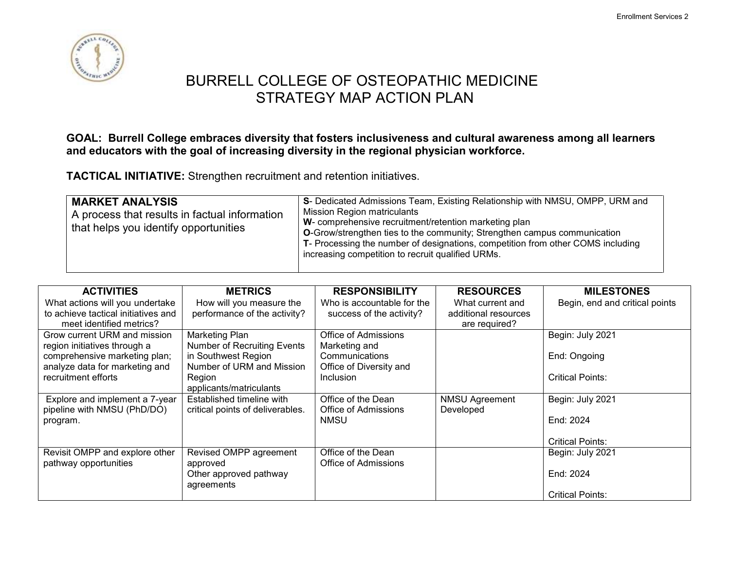# BURRELL COLLEGE OF OSTEOPATHIC MEDICINE
# STRATEGY MAP ACTION PLAN

**GOAL: Burrell College embraces diversity that fosters inclusiveness and cultural awareness among all learners and educators with the goal of increasing diversity in the regional physician workforce.**

**TACTICAL INITIATIVE:** Strengthen recruitment and retention initiatives.

| **MARKET ANALYSIS**<br>A process that results in factual information that helps you identify opportunities | **S**- Dedicated Admissions Team, Existing Relationship with NMSU, OMPP, URM and Mission Region matriculants<br>**W**- comprehensive recruitment/retention marketing plan<br>**O**-Grow/strengthen ties to the community; Strengthen campus communication<br>**T**- Processing the number of designations, competition from other COMS including increasing competition to recruit qualified URMs. |
|---|---|

| **ACTIVITIES**<br>What actions will you undertake to achieve tactical initiatives and meet identified metrics? | **METRICS**<br>How will you measure the performance of the activity? | **RESPONSIBILITY**<br>Who is accountable for the success of the activity? | **RESOURCES**<br>What current and additional resources are required? | **MILESTONES**<br>Begin, end and critical points |
|---|---|---|---|---|
| Grow current URM and mission region initiatives through a comprehensive marketing plan; analyze data for marketing and recruitment efforts | Marketing Plan<br>Number of Recruiting Events in Southwest Region<br>Number of URM and Mission Region applicants/matriculants | Office of Admissions<br>Marketing and Communications<br>Office of Diversity and Inclusion | | Begin: July 2021<br><br>End: Ongoing<br><br>Critical Points: |
| Explore and implement a 7-year pipeline with NMSU (PhD/DO) program. | Established timeline with critical points of deliverables. | Office of the Dean<br>Office of Admissions<br>NMSU | NMSU Agreement Developed | Begin: July 2021<br><br>End: 2024<br><br>Critical Points: |
| Revisit OMPP and explore other pathway opportunities | Revised OMPP agreement approved<br>Other approved pathway agreements | Office of the Dean<br>Office of Admissions | | Begin: July 2021<br><br>End: 2024<br><br>Critical Points: |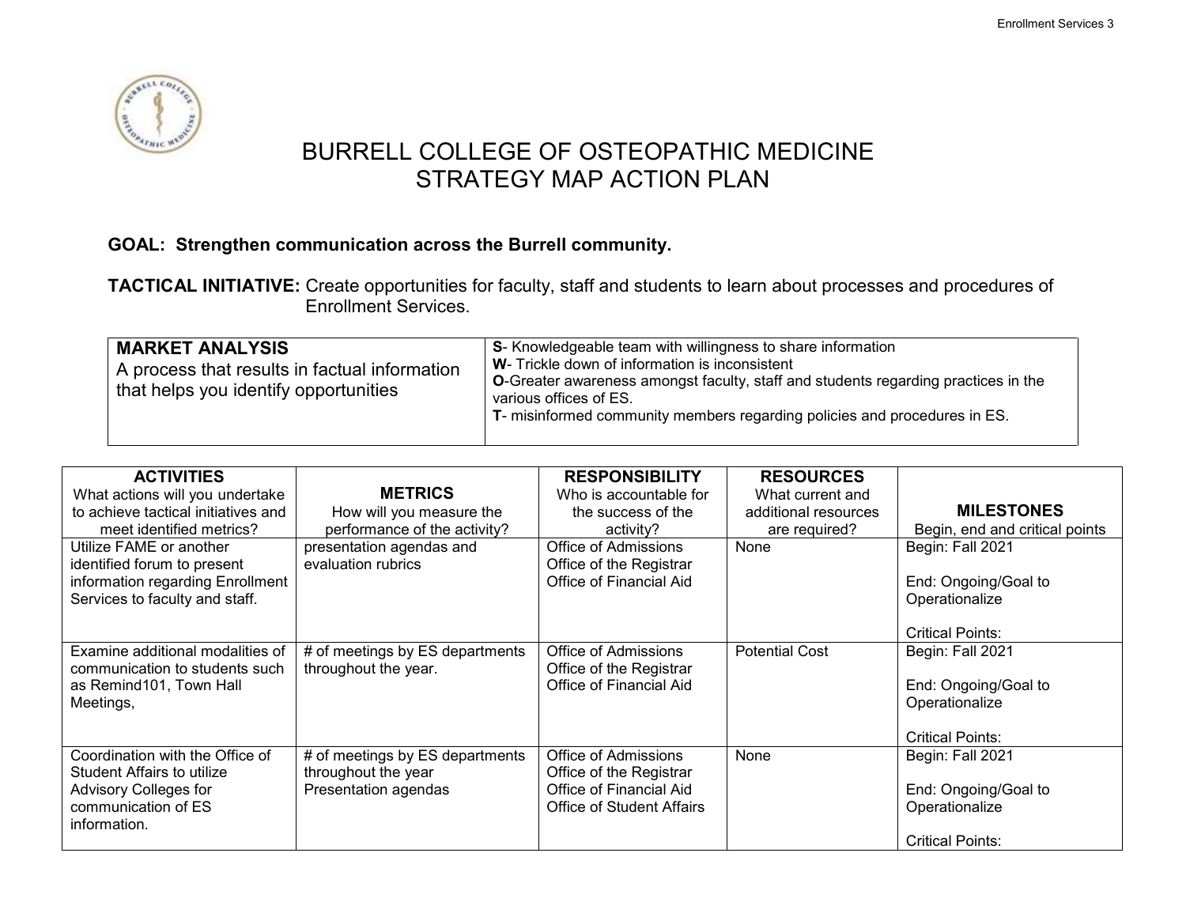# BURRELL COLLEGE OF OSTEOPATHIC MEDICINE
# STRATEGY MAP ACTION PLAN

**GOAL: Strengthen communication across the Burrell community.**

**TACTICAL INITIATIVE:** Create opportunities for faculty, staff and students to learn about processes and procedures of Enrollment Services.

| **MARKET ANALYSIS**<br>A process that results in factual information that helps you identify opportunities | **S**- Knowledgeable team with willingness to share information<br>**W**- Trickle down of information is inconsistent<br>**O**-Greater awareness amongst faculty, staff and students regarding practices in the various offices of ES.<br>**T**- misinformed community members regarding policies and procedures in ES. |
|---|---|

| **ACTIVITIES**<br>What actions will you undertake to achieve tactical initiatives and meet identified metrics? | **METRICS**<br>How will you measure the performance of the activity? | **RESPONSIBILITY**<br>Who is accountable for the success of the activity? | **RESOURCES**<br>What current and additional resources are required? | **MILESTONES**<br>Begin, end and critical points |
|---|---|---|---|---|
| Utilize FAME or another identified forum to present information regarding Enrollment Services to faculty and staff. | presentation agendas and evaluation rubrics | Office of Admissions<br>Office of the Registrar<br>Office of Financial Aid | None | Begin: Fall 2021<br><br>End: Ongoing/Goal to Operationalize<br><br>Critical Points: |
| Examine additional modalities of communication to students such as Remind101, Town Hall Meetings, | # of meetings by ES departments throughout the year. | Office of Admissions<br>Office of the Registrar<br>Office of Financial Aid | Potential Cost | Begin: Fall 2021<br><br>End: Ongoing/Goal to Operationalize<br><br>Critical Points: |
| Coordination with the Office of Student Affairs to utilize Advisory Colleges for communication of ES information. | # of meetings by ES departments throughout the year<br>Presentation agendas | Office of Admissions<br>Office of the Registrar<br>Office of Financial Aid<br>Office of Student Affairs | None | Begin: Fall 2021<br><br>End: Ongoing/Goal to Operationalize<br><br>Critical Points: |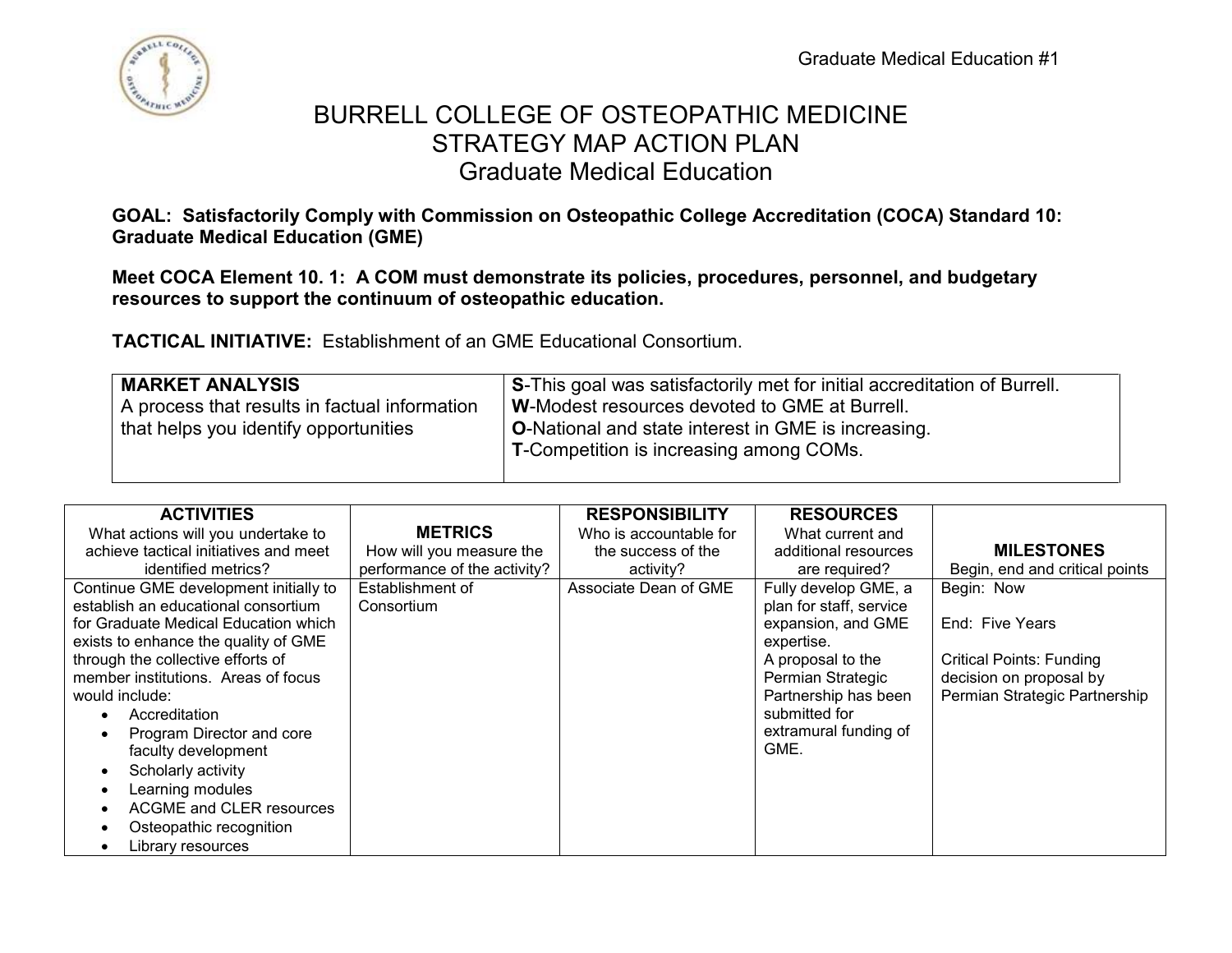# BURRELL COLLEGE OF OSTEOPATHIC MEDICINE
## STRATEGY MAP ACTION PLAN
### Graduate Medical Education

**GOAL: Satisfactorily Comply with Commission on Osteopathic College Accreditation (COCA) Standard 10: Graduate Medical Education (GME)**

**Meet COCA Element 10. 1: A COM must demonstrate its policies, procedures, personnel, and budgetary resources to support the continuum of osteopathic education.**

**TACTICAL INITIATIVE:** Establishment of an GME Educational Consortium.

| **MARKET ANALYSIS**<br>A process that results in factual information that helps you identify opportunities | **S**-This goal was satisfactorily met for initial accreditation of Burrell.<br>**W**-Modest resources devoted to GME at Burrell.<br>**O**-National and state interest in GME is increasing.<br>**T**-Competition is increasing among COMs. |
|---|---|

| **ACTIVITIES**<br>What actions will you undertake to achieve tactical initiatives and meet identified metrics? | **METRICS**<br>How will you measure the performance of the activity? | **RESPONSIBILITY**<br>Who is accountable for the success of the activity? | **RESOURCES**<br>What current and additional resources are required? | **MILESTONES**<br>Begin, end and critical points |
|---|---|---|---|---|
| Continue GME development initially to establish an educational consortium for Graduate Medical Education which exists to enhance the quality of GME through the collective efforts of member institutions. Areas of focus would include:<br>• Accreditation<br>• Program Director and core faculty development<br>• Scholarly activity<br>• Learning modules<br>• ACGME and CLER resources<br>• Osteopathic recognition<br>• Library resources | Establishment of Consortium | Associate Dean of GME | Fully develop GME, a plan for staff, service expansion, and GME expertise.<br>A proposal to the Permian Strategic Partnership has been submitted for extramural funding of GME. | Begin: Now<br><br>End: Five Years<br><br>Critical Points: Funding decision on proposal by Permian Strategic Partnership |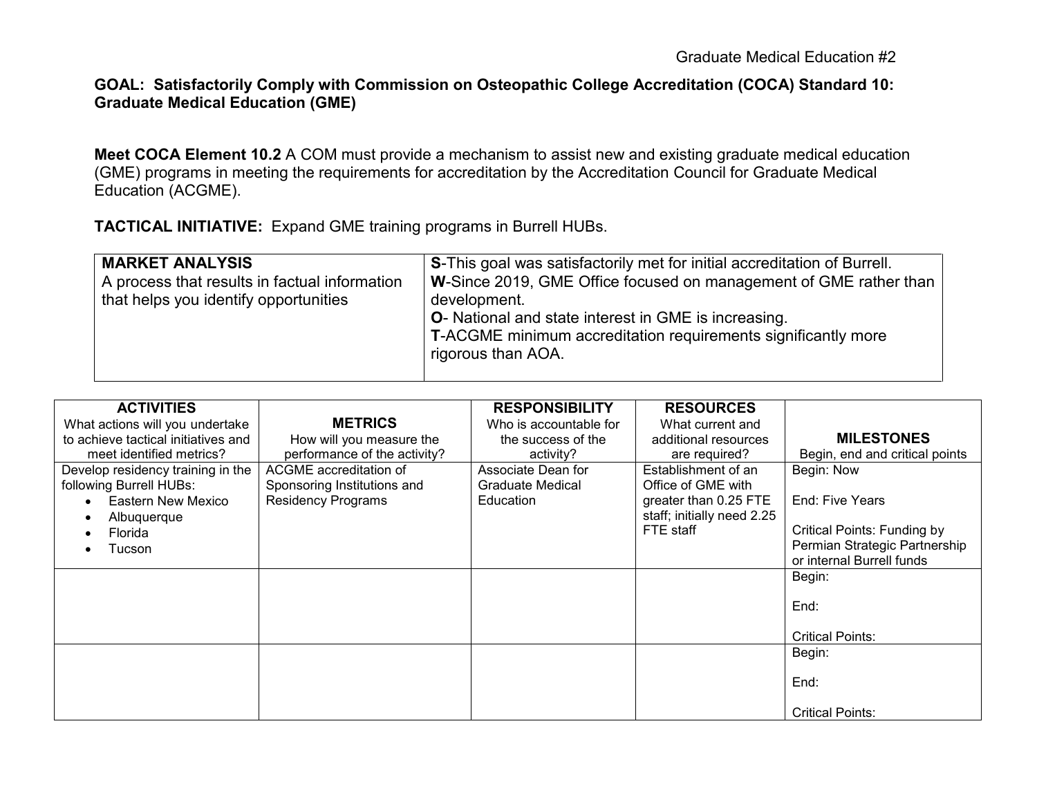Graduate Medical Education #2

**GOAL: Satisfactorily Comply with Commission on Osteopathic College Accreditation (COCA) Standard 10: Graduate Medical Education (GME)**

**Meet COCA Element 10.2** A COM must provide a mechanism to assist new and existing graduate medical education (GME) programs in meeting the requirements for accreditation by the Accreditation Council for Graduate Medical Education (ACGME).

**TACTICAL INITIATIVE:** Expand GME training programs in Burrell HUBs.

| **MARKET ANALYSIS**<br>A process that results in factual information that helps you identify opportunities | **S**-This goal was satisfactorily met for initial accreditation of Burrell.<br>**W**-Since 2019, GME Office focused on management of GME rather than development.<br>**O**- National and state interest in GME is increasing.<br>**T**-ACGME minimum accreditation requirements significantly more rigorous than AOA. |
|---|---|

| **ACTIVITIES**<br>What actions will you undertake to achieve tactical initiatives and meet identified metrics? | **METRICS**<br>How will you measure the performance of the activity? | **RESPONSIBILITY**<br>Who is accountable for the success of the activity? | **RESOURCES**<br>What current and additional resources are required? | **MILESTONES**<br>Begin, end and critical points |
|---|---|---|---|---|
| Develop residency training in the following Burrell HUBs:<br>• Eastern New Mexico<br>• Albuquerque<br>• Florida<br>• Tucson | ACGME accreditation of Sponsoring Institutions and Residency Programs | Associate Dean for Graduate Medical Education | Establishment of an Office of GME with greater than 0.25 FTE staff; initially need 2.25 FTE staff | Begin: Now<br><br>End: Five Years<br><br>Critical Points: Funding by Permian Strategic Partnership or internal Burrell funds |
| | | | | Begin:<br><br>End:<br><br>Critical Points: |
| | | | | Begin:<br><br>End:<br><br>Critical Points: |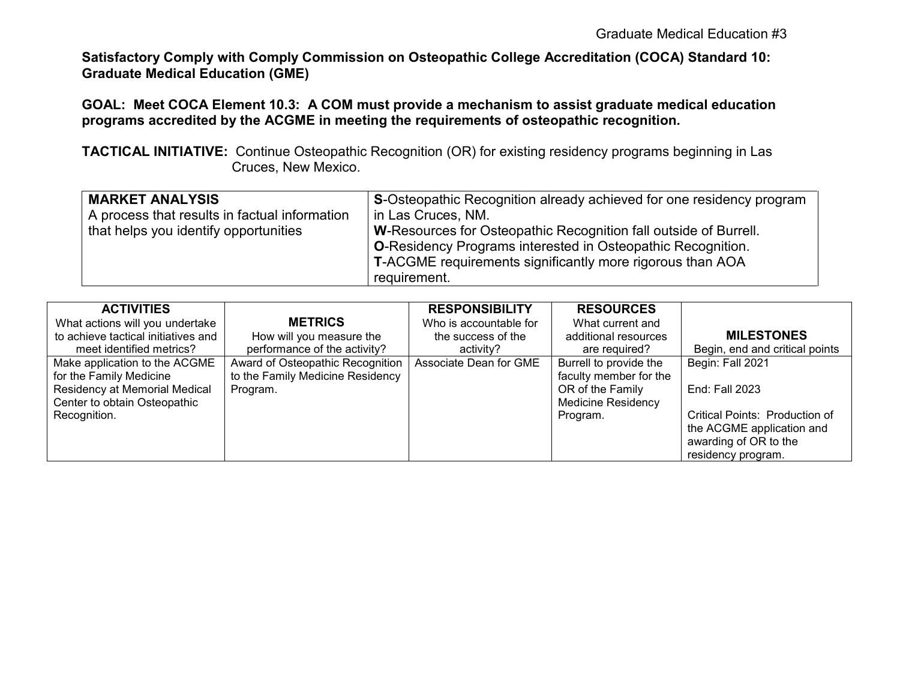Graduate Medical Education #3

**Satisfactory Comply with Comply Commission on Osteopathic College Accreditation (COCA) Standard 10: Graduate Medical Education (GME)**

**GOAL: Meet COCA Element 10.3: A COM must provide a mechanism to assist graduate medical education programs accredited by the ACGME in meeting the requirements of osteopathic recognition.**

**TACTICAL INITIATIVE:** Continue Osteopathic Recognition (OR) for existing residency programs beginning in Las Cruces, New Mexico.

| **MARKET ANALYSIS**<br>A process that results in factual information that helps you identify opportunities | **S**-Osteopathic Recognition already achieved for one residency program in Las Cruces, NM.<br>**W**-Resources for Osteopathic Recognition fall outside of Burrell.<br>**O**-Residency Programs interested in Osteopathic Recognition.<br>**T**-ACGME requirements significantly more rigorous than AOA requirement. |
|---|---|

| **ACTIVITIES**<br>What actions will you undertake to achieve tactical initiatives and meet identified metrics? | **METRICS**<br>How will you measure the performance of the activity? | **RESPONSIBILITY**<br>Who is accountable for the success of the activity? | **RESOURCES**<br>What current and additional resources are required? | **MILESTONES**<br>Begin, end and critical points |
|---|---|---|---|---|
| Make application to the ACGME for the Family Medicine Residency at Memorial Medical Center to obtain Osteopathic Recognition. | Award of Osteopathic Recognition to the Family Medicine Residency Program. | Associate Dean for GME | Burrell to provide the faculty member for the OR of the Family Medicine Residency Program. | Begin: Fall 2021<br><br>End: Fall 2023<br><br>Critical Points: Production of the ACGME application and awarding of OR to the residency program. |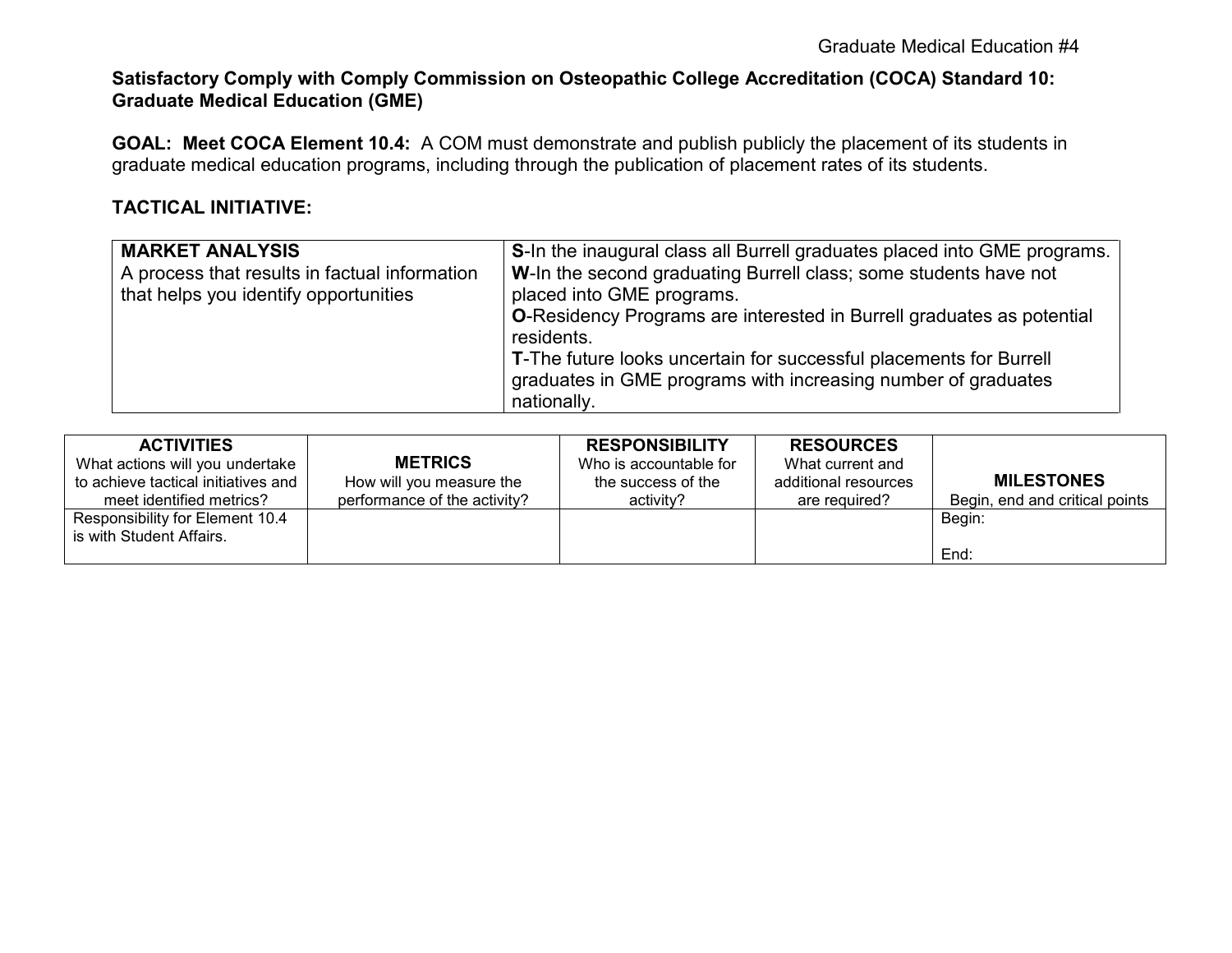**Satisfactory Comply with Comply Commission on Osteopathic College Accreditation (COCA) Standard 10: Graduate Medical Education (GME)**

**GOAL: Meet COCA Element 10.4:** A COM must demonstrate and publish publicly the placement of its students in graduate medical education programs, including through the publication of placement rates of its students.

**TACTICAL INITIATIVE:**

| **MARKET ANALYSIS**<br>A process that results in factual information that helps you identify opportunities | **S**-In the inaugural class all Burrell graduates placed into GME programs.<br>**W**-In the second graduating Burrell class; some students have not placed into GME programs.<br>**O**-Residency Programs are interested in Burrell graduates as potential residents.<br>**T**-The future looks uncertain for successful placements for Burrell graduates in GME programs with increasing number of graduates nationally. |
|---|---|

| **ACTIVITIES**<br>What actions will you undertake to achieve tactical initiatives and meet identified metrics? | **METRICS**<br>How will you measure the performance of the activity? | **RESPONSIBILITY**<br>Who is accountable for the success of the activity? | **RESOURCES**<br>What current and additional resources are required? | **MILESTONES**<br>Begin, end and critical points |
|---|---|---|---|---|
| Responsibility for Element 10.4 is with Student Affairs. | | | | Begin:<br><br>End: |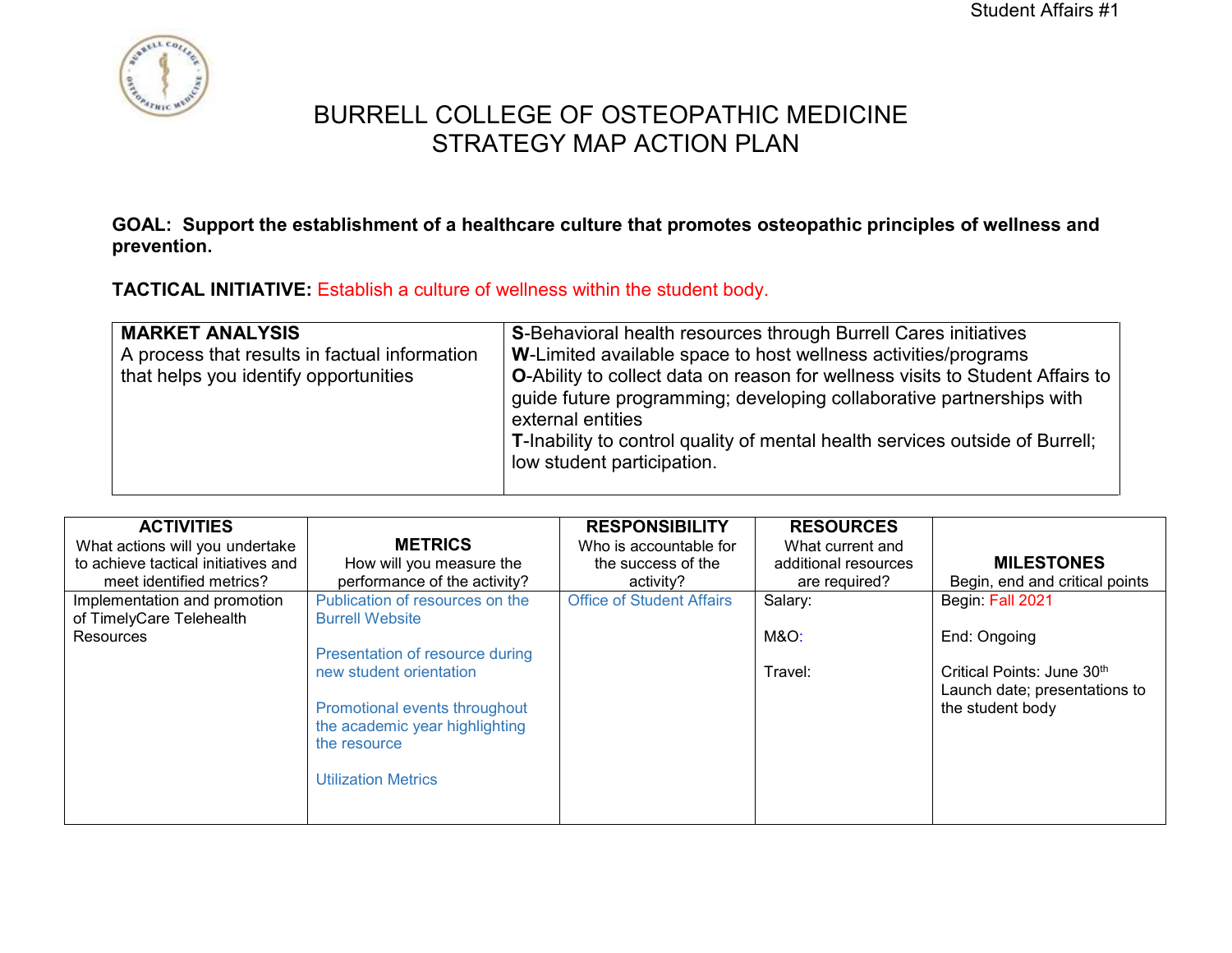Student Affairs #1

# BURRELL COLLEGE OF OSTEOPATHIC MEDICINE
## STRATEGY MAP ACTION PLAN

**GOAL: Support the establishment of a healthcare culture that promotes osteopathic principles of wellness and prevention.**

**TACTICAL INITIATIVE:** Establish a culture of wellness within the student body.

| **MARKET ANALYSIS**<br>A process that results in factual information that helps you identify opportunities | **S**-Behavioral health resources through Burrell Cares initiatives<br>**W**-Limited available space to host wellness activities/programs<br>**O**-Ability to collect data on reason for wellness visits to Student Affairs to guide future programming; developing collaborative partnerships with external entities<br>**T**-Inability to control quality of mental health services outside of Burrell; low student participation. |
|---|---|

| **ACTIVITIES**<br>What actions will you undertake to achieve tactical initiatives and meet identified metrics? | **METRICS**<br>How will you measure the performance of the activity? | **RESPONSIBILITY**<br>Who is accountable for the success of the activity? | **RESOURCES**<br>What current and additional resources are required? | **MILESTONES**<br>Begin, end and critical points |
|---|---|---|---|---|
| Implementation and promotion of TimelyCare Telehealth Resources | Publication of resources on the Burrell Website<br><br>Presentation of resource during new student orientation<br><br>Promotional events throughout the academic year highlighting the resource<br><br>Utilization Metrics | Office of Student Affairs | Salary:<br><br>M&O:<br><br>Travel: | Begin: Fall 2021<br><br>End: Ongoing<br><br>Critical Points: June 30th Launch date; presentations to the student body |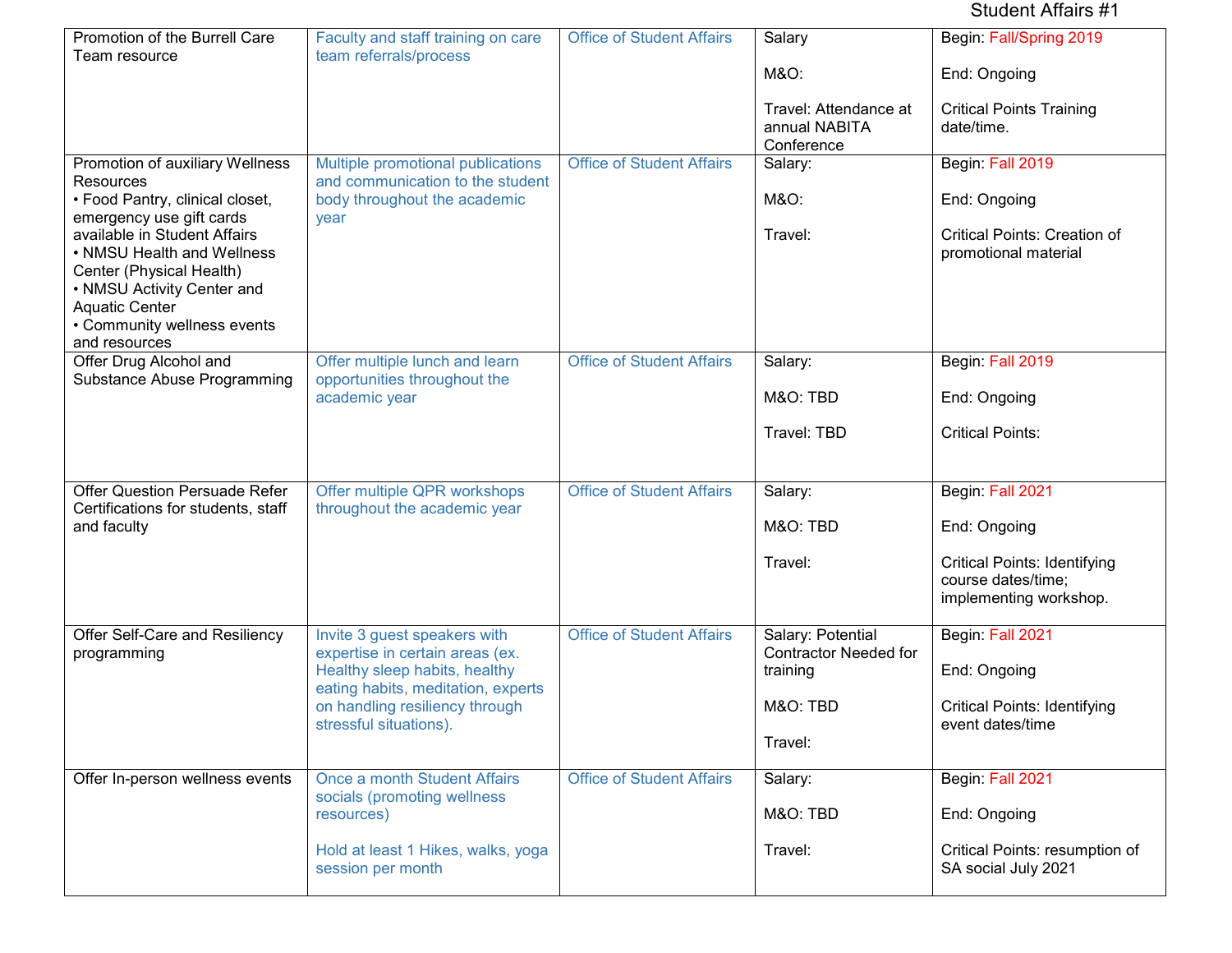Student Affairs #1

| | | | | |
|---|---|---|---|---|
| Promotion of the Burrell Care Team resource | Faculty and staff training on care team referrals/process | Office of Student Affairs | Salary<br><br>M&O:<br><br>Travel: Attendance at annual NABITA Conference | Begin: Fall/Spring 2019<br><br>End: Ongoing<br><br>Critical Points Training date/time. |
| Promotion of auxiliary Wellness Resources<br>• Food Pantry, clinical closet, emergency use gift cards available in Student Affairs<br>• NMSU Health and Wellness Center (Physical Health)<br>• NMSU Activity Center and Aquatic Center<br>• Community wellness events and resources | Multiple promotional publications and communication to the student body throughout the academic year | Office of Student Affairs | Salary:<br><br>M&O:<br><br>Travel: | Begin: Fall 2019<br><br>End: Ongoing<br><br>Critical Points: Creation of promotional material |
| Offer Drug Alcohol and Substance Abuse Programming | Offer multiple lunch and learn opportunities throughout the academic year | Office of Student Affairs | Salary:<br><br>M&O: TBD<br><br>Travel: TBD | Begin: Fall 2019<br><br>End: Ongoing<br><br>Critical Points: |
| Offer Question Persuade Refer Certifications for students, staff and faculty | Offer multiple QPR workshops throughout the academic year | Office of Student Affairs | Salary:<br><br>M&O: TBD<br><br>Travel: | Begin: Fall 2021<br><br>End: Ongoing<br><br>Critical Points: Identifying course dates/time; implementing workshop. |
| Offer Self-Care and Resiliency programming | Invite 3 guest speakers with expertise in certain areas (ex. Healthy sleep habits, healthy eating habits, meditation, experts on handling resiliency through stressful situations). | Office of Student Affairs | Salary: Potential Contractor Needed for training<br><br>M&O: TBD<br><br>Travel: | Begin: Fall 2021<br><br>End: Ongoing<br><br>Critical Points: Identifying event dates/time |
| Offer In-person wellness events | Once a month Student Affairs socials (promoting wellness resources)<br><br>Hold at least 1 Hikes, walks, yoga session per month | Office of Student Affairs | Salary:<br><br>M&O: TBD<br><br>Travel: | Begin: Fall 2021<br><br>End: Ongoing<br><br>Critical Points: resumption of SA social July 2021 |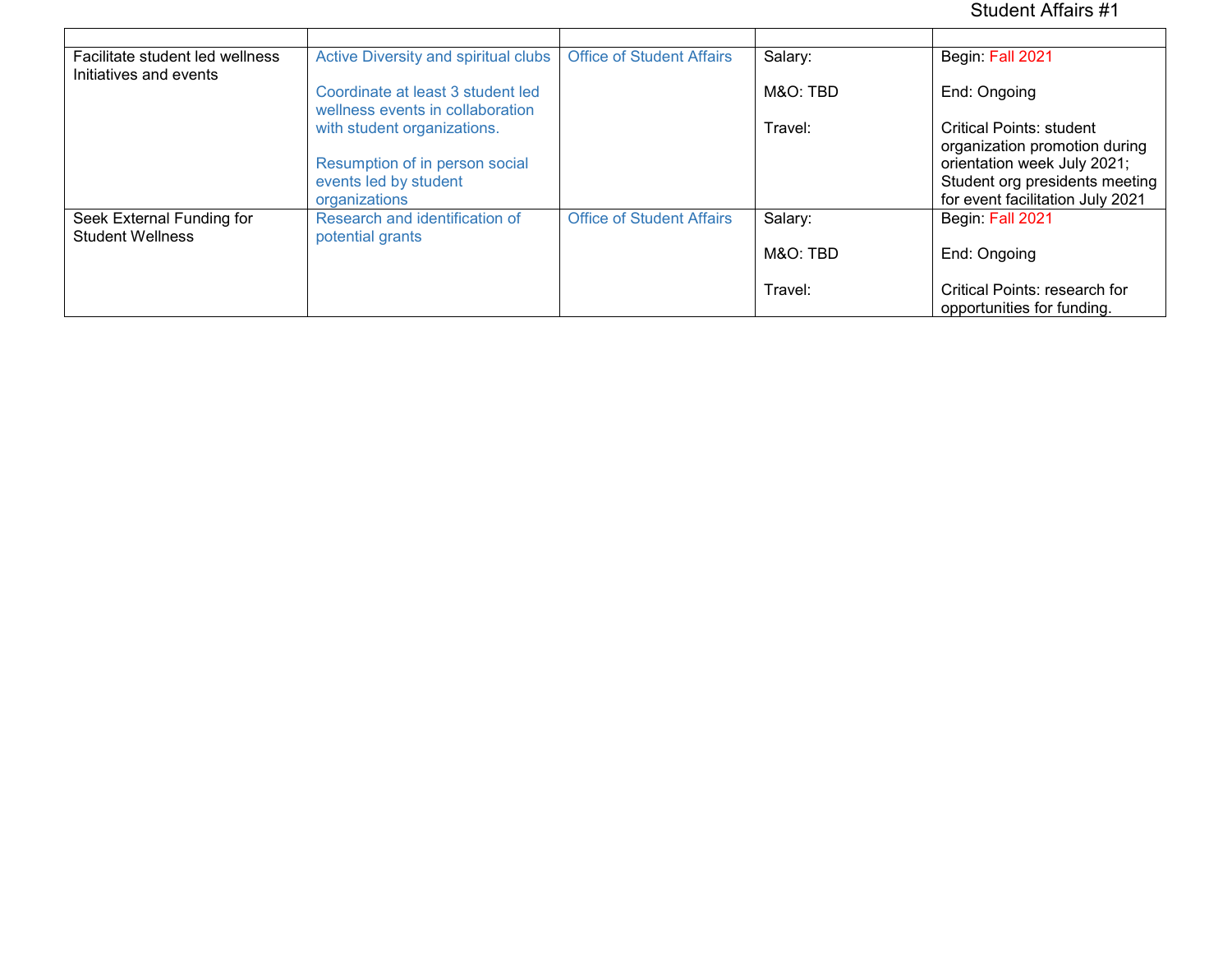| | | | | |
|---|---|---|---|---|
| Facilitate student led wellness Initiatives and events | Active Diversity and spiritual clubs<br><br>Coordinate at least 3 student led wellness events in collaboration with student organizations.<br><br>Resumption of in person social events led by student organizations | Office of Student Affairs | Salary:<br><br>M&O: TBD<br><br>Travel: | Begin: Fall 2021<br><br>End: Ongoing<br><br>Critical Points: student organization promotion during orientation week July 2021; Student org presidents meeting for event facilitation July 2021 |
| Seek External Funding for Student Wellness | Research and identification of potential grants | Office of Student Affairs | Salary:<br><br>M&O: TBD<br><br>Travel: | Begin: Fall 2021<br><br>End: Ongoing<br><br>Critical Points: research for opportunities for funding. |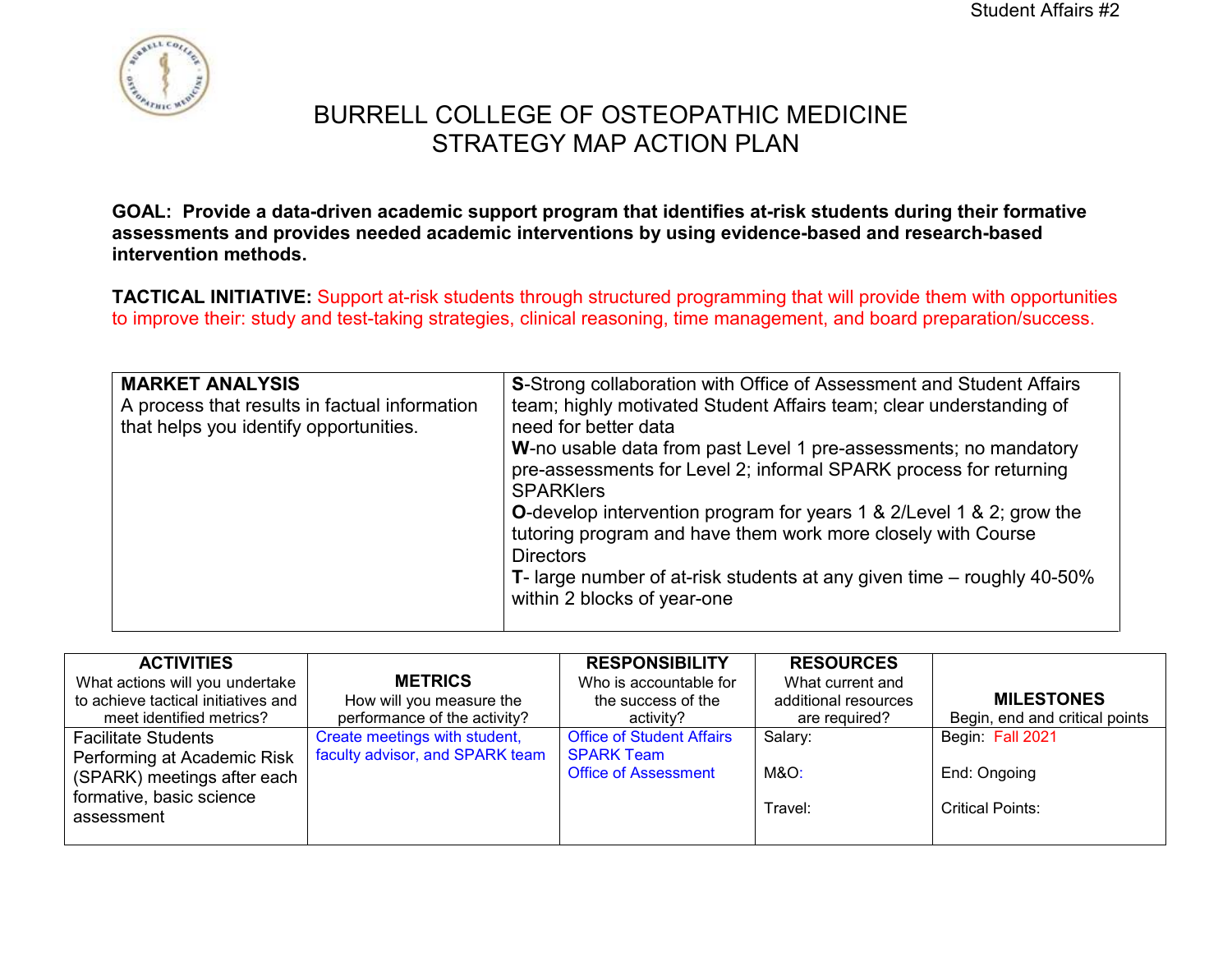# BURRELL COLLEGE OF OSTEOPATHIC MEDICINE
## STRATEGY MAP ACTION PLAN

**GOAL: Provide a data-driven academic support program that identifies at-risk students during their formative assessments and provides needed academic interventions by using evidence-based and research-based intervention methods.**

**TACTICAL INITIATIVE:** Support at-risk students through structured programming that will provide them with opportunities to improve their: study and test-taking strategies, clinical reasoning, time management, and board preparation/success.

| **MARKET ANALYSIS**<br>A process that results in factual information that helps you identify opportunities. | **S**-Strong collaboration with Office of Assessment and Student Affairs team; highly motivated Student Affairs team; clear understanding of need for better data<br>**W**-no usable data from past Level 1 pre-assessments; no mandatory pre-assessments for Level 2; informal SPARK process for returning SPARKlers<br>**O**-develop intervention program for years 1 & 2/Level 1 & 2; grow the tutoring program and have them work more closely with Course Directors<br>**T**- large number of at-risk students at any given time – roughly 40-50% within 2 blocks of year-one |
|---|---|

| **ACTIVITIES**<br>What actions will you undertake to achieve tactical initiatives and meet identified metrics? | **METRICS**<br>How will you measure the performance of the activity? | **RESPONSIBILITY**<br>Who is accountable for the success of the activity? | **RESOURCES**<br>What current and additional resources are required? | **MILESTONES**<br>Begin, end and critical points |
|---|---|---|---|---|
| Facilitate Students Performing at Academic Risk (SPARK) meetings after each formative, basic science assessment | Create meetings with student, faculty advisor, and SPARK team | Office of Student Affairs<br>SPARK Team<br>Office of Assessment | Salary:<br><br>M&O:<br><br>Travel: | Begin: Fall 2021<br><br>End: Ongoing<br><br>Critical Points: |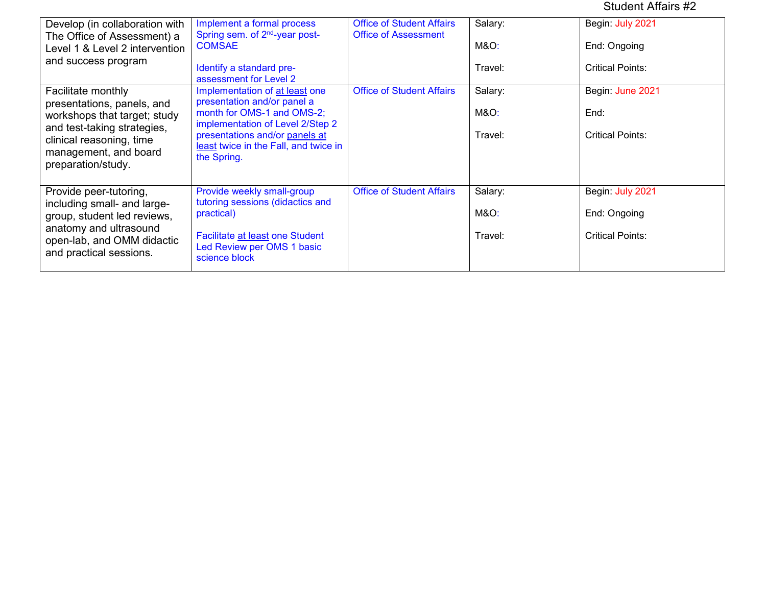| Develop (in collaboration with The Office of Assessment) a Level 1 & Level 2 intervention and success program | Implement a formal process Spring sem. of 2nd-year post-COMSAE<br><br>Identify a standard pre-assessment for Level 2 | Office of Student Affairs<br>Office of Assessment | Salary:<br><br>M&O:<br><br>Travel: | Begin: July 2021<br><br>End: Ongoing<br><br>Critical Points: |
|---|---|---|---|---|
| Facilitate monthly presentations, panels, and workshops that target; study and test-taking strategies, clinical reasoning, time management, and board preparation/study. | Implementation of at least one presentation and/or panel a month for OMS-1 and OMS-2; implementation of Level 2/Step 2 presentations and/or panels at least twice in the Fall, and twice in the Spring. | Office of Student Affairs | Salary:<br><br>M&O:<br><br>Travel: | Begin: June 2021<br><br>End:<br><br>Critical Points: |
| Provide peer-tutoring, including small- and large-group, student led reviews, anatomy and ultrasound open-lab, and OMM didactic and practical sessions. | Provide weekly small-group tutoring sessions (didactics and practical)<br><br>Facilitate at least one Student Led Review per OMS 1 basic science block | Office of Student Affairs | Salary:<br><br>M&O:<br><br>Travel: | Begin: July 2021<br><br>End: Ongoing<br><br>Critical Points: |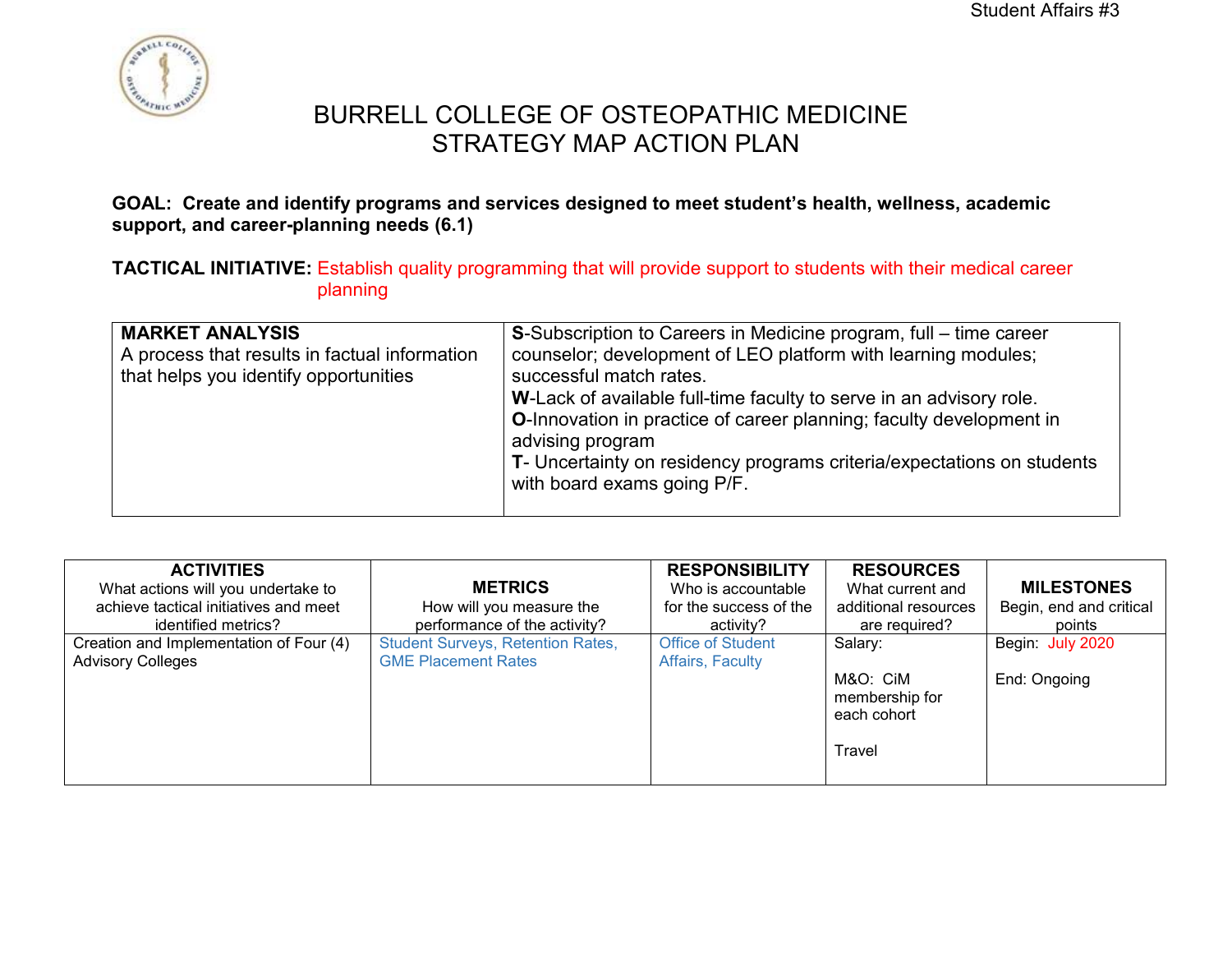# BURRELL COLLEGE OF OSTEOPATHIC MEDICINE
# STRATEGY MAP ACTION PLAN

**GOAL: Create and identify programs and services designed to meet student's health, wellness, academic support, and career-planning needs (6.1)**

**TACTICAL INITIATIVE:** Establish quality programming that will provide support to students with their medical career planning

| **MARKET ANALYSIS** A process that results in factual information that helps you identify opportunities | **S**-Subscription to Careers in Medicine program, full – time career counselor; development of LEO platform with learning modules; successful match rates. **W**-Lack of available full-time faculty to serve in an advisory role. **O**-Innovation in practice of career planning; faculty development in advising program **T**- Uncertainty on residency programs criteria/expectations on students with board exams going P/F. |
|---|---|

| **ACTIVITIES** What actions will you undertake to achieve tactical initiatives and meet identified metrics? | **METRICS** How will you measure the performance of the activity? | **RESPONSIBILITY** Who is accountable for the success of the activity? | **RESOURCES** What current and additional resources are required? | **MILESTONES** Begin, end and critical points |
|---|---|---|---|---|
| Creation and Implementation of Four (4) Advisory Colleges | Student Surveys, Retention Rates, GME Placement Rates | Office of Student Affairs, Faculty | Salary:<br><br>M&O: CiM membership for each cohort<br><br>Travel | Begin: July 2020<br><br>End: Ongoing |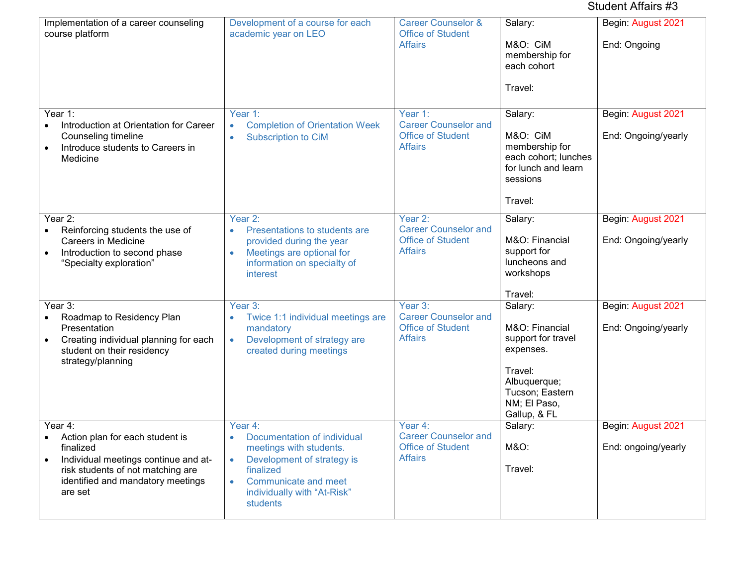Student Affairs #3

| | | | | |
|---|---|---|---|---|
| Implementation of a career counseling course platform | Development of a course for each academic year on LEO | Career Counselor & Office of Student Affairs | Salary:<br><br>M&O: CiM membership for each cohort<br><br>Travel: | Begin: August 2021<br><br>End: Ongoing |
| Year 1:<br>• Introduction at Orientation for Career Counseling timeline<br>• Introduce students to Careers in Medicine | Year 1:<br>• Completion of Orientation Week<br>• Subscription to CiM | Year 1:<br>Career Counselor and Office of Student Affairs | Salary:<br><br>M&O: CiM membership for each cohort; lunches for lunch and learn sessions<br><br>Travel: | Begin: August 2021<br><br>End: Ongoing/yearly |
| Year 2:<br>• Reinforcing students the use of Careers in Medicine<br>• Introduction to second phase "Specialty exploration" | Year 2:<br>• Presentations to students are provided during the year<br>• Meetings are optional for information on specialty of interest | Year 2:<br>Career Counselor and Office of Student Affairs | Salary:<br><br>M&O: Financial support for luncheons and workshops<br><br>Travel: | Begin: August 2021<br><br>End: Ongoing/yearly |
| Year 3:<br>• Roadmap to Residency Plan Presentation<br>• Creating individual planning for each student on their residency strategy/planning | Year 3:<br>• Twice 1:1 individual meetings are mandatory<br>• Development of strategy are created during meetings | Year 3:<br>Career Counselor and Office of Student Affairs | Salary:<br><br>M&O: Financial support for travel expenses.<br><br>Travel: Albuquerque; Tucson; Eastern NM; El Paso, Gallup, & FL | Begin: August 2021<br><br>End: Ongoing/yearly |
| Year 4:<br>• Action plan for each student is finalized<br>• Individual meetings continue and at-risk students of not matching are identified and mandatory meetings are set | Year 4:<br>• Documentation of individual meetings with students.<br>• Development of strategy is finalized<br>• Communicate and meet individually with "At-Risk" students | Year 4:<br>Career Counselor and Office of Student Affairs | Salary:<br><br>M&O:<br><br>Travel: | Begin: August 2021<br><br>End: ongoing/yearly |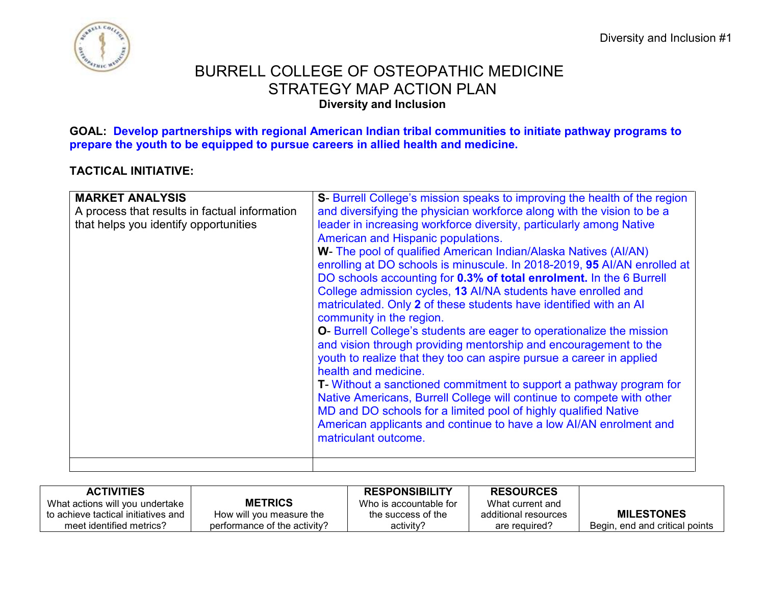# BURRELL COLLEGE OF OSTEOPATHIC MEDICINE
# STRATEGY MAP ACTION PLAN
### Diversity and Inclusion

**GOAL: Develop partnerships with regional American Indian tribal communities to initiate pathway programs to prepare the youth to be equipped to pursue careers in allied health and medicine.**

**TACTICAL INITIATIVE:**

| **MARKET ANALYSIS**<br>A process that results in factual information that helps you identify opportunities | **S**- Burrell College's mission speaks to improving the health of the region and diversifying the physician workforce along with the vision to be a leader in increasing workforce diversity, particularly among Native American and Hispanic populations.<br>**W**- The pool of qualified American Indian/Alaska Natives (AI/AN) enrolling at DO schools is minuscule. In 2018-2019, **95** AI/AN enrolled at DO schools accounting for **0.3% of total enrolment.** In the 6 Burrell College admission cycles, **13** AI/NA students have enrolled and matriculated. Only **2** of these students have identified with an AI community in the region.<br>**O**- Burrell College's students are eager to operationalize the mission and vision through providing mentorship and encouragement to the youth to realize that they too can aspire pursue a career in applied health and medicine.<br>**T**- Without a sanctioned commitment to support a pathway program for Native Americans, Burrell College will continue to compete with other MD and DO schools for a limited pool of highly qualified Native American applicants and continue to have a low AI/AN enrolment and matriculant outcome. |
|---|---|
| | |

| **ACTIVITIES**<br>What actions will you undertake to achieve tactical initiatives and meet identified metrics? | **METRICS**<br>How will you measure the performance of the activity? | **RESPONSIBILITY**<br>Who is accountable for the success of the activity? | **RESOURCES**<br>What current and additional resources are required? | **MILESTONES**<br>Begin, end and critical points |
|---|---|---|---|---|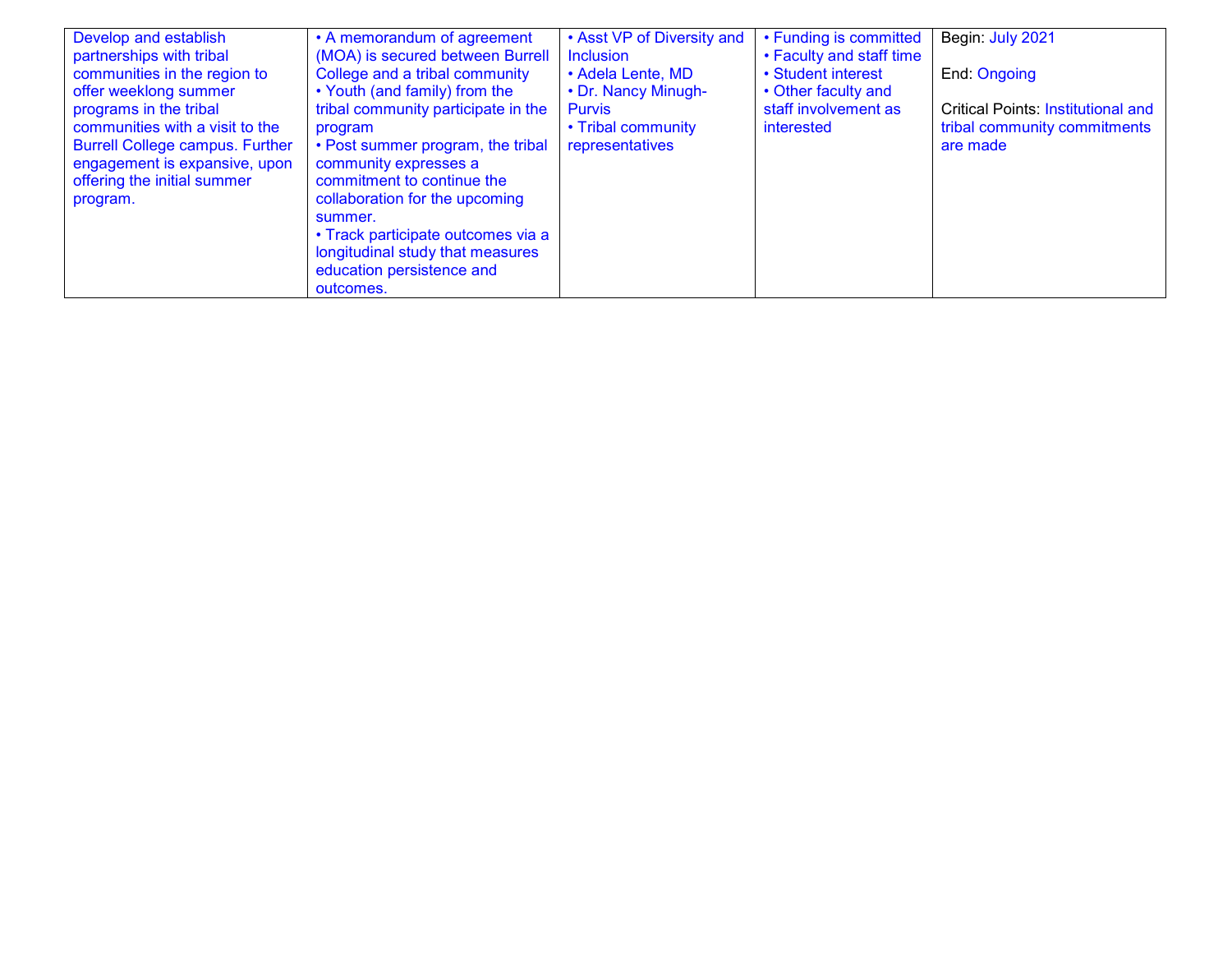| | | | | |
|---|---|---|---|---|
| Develop and establish partnerships with tribal communities in the region to offer weeklong summer programs in the tribal communities with a visit to the Burrell College campus. Further engagement is expansive, upon offering the initial summer program. | • A memorandum of agreement (MOA) is secured between Burrell College and a tribal community<br>• Youth (and family) from the tribal community participate in the program<br>• Post summer program, the tribal community expresses a commitment to continue the collaboration for the upcoming summer.<br>• Track participate outcomes via a longitudinal study that measures education persistence and outcomes. | • Asst VP of Diversity and Inclusion<br>• Adela Lente, MD<br>• Dr. Nancy Minugh-Purvis<br>• Tribal community representatives | • Funding is committed<br>• Faculty and staff time<br>• Student interest<br>• Other faculty and staff involvement as interested | Begin: July 2021<br><br>End: Ongoing<br><br>Critical Points: Institutional and tribal community commitments are made |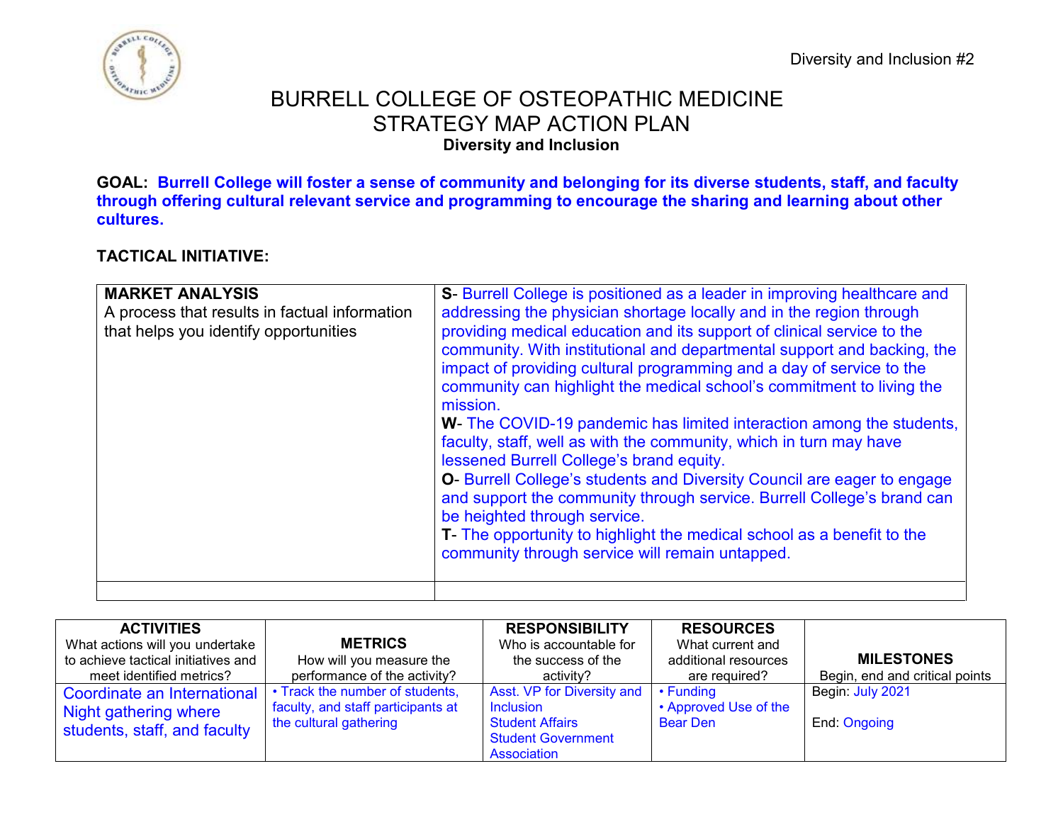Diversity and Inclusion #2

# BURRELL COLLEGE OF OSTEOPATHIC MEDICINE
# STRATEGY MAP ACTION PLAN
### Diversity and Inclusion

**GOAL: Burrell College will foster a sense of community and belonging for its diverse students, staff, and faculty through offering cultural relevant service and programming to encourage the sharing and learning about other cultures.**

**TACTICAL INITIATIVE:**

| **MARKET ANALYSIS**<br>A process that results in factual information that helps you identify opportunities | **S**- Burrell College is positioned as a leader in improving healthcare and addressing the physician shortage locally and in the region through providing medical education and its support of clinical service to the community. With institutional and departmental support and backing, the impact of providing cultural programming and a day of service to the community can highlight the medical school's commitment to living the mission.<br>**W**- The COVID-19 pandemic has limited interaction among the students, faculty, staff, well as with the community, which in turn may have lessened Burrell College's brand equity.<br>**O**- Burrell College's students and Diversity Council are eager to engage and support the community through service. Burrell College's brand can be heighted through service.<br>**T**- The opportunity to highlight the medical school as a benefit to the community through service will remain untapped. |
|---|---|
| | |

| **ACTIVITIES**<br>What actions will you undertake to achieve tactical initiatives and meet identified metrics? | **METRICS**<br>How will you measure the performance of the activity? | **RESPONSIBILITY**<br>Who is accountable for the success of the activity? | **RESOURCES**<br>What current and additional resources are required? | **MILESTONES**<br>Begin, end and critical points |
|---|---|---|---|---|
| Coordinate an International Night gathering where students, staff, and faculty | • Track the number of students, faculty, and staff participants at the cultural gathering | Asst. VP for Diversity and Inclusion<br>Student Affairs<br>Student Government Association | • Funding<br>• Approved Use of the Bear Den | Begin: July 2021<br><br>End: Ongoing |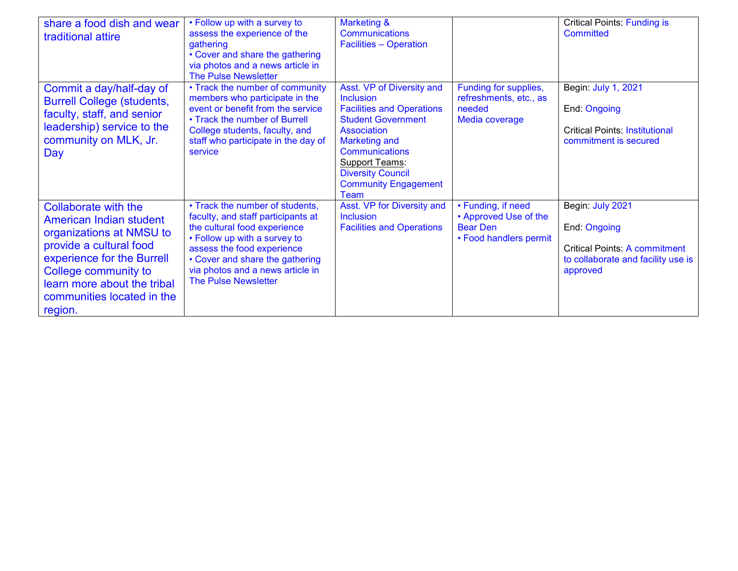| | | | | |
|---|---|---|---|---|
| share a food dish and wear traditional attire | • Follow up with a survey to assess the experience of the gathering<br>• Cover and share the gathering via photos and a news article in The Pulse Newsletter | Marketing & Communications<br>Facilities – Operation | | Critical Points: Funding is Committed |
| Commit a day/half-day of Burrell College (students, faculty, staff, and senior leadership) service to the community on MLK, Jr. Day | • Track the number of community members who participate in the event or benefit from the service<br>• Track the number of Burrell College students, faculty, and staff who participate in the day of service | Asst. VP of Diversity and Inclusion<br>Facilities and Operations<br>Student Government Association<br>Marketing and Communications<br>Support Teams:<br>Diversity Council<br>Community Engagement Team | Funding for supplies, refreshments, etc., as needed<br>Media coverage | Begin: July 1, 2021<br><br>End: Ongoing<br><br>Critical Points: Institutional commitment is secured |
| Collaborate with the American Indian student organizations at NMSU to provide a cultural food experience for the Burrell College community to learn more about the tribal communities located in the region. | • Track the number of students, faculty, and staff participants at the cultural food experience<br>• Follow up with a survey to assess the food experience<br>• Cover and share the gathering via photos and a news article in The Pulse Newsletter | Asst. VP for Diversity and Inclusion<br>Facilities and Operations | • Funding, if need<br>• Approved Use of the Bear Den<br>• Food handlers permit | Begin: July 2021<br><br>End: Ongoing<br><br>Critical Points: A commitment to collaborate and facility use is approved |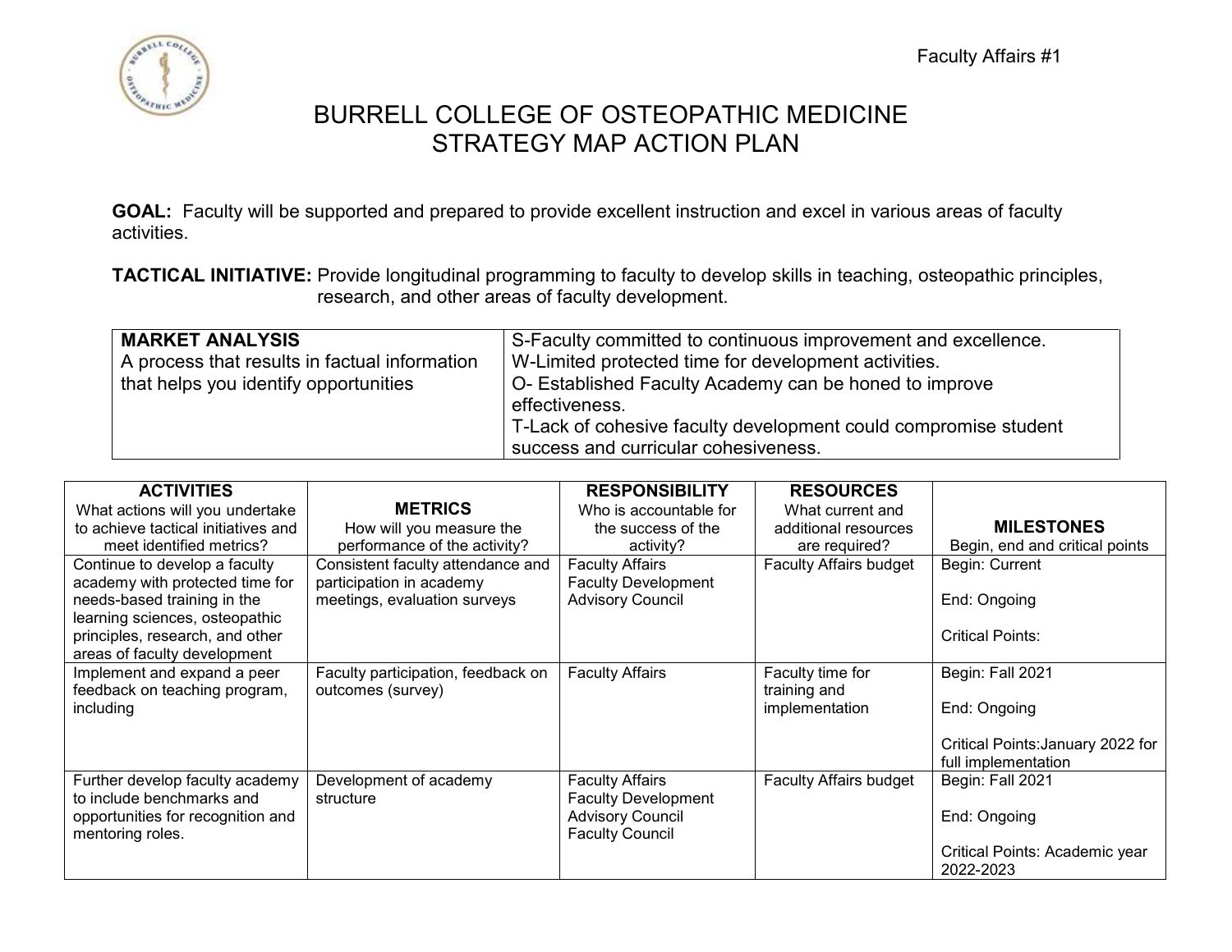Faculty Affairs #1

# BURRELL COLLEGE OF OSTEOPATHIC MEDICINE
## STRATEGY MAP ACTION PLAN

**GOAL:** Faculty will be supported and prepared to provide excellent instruction and excel in various areas of faculty activities.

**TACTICAL INITIATIVE:** Provide longitudinal programming to faculty to develop skills in teaching, osteopathic principles, research, and other areas of faculty development.

| **MARKET ANALYSIS**<br>A process that results in factual information that helps you identify opportunities | S-Faculty committed to continuous improvement and excellence.<br>W-Limited protected time for development activities.<br>O- Established Faculty Academy can be honed to improve effectiveness.<br>T-Lack of cohesive faculty development could compromise student success and curricular cohesiveness. |
|---|---|

| **ACTIVITIES**<br>What actions will you undertake to achieve tactical initiatives and meet identified metrics? | **METRICS**<br>How will you measure the performance of the activity? | **RESPONSIBILITY**<br>Who is accountable for the success of the activity? | **RESOURCES**<br>What current and additional resources are required? | **MILESTONES**<br>Begin, end and critical points |
|---|---|---|---|---|
| Continue to develop a faculty academy with protected time for needs-based training in the learning sciences, osteopathic principles, research, and other areas of faculty development | Consistent faculty attendance and participation in academy meetings, evaluation surveys | Faculty Affairs<br>Faculty Development Advisory Council | Faculty Affairs budget | Begin: Current<br><br>End: Ongoing<br><br>Critical Points: |
| Implement and expand a peer feedback on teaching program, including | Faculty participation, feedback on outcomes (survey) | Faculty Affairs | Faculty time for training and implementation | Begin: Fall 2021<br><br>End: Ongoing<br><br>Critical Points:January 2022 for full implementation |
| Further develop faculty academy to include benchmarks and opportunities for recognition and mentoring roles. | Development of academy structure | Faculty Affairs<br>Faculty Development Advisory Council<br>Faculty Council | Faculty Affairs budget | Begin: Fall 2021<br><br>End: Ongoing<br><br>Critical Points: Academic year 2022-2023 |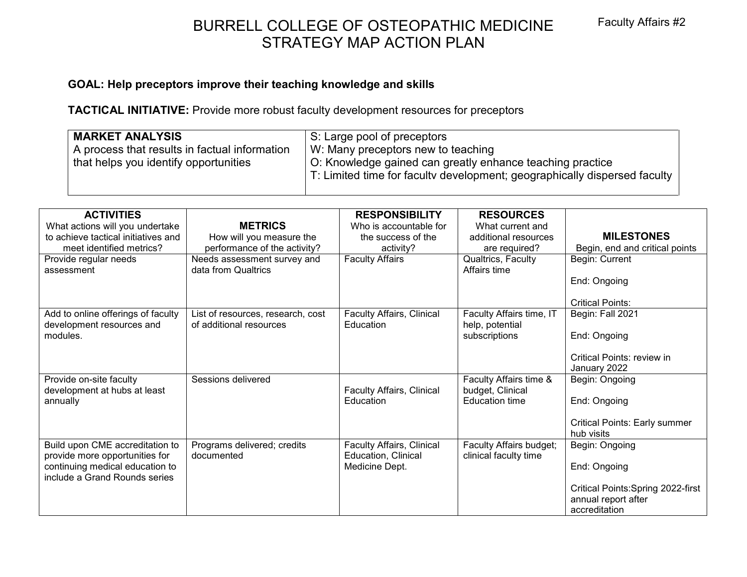Faculty Affairs #2

# BURRELL COLLEGE OF OSTEOPATHIC MEDICINE
# STRATEGY MAP ACTION PLAN

**GOAL: Help preceptors improve their teaching knowledge and skills**

**TACTICAL INITIATIVE:** Provide more robust faculty development resources for preceptors

| **MARKET ANALYSIS**<br>A process that results in factual information that helps you identify opportunities | S: Large pool of preceptors<br>W: Many preceptors new to teaching<br>O: Knowledge gained can greatly enhance teaching practice<br>T: Limited time for faculty development; geographically dispersed faculty |
|---|---|

| **ACTIVITIES**<br>What actions will you undertake to achieve tactical initiatives and meet identified metrics? | **METRICS**<br>How will you measure the performance of the activity? | **RESPONSIBILITY**<br>Who is accountable for the success of the activity? | **RESOURCES**<br>What current and additional resources are required? | **MILESTONES**<br>Begin, end and critical points |
|---|---|---|---|---|
| Provide regular needs assessment | Needs assessment survey and data from Qualtrics | Faculty Affairs | Qualtrics, Faculty Affairs time | Begin: Current<br><br>End: Ongoing<br><br>Critical Points: |
| Add to online offerings of faculty development resources and modules. | List of resources, research, cost of additional resources | Faculty Affairs, Clinical Education | Faculty Affairs time, IT help, potential subscriptions | Begin: Fall 2021<br><br>End: Ongoing<br><br>Critical Points: review in January 2022 |
| Provide on-site faculty development at hubs at least annually | Sessions delivered | Faculty Affairs, Clinical Education | Faculty Affairs time & budget, Clinical Education time | Begin: Ongoing<br><br>End: Ongoing<br><br>Critical Points: Early summer hub visits |
| Build upon CME accreditation to provide more opportunities for continuing medical education to include a Grand Rounds series | Programs delivered; credits documented | Faculty Affairs, Clinical Education, Clinical Medicine Dept. | Faculty Affairs budget; clinical faculty time | Begin: Ongoing<br><br>End: Ongoing<br><br>Critical Points:Spring 2022-first annual report after accreditation |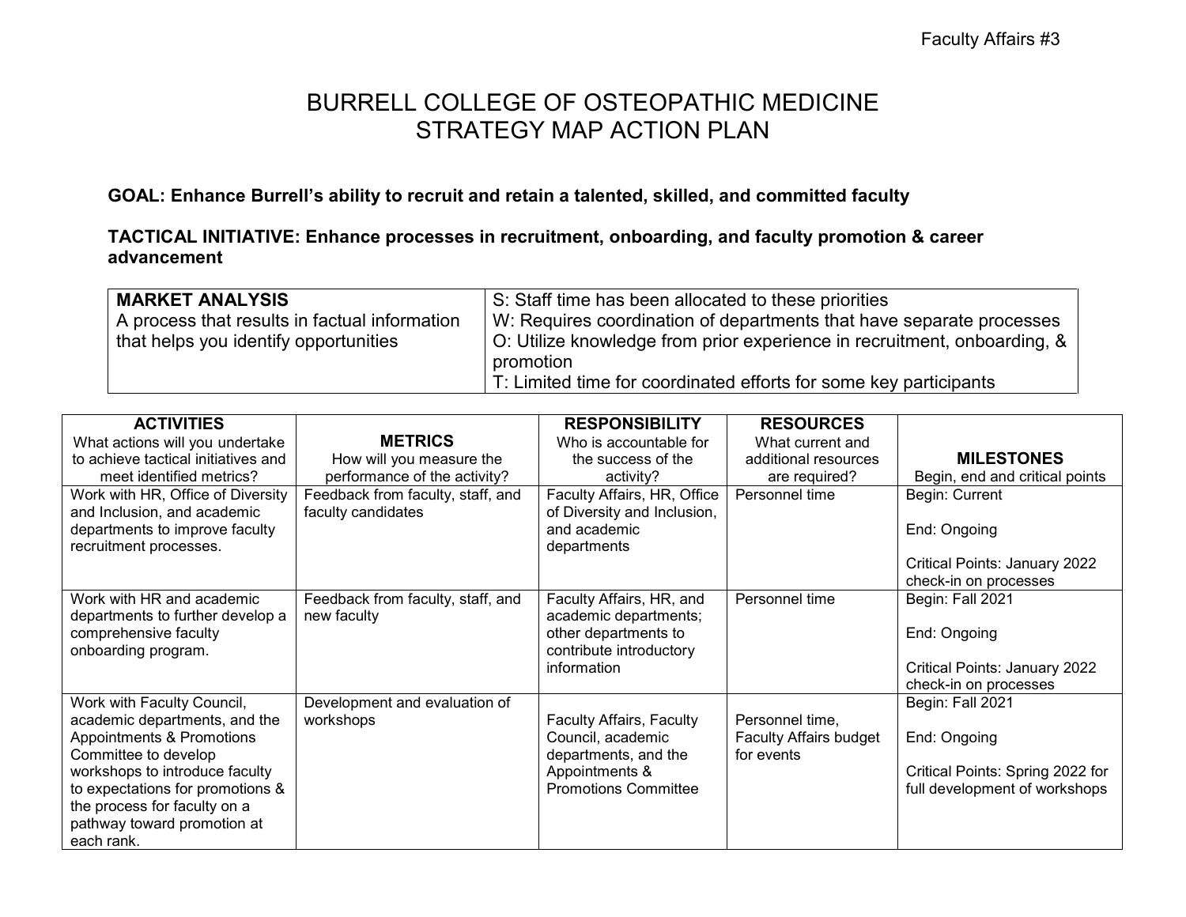# BURRELL COLLEGE OF OSTEOPATHIC MEDICINE
# STRATEGY MAP ACTION PLAN

**GOAL: Enhance Burrell's ability to recruit and retain a talented, skilled, and committed faculty**

**TACTICAL INITIATIVE: Enhance processes in recruitment, onboarding, and faculty promotion & career advancement**

| **MARKET ANALYSIS** A process that results in factual information that helps you identify opportunities | S: Staff time has been allocated to these priorities<br>W: Requires coordination of departments that have separate processes<br>O: Utilize knowledge from prior experience in recruitment, onboarding, & promotion<br>T: Limited time for coordinated efforts for some key participants |
|---|---|

| **ACTIVITIES** What actions will you undertake to achieve tactical initiatives and meet identified metrics? | **METRICS** How will you measure the performance of the activity? | **RESPONSIBILITY** Who is accountable for the success of the activity? | **RESOURCES** What current and additional resources are required? | **MILESTONES** Begin, end and critical points |
|---|---|---|---|---|
| Work with HR, Office of Diversity and Inclusion, and academic departments to improve faculty recruitment processes. | Feedback from faculty, staff, and faculty candidates | Faculty Affairs, HR, Office of Diversity and Inclusion, and academic departments | Personnel time | Begin: Current<br><br>End: Ongoing<br><br>Critical Points: January 2022 check-in on processes |
| Work with HR and academic departments to further develop a comprehensive faculty onboarding program. | Feedback from faculty, staff, and new faculty | Faculty Affairs, HR, and academic departments; other departments to contribute introductory information | Personnel time | Begin: Fall 2021<br><br>End: Ongoing<br><br>Critical Points: January 2022 check-in on processes |
| Work with Faculty Council, academic departments, and the Appointments & Promotions Committee to develop workshops to introduce faculty to expectations for promotions & the process for faculty on a pathway toward promotion at each rank. | Development and evaluation of workshops | Faculty Affairs, Faculty Council, academic departments, and the Appointments & Promotions Committee | Personnel time, Faculty Affairs budget for events | Begin: Fall 2021<br><br>End: Ongoing<br><br>Critical Points: Spring 2022 for full development of workshops |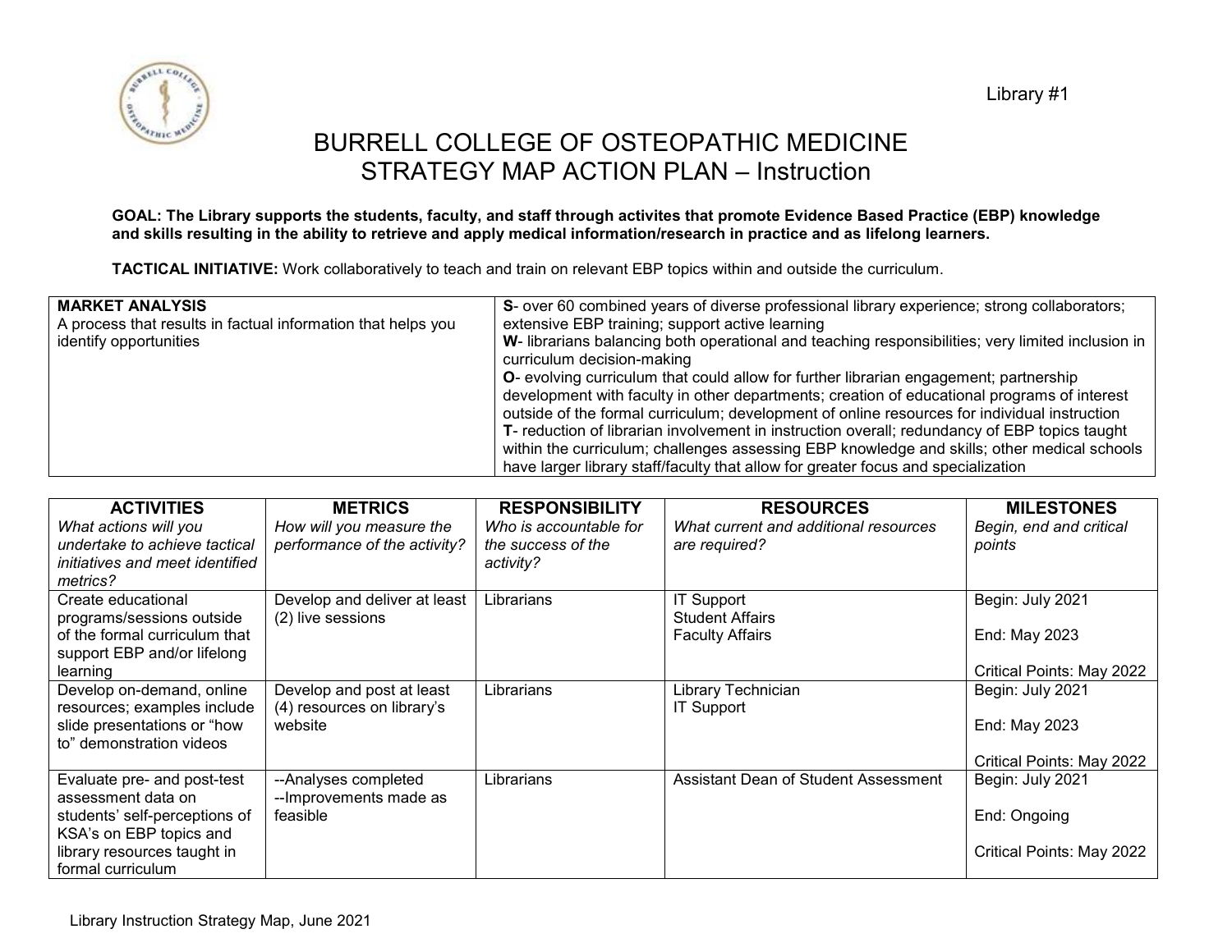Library #1

# BURRELL COLLEGE OF OSTEOPATHIC MEDICINE
## STRATEGY MAP ACTION PLAN – Instruction

**GOAL: The Library supports the students, faculty, and staff through activites that promote Evidence Based Practice (EBP) knowledge and skills resulting in the ability to retrieve and apply medical information/research in practice and as lifelong learners.**

**TACTICAL INITIATIVE:** Work collaboratively to teach and train on relevant EBP topics within and outside the curriculum.

| **MARKET ANALYSIS**<br>A process that results in factual information that helps you identify opportunities | **S**- over 60 combined years of diverse professional library experience; strong collaborators; extensive EBP training; support active learning<br>**W**- librarians balancing both operational and teaching responsibilities; very limited inclusion in curriculum decision-making<br>**O**- evolving curriculum that could allow for further librarian engagement; partnership development with faculty in other departments; creation of educational programs of interest outside of the formal curriculum; development of online resources for individual instruction<br>**T**- reduction of librarian involvement in instruction overall; redundancy of EBP topics taught within the curriculum; challenges assessing EBP knowledge and skills; other medical schools have larger library staff/faculty that allow for greater focus and specialization |
|---|---|

| **ACTIVITIES**<br>*What actions will you undertake to achieve tactical initiatives and meet identified metrics?* | **METRICS**<br>*How will you measure the performance of the activity?* | **RESPONSIBILITY**<br>*Who is accountable for the success of the activity?* | **RESOURCES**<br>*What current and additional resources are required?* | **MILESTONES**<br>*Begin, end and critical points* |
|---|---|---|---|---|
| Create educational programs/sessions outside of the formal curriculum that support EBP and/or lifelong learning | Develop and deliver at least (2) live sessions | Librarians | IT Support<br>Student Affairs<br>Faculty Affairs | Begin: July 2021<br>End: May 2023<br>Critical Points: May 2022 |
| Develop on-demand, online resources; examples include slide presentations or "how to" demonstration videos | Develop and post at least (4) resources on library's website | Librarians | Library Technician<br>IT Support | Begin: July 2021<br>End: May 2023<br>Critical Points: May 2022 |
| Evaluate pre- and post-test assessment data on students' self-perceptions of KSA's on EBP topics and library resources taught in formal curriculum | --Analyses completed<br>--Improvements made as feasible | Librarians | Assistant Dean of Student Assessment | Begin: July 2021<br>End: Ongoing<br>Critical Points: May 2022 |

Library Instruction Strategy Map, June 2021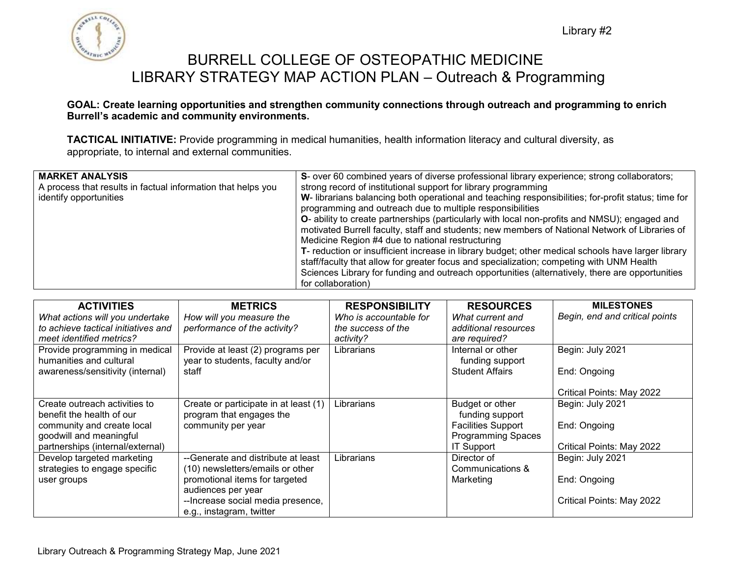Library #2

# BURRELL COLLEGE OF OSTEOPATHIC MEDICINE
## LIBRARY STRATEGY MAP ACTION PLAN – Outreach & Programming

**GOAL: Create learning opportunities and strengthen community connections through outreach and programming to enrich Burrell's academic and community environments.**

**TACTICAL INITIATIVE:** Provide programming in medical humanities, health information literacy and cultural diversity, as appropriate, to internal and external communities.

| **MARKET ANALYSIS**<br>A process that results in factual information that helps you identify opportunities | **S**- over 60 combined years of diverse professional library experience; strong collaborators; strong record of institutional support for library programming<br>**W**- librarians balancing both operational and teaching responsibilities; for-profit status; time for programming and outreach due to multiple responsibilities<br>**O**- ability to create partnerships (particularly with local non-profits and NMSU); engaged and motivated Burrell faculty, staff and students; new members of National Network of Libraries of Medicine Region #4 due to national restructuring<br>**T**- reduction or insufficient increase in library budget; other medical schools have larger library staff/faculty that allow for greater focus and specialization; competing with UNM Health Sciences Library for funding and outreach opportunities (alternatively, there are opportunities for collaboration) |
|---|---|

| **ACTIVITIES**<br>*What actions will you undertake to achieve tactical initiatives and meet identified metrics?* | **METRICS**<br>*How will you measure the performance of the activity?* | **RESPONSIBILITY**<br>*Who is accountable for the success of the activity?* | **RESOURCES**<br>*What current and additional resources are required?* | **MILESTONES**<br>*Begin, end and critical points* |
|---|---|---|---|---|
| Provide programming in medical humanities and cultural awareness/sensitivity (internal) | Provide at least (2) programs per year to students, faculty and/or staff | Librarians | Internal or other funding support<br>Student Affairs | Begin: July 2021<br><br>End: Ongoing<br><br>Critical Points: May 2022 |
| Create outreach activities to benefit the health of our community and create local goodwill and meaningful partnerships (internal/external) | Create or participate in at least (1) program that engages the community per year | Librarians | Budget or other funding support<br>Facilities Support<br>Programming Spaces<br>IT Support | Begin: July 2021<br><br>End: Ongoing<br><br>Critical Points: May 2022 |
| Develop targeted marketing strategies to engage specific user groups | --Generate and distribute at least (10) newsletters/emails or other promotional items for targeted audiences per year<br>--Increase social media presence, e.g., instagram, twitter | Librarians | Director of Communications & Marketing | Begin: July 2021<br><br>End: Ongoing<br><br>Critical Points: May 2022 |

Library Outreach & Programming Strategy Map, June 2021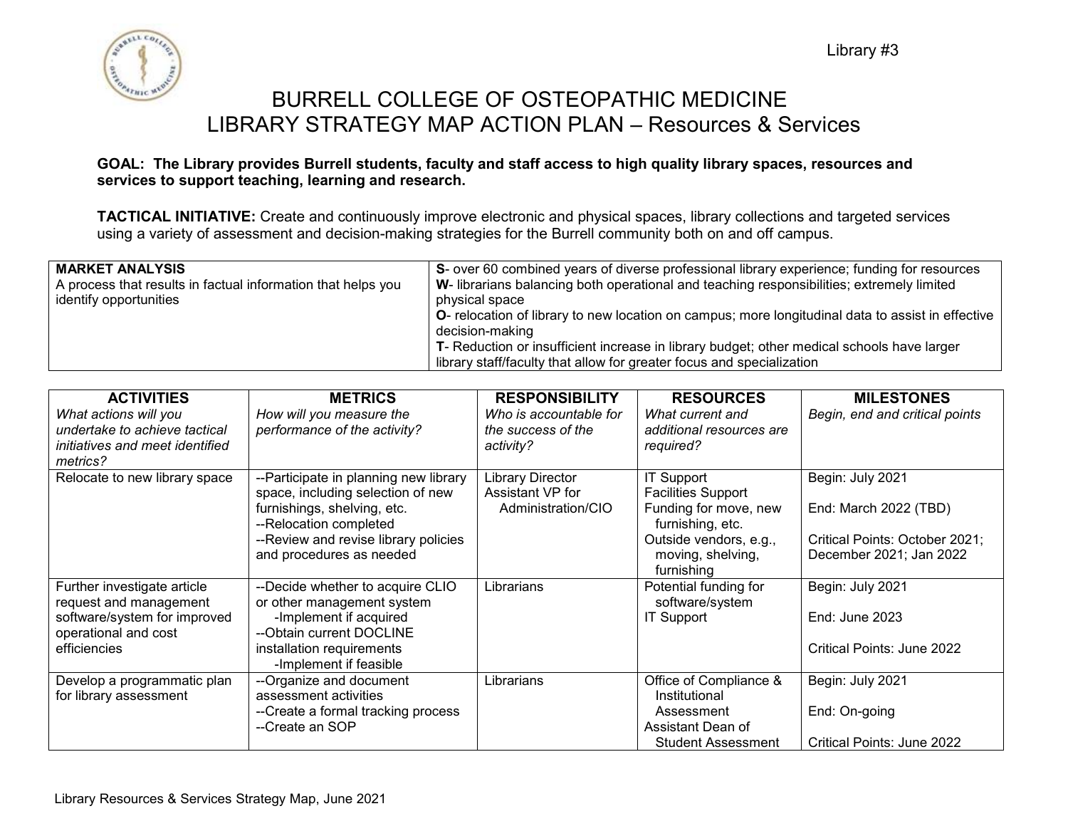Library #3

# BURRELL COLLEGE OF OSTEOPATHIC MEDICINE
# LIBRARY STRATEGY MAP ACTION PLAN – Resources & Services

**GOAL: The Library provides Burrell students, faculty and staff access to high quality library spaces, resources and services to support teaching, learning and research.**

**TACTICAL INITIATIVE:** Create and continuously improve electronic and physical spaces, library collections and targeted services using a variety of assessment and decision-making strategies for the Burrell community both on and off campus.

| **MARKET ANALYSIS**<br>A process that results in factual information that helps you identify opportunities | **S**- over 60 combined years of diverse professional library experience; funding for resources<br>**W**- librarians balancing both operational and teaching responsibilities; extremely limited physical space<br>**O**- relocation of library to new location on campus; more longitudinal data to assist in effective decision-making<br>**T**- Reduction or insufficient increase in library budget; other medical schools have larger library staff/faculty that allow for greater focus and specialization |
|---|---|

| **ACTIVITIES**<br>*What actions will you undertake to achieve tactical initiatives and meet identified metrics?* | **METRICS**<br>*How will you measure the performance of the activity?* | **RESPONSIBILITY**<br>*Who is accountable for the success of the activity?* | **RESOURCES**<br>*What current and additional resources are required?* | **MILESTONES**<br>*Begin, end and critical points* |
|---|---|---|---|---|
| Relocate to new library space | --Participate in planning new library space, including selection of new furnishings, shelving, etc.<br>--Relocation completed<br>--Review and revise library policies and procedures as needed | Library Director<br>Assistant VP for Administration/CIO | IT Support<br>Facilities Support<br>Funding for move, new furnishing, etc.<br>Outside vendors, e.g., moving, shelving, furnishing | Begin: July 2021<br>End: March 2022 (TBD)<br>Critical Points: October 2021; December 2021; Jan 2022 |
| Further investigate article request and management software/system for improved operational and cost efficiencies | --Decide whether to acquire CLIO or other management system<br>-Implement if acquired<br>--Obtain current DOCLINE installation requirements<br>-Implement if feasible | Librarians | Potential funding for software/system<br>IT Support | Begin: July 2021<br>End: June 2023<br>Critical Points: June 2022 |
| Develop a programmatic plan for library assessment | --Organize and document assessment activities<br>--Create a formal tracking process<br>--Create an SOP | Librarians | Office of Compliance & Institutional Assessment<br>Assistant Dean of Student Assessment | Begin: July 2021<br>End: On-going<br>Critical Points: June 2022 |

Library Resources & Services Strategy Map, June 2021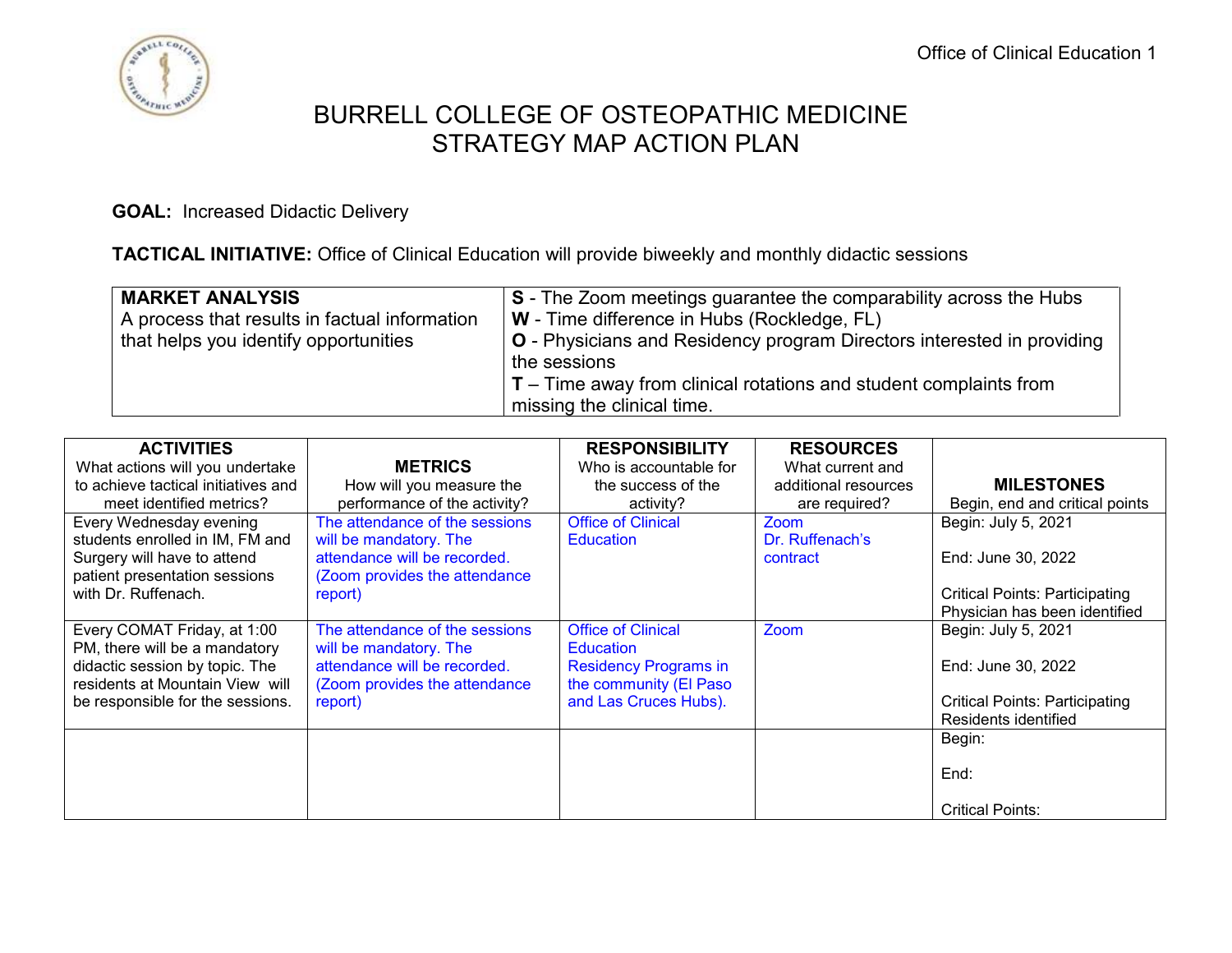# BURRELL COLLEGE OF OSTEOPATHIC MEDICINE
# STRATEGY MAP ACTION PLAN

**GOAL:** Increased Didactic Delivery

**TACTICAL INITIATIVE:** Office of Clinical Education will provide biweekly and monthly didactic sessions

| **MARKET ANALYSIS** A process that results in factual information that helps you identify opportunities | **S** - The Zoom meetings guarantee the comparability across the Hubs<br>**W** - Time difference in Hubs (Rockledge, FL)<br>**O** - Physicians and Residency program Directors interested in providing the sessions<br>**T** – Time away from clinical rotations and student complaints from missing the clinical time. |
|---|---|

| **ACTIVITIES** What actions will you undertake to achieve tactical initiatives and meet identified metrics? | **METRICS** How will you measure the performance of the activity? | **RESPONSIBILITY** Who is accountable for the success of the activity? | **RESOURCES** What current and additional resources are required? | **MILESTONES** Begin, end and critical points |
|---|---|---|---|---|
| Every Wednesday evening students enrolled in IM, FM and Surgery will have to attend patient presentation sessions with Dr. Ruffenach. | The attendance of the sessions will be mandatory. The attendance will be recorded. (Zoom provides the attendance report) | Office of Clinical Education | Zoom<br>Dr. Ruffenach's contract | Begin: July 5, 2021<br><br>End: June 30, 2022<br><br>Critical Points: Participating Physician has been identified |
| Every COMAT Friday, at 1:00 PM, there will be a mandatory didactic session by topic. The residents at Mountain View will be responsible for the sessions. | The attendance of the sessions will be mandatory. The attendance will be recorded. (Zoom provides the attendance report) | Office of Clinical Education<br>Residency Programs in the community (El Paso and Las Cruces Hubs). | Zoom | Begin: July 5, 2021<br><br>End: June 30, 2022<br><br>Critical Points: Participating Residents identified |
| | | | | Begin:<br><br>End:<br><br>Critical Points: |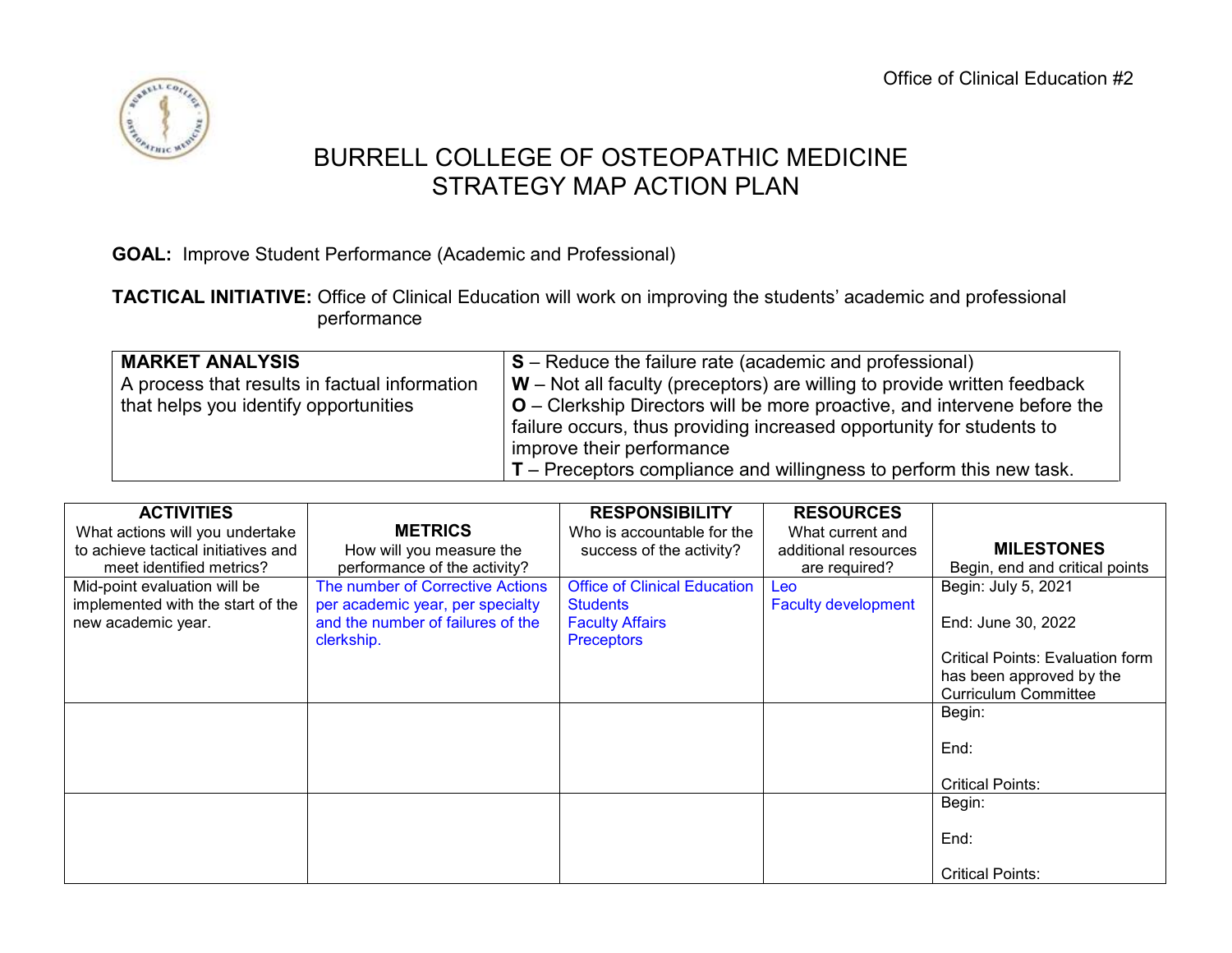Office of Clinical Education #2

# BURRELL COLLEGE OF OSTEOPATHIC MEDICINE
# STRATEGY MAP ACTION PLAN

**GOAL:** Improve Student Performance (Academic and Professional)

**TACTICAL INITIATIVE:** Office of Clinical Education will work on improving the students' academic and professional performance

| **MARKET ANALYSIS**<br>A process that results in factual information that helps you identify opportunities | **S** – Reduce the failure rate (academic and professional)<br>**W** – Not all faculty (preceptors) are willing to provide written feedback<br>**O** – Clerkship Directors will be more proactive, and intervene before the failure occurs, thus providing increased opportunity for students to improve their performance<br>**T** – Preceptors compliance and willingness to perform this new task. |
|---|---|

| **ACTIVITIES**<br>What actions will you undertake to achieve tactical initiatives and meet identified metrics? | **METRICS**<br>How will you measure the performance of the activity? | **RESPONSIBILITY**<br>Who is accountable for the success of the activity? | **RESOURCES**<br>What current and additional resources are required? | **MILESTONES**<br>Begin, end and critical points |
|---|---|---|---|---|
| Mid-point evaluation will be implemented with the start of the new academic year. | The number of Corrective Actions per academic year, per specialty and the number of failures of the clerkship. | Office of Clinical Education<br>Students<br>Faculty Affairs<br>Preceptors | Leo<br>Faculty development | Begin: July 5, 2021<br><br>End: June 30, 2022<br><br>Critical Points: Evaluation form has been approved by the Curriculum Committee |
| | | | | Begin:<br><br>End:<br><br>Critical Points: |
| | | | | Begin:<br><br>End:<br><br>Critical Points: |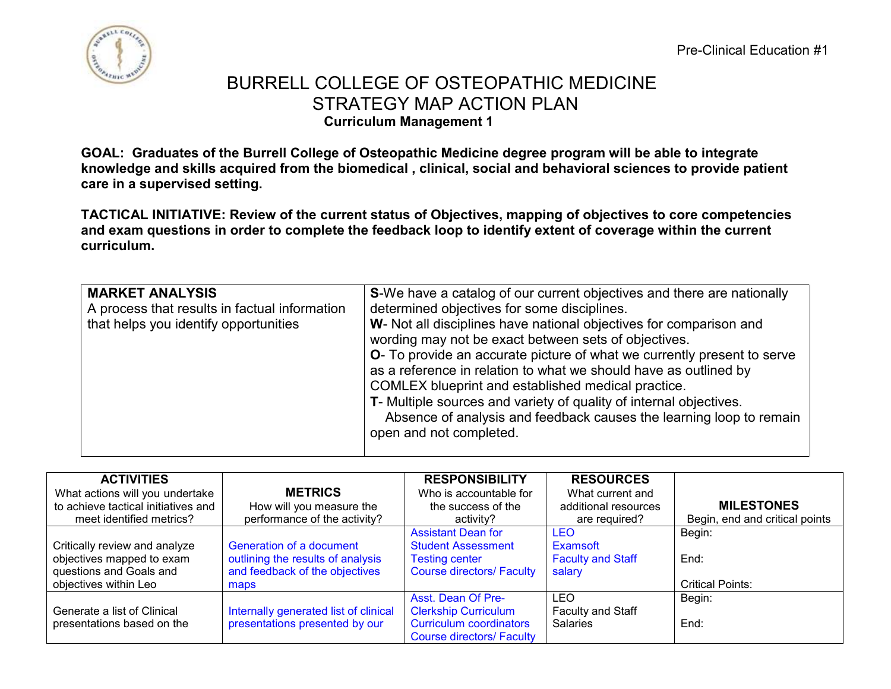Pre-Clinical Education #1

# BURRELL COLLEGE OF OSTEOPATHIC MEDICINE
# STRATEGY MAP ACTION PLAN
### Curriculum Management 1

**GOAL: Graduates of the Burrell College of Osteopathic Medicine degree program will be able to integrate knowledge and skills acquired from the biomedical , clinical, social and behavioral sciences to provide patient care in a supervised setting.**

**TACTICAL INITIATIVE: Review of the current status of Objectives, mapping of objectives to core competencies and exam questions in order to complete the feedback loop to identify extent of coverage within the current curriculum.**

| **MARKET ANALYSIS**<br>A process that results in factual information that helps you identify opportunities | **S**-We have a catalog of our current objectives and there are nationally determined objectives for some disciplines.<br>**W**- Not all disciplines have national objectives for comparison and wording may not be exact between sets of objectives.<br>**O**- To provide an accurate picture of what we currently present to serve as a reference in relation to what we should have as outlined by COMLEX blueprint and established medical practice.<br>**T**- Multiple sources and variety of quality of internal objectives.<br>Absence of analysis and feedback causes the learning loop to remain open and not completed. |
|---|---|

| **ACTIVITIES**<br>What actions will you undertake to achieve tactical initiatives and meet identified metrics? | **METRICS**<br>How will you measure the performance of the activity? | **RESPONSIBILITY**<br>Who is accountable for the success of the activity? | **RESOURCES**<br>What current and additional resources are required? | **MILESTONES**<br>Begin, end and critical points |
|---|---|---|---|---|
| Critically review and analyze objectives mapped to exam questions and Goals and objectives within Leo | Generation of a document outlining the results of analysis and feedback of the objectives maps | Assistant Dean for Student Assessment<br>Testing center<br>Course directors/ Faculty | LEO<br>Examsoft<br>Faculty and Staff salary | Begin:<br><br>End:<br><br>Critical Points: |
| Generate a list of Clinical presentations based on the | Internally generated list of clinical presentations presented by our | Asst. Dean Of Pre-Clerkship Curriculum<br>Curriculum coordinators<br>Course directors/ Faculty | LEO<br>Faculty and Staff Salaries | Begin:<br><br>End: |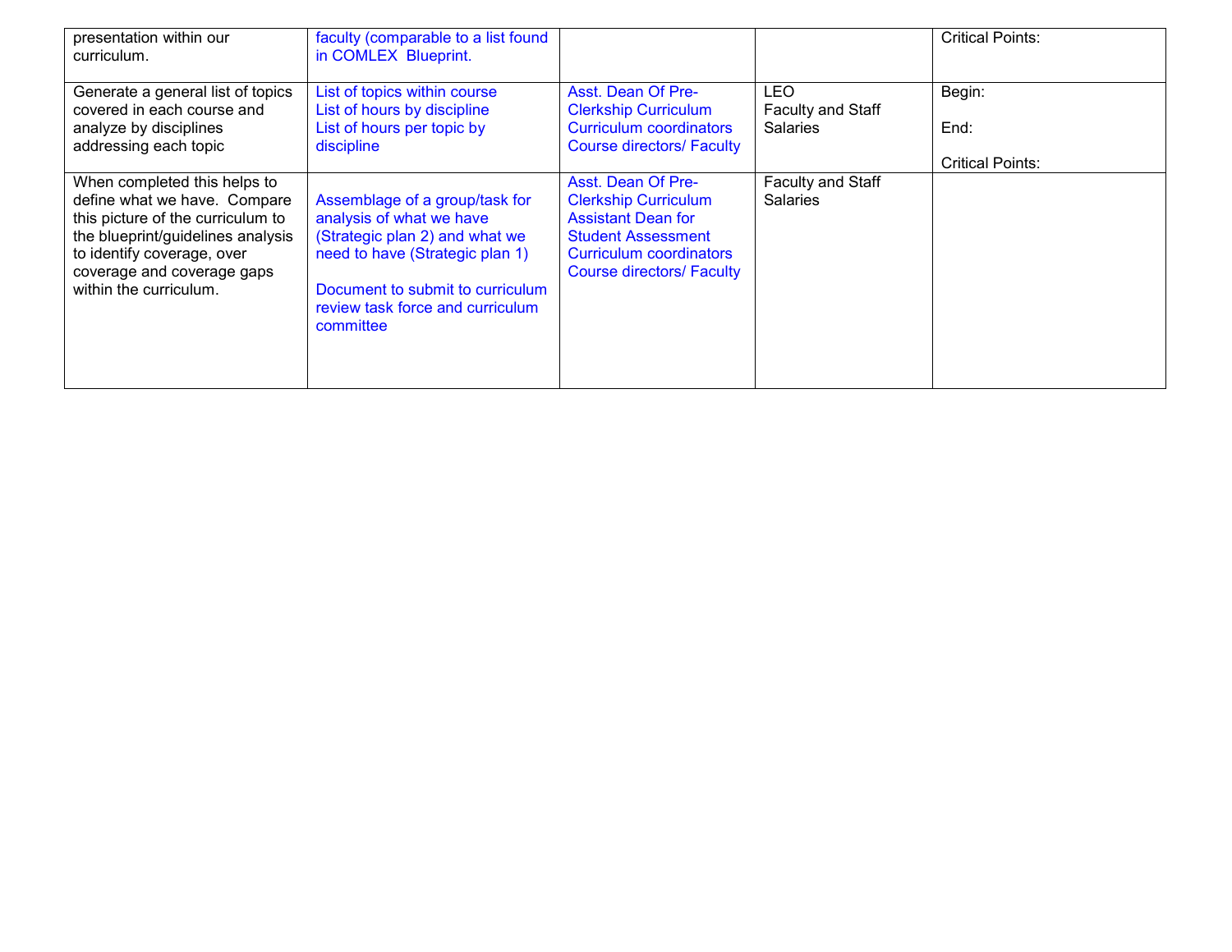| | | | | |
|---|---|---|---|---|
| presentation within our curriculum. | faculty (comparable to a list found in COMLEX Blueprint. | | | Critical Points: |
| Generate a general list of topics covered in each course and analyze by disciplines addressing each topic | List of topics within course<br>List of hours by discipline<br>List of hours per topic by discipline | Asst. Dean Of Pre-Clerkship Curriculum<br>Curriculum coordinators<br>Course directors/ Faculty | LEO<br>Faculty and Staff Salaries | Begin:<br><br>End:<br><br>Critical Points: |
| When completed this helps to define what we have. Compare this picture of the curriculum to the blueprint/guidelines analysis to identify coverage, over coverage and coverage gaps within the curriculum. | Assemblage of a group/task for analysis of what we have (Strategic plan 2) and what we need to have (Strategic plan 1)<br><br>Document to submit to curriculum review task force and curriculum committee | Asst. Dean Of Pre-Clerkship Curriculum<br>Assistant Dean for Student Assessment<br>Curriculum coordinators<br>Course directors/ Faculty | Faculty and Staff Salaries | |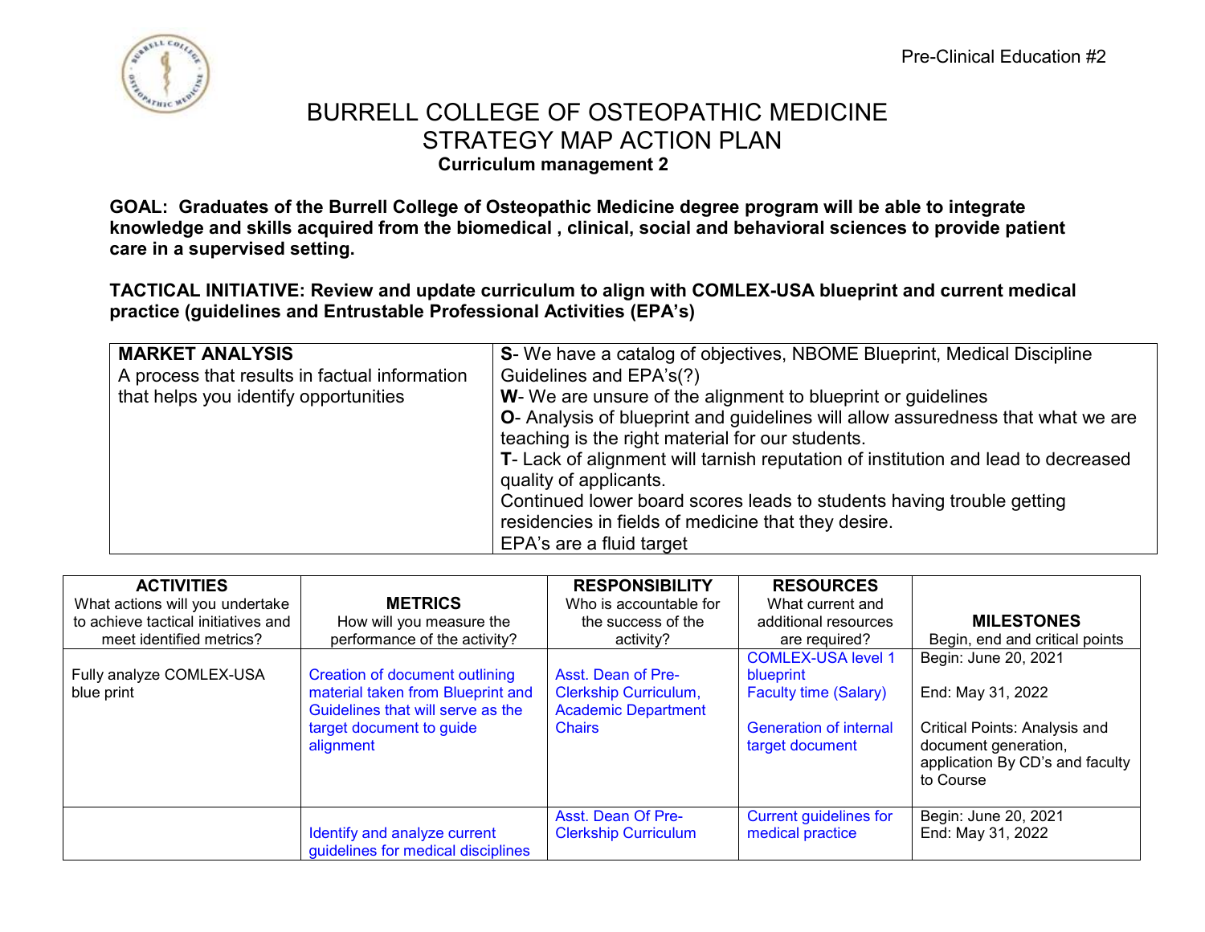Pre-Clinical Education #2

# BURRELL COLLEGE OF OSTEOPATHIC MEDICINE
# STRATEGY MAP ACTION PLAN
### Curriculum management 2

**GOAL: Graduates of the Burrell College of Osteopathic Medicine degree program will be able to integrate knowledge and skills acquired from the biomedical , clinical, social and behavioral sciences to provide patient care in a supervised setting.**

**TACTICAL INITIATIVE: Review and update curriculum to align with COMLEX-USA blueprint and current medical practice (guidelines and Entrustable Professional Activities (EPA's)**

| **MARKET ANALYSIS**<br>A process that results in factual information that helps you identify opportunities | **S**- We have a catalog of objectives, NBOME Blueprint, Medical Discipline Guidelines and EPA's(?)<br>**W**- We are unsure of the alignment to blueprint or guidelines<br>**O**- Analysis of blueprint and guidelines will allow assuredness that what we are teaching is the right material for our students.<br>**T**- Lack of alignment will tarnish reputation of institution and lead to decreased quality of applicants.<br>Continued lower board scores leads to students having trouble getting residencies in fields of medicine that they desire.<br>EPA's are a fluid target |
|---|---|

| **ACTIVITIES**<br>What actions will you undertake to achieve tactical initiatives and meet identified metrics? | **METRICS**<br>How will you measure the performance of the activity? | **RESPONSIBILITY**<br>Who is accountable for the success of the activity? | **RESOURCES**<br>What current and additional resources are required? | **MILESTONES**<br>Begin, end and critical points |
|---|---|---|---|---|
| Fully analyze COMLEX-USA blue print | Creation of document outlining material taken from Blueprint and Guidelines that will serve as the target document to guide alignment | Asst. Dean of Pre-Clerkship Curriculum, Academic Department Chairs | COMLEX-USA level 1 blueprint<br>Faculty time (Salary)<br><br>Generation of internal target document | Begin: June 20, 2021<br><br>End: May 31, 2022<br><br>Critical Points: Analysis and document generation, application By CD's and faculty to Course |
| | Identify and analyze current guidelines for medical disciplines | Asst. Dean Of Pre-Clerkship Curriculum | Current guidelines for medical practice | Begin: June 20, 2021<br>End: May 31, 2022 |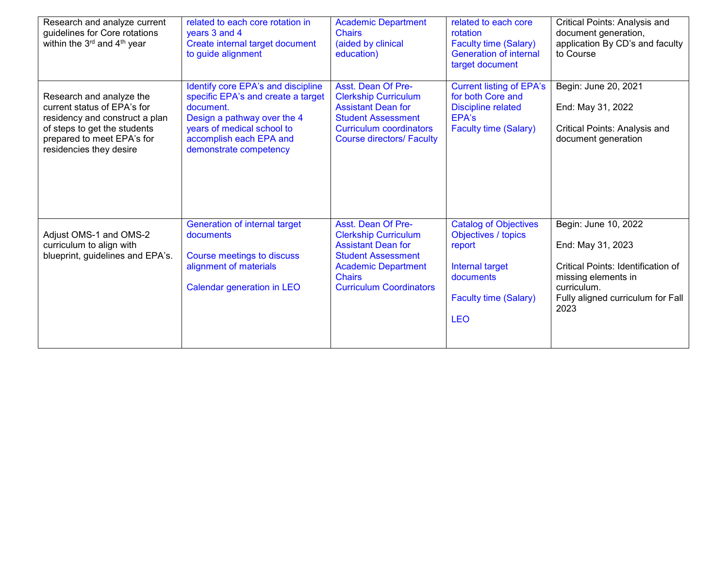| | | | | |
|---|---|---|---|---|
| Research and analyze current guidelines for Core rotations within the 3rd and 4th year | related to each core rotation in years 3 and 4<br>Create internal target document to guide alignment | Academic Department Chairs<br>(aided by clinical education) | related to each core rotation<br>Faculty time (Salary)<br>Generation of internal target document | Critical Points: Analysis and document generation, application By CD's and faculty to Course |
| Research and analyze the current status of EPA's for residency and construct a plan of steps to get the students prepared to meet EPA's for residencies they desire | Identify core EPA's and discipline specific EPA's and create a target document.<br>Design a pathway over the 4 years of medical school to accomplish each EPA and demonstrate competency | Asst. Dean Of Pre-Clerkship Curriculum<br>Assistant Dean for Student Assessment<br>Curriculum coordinators<br>Course directors/ Faculty | Current listing of EPA's for both Core and Discipline related EPA's<br>Faculty time (Salary) | Begin: June 20, 2021<br><br>End: May 31, 2022<br><br>Critical Points: Analysis and document generation |
| Adjust OMS-1 and OMS-2 curriculum to align with blueprint, guidelines and EPA's. | Generation of internal target documents<br><br>Course meetings to discuss alignment of materials<br><br>Calendar generation in LEO | Asst. Dean Of Pre-Clerkship Curriculum<br>Assistant Dean for Student Assessment<br>Academic Department Chairs<br>Curriculum Coordinators | Catalog of Objectives<br>Objectives / topics report<br><br>Internal target documents<br><br>Faculty time (Salary)<br><br>LEO | Begin: June 10, 2022<br><br>End: May 31, 2023<br><br>Critical Points: Identification of missing elements in curriculum.<br>Fully aligned curriculum for Fall 2023 |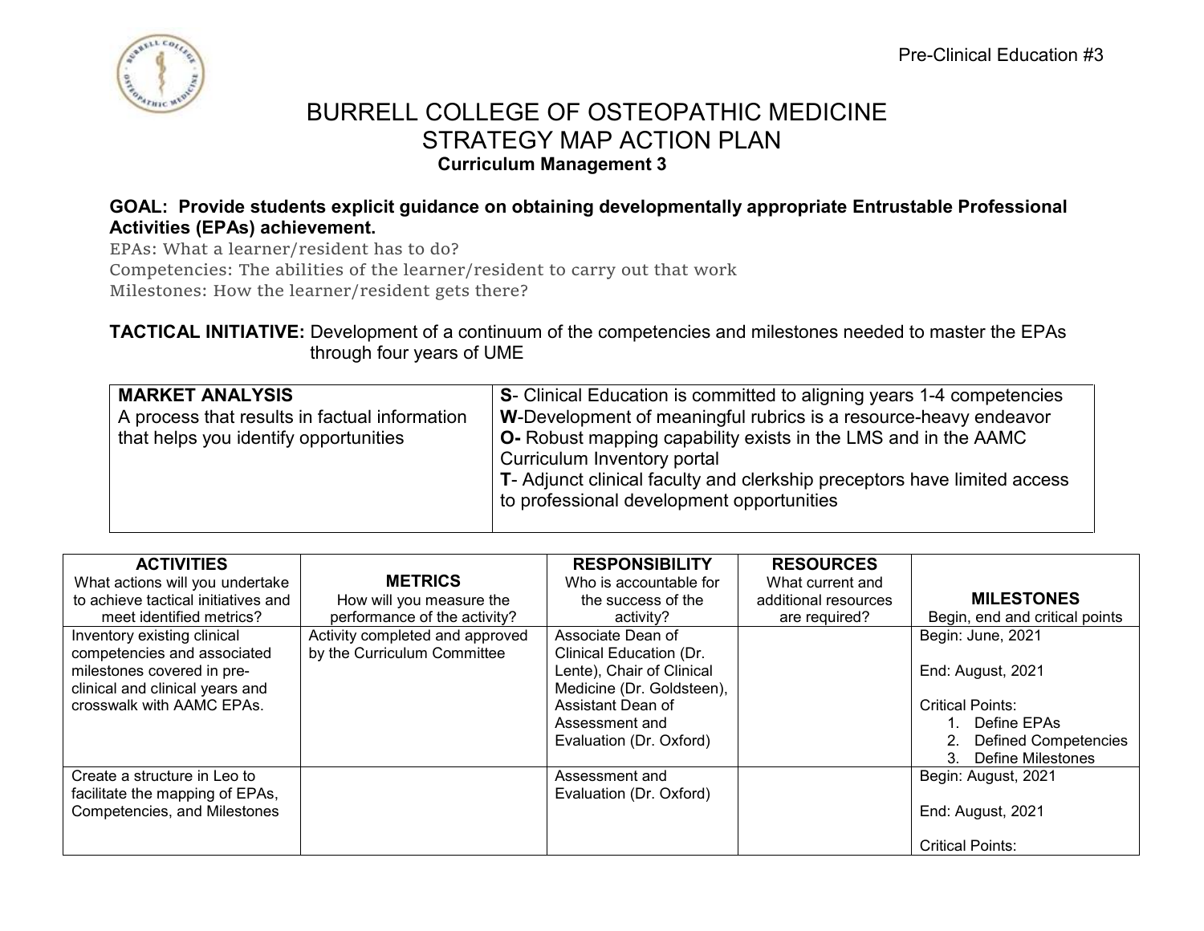Pre-Clinical Education #3

# BURRELL COLLEGE OF OSTEOPATHIC MEDICINE
# STRATEGY MAP ACTION PLAN
### Curriculum Management 3

**GOAL: Provide students explicit guidance on obtaining developmentally appropriate Entrustable Professional Activities (EPAs) achievement.**

EPAs: What a learner/resident has to do?
Competencies: The abilities of the learner/resident to carry out that work
Milestones: How the learner/resident gets there?

**TACTICAL INITIATIVE:** Development of a continuum of the competencies and milestones needed to master the EPAs through four years of UME

| **MARKET ANALYSIS**<br>A process that results in factual information that helps you identify opportunities | **S**- Clinical Education is committed to aligning years 1-4 competencies<br>**W**-Development of meaningful rubrics is a resource-heavy endeavor<br>**O-** Robust mapping capability exists in the LMS and in the AAMC Curriculum Inventory portal<br>**T**- Adjunct clinical faculty and clerkship preceptors have limited access to professional development opportunities |
|---|---|

| **ACTIVITIES**<br>What actions will you undertake to achieve tactical initiatives and meet identified metrics? | **METRICS**<br>How will you measure the performance of the activity? | **RESPONSIBILITY**<br>Who is accountable for the success of the activity? | **RESOURCES**<br>What current and additional resources are required? | **MILESTONES**<br>Begin, end and critical points |
|---|---|---|---|---|
| Inventory existing clinical competencies and associated milestones covered in pre-clinical and clinical years and crosswalk with AAMC EPAs. | Activity completed and approved by the Curriculum Committee | Associate Dean of Clinical Education (Dr. Lente), Chair of Clinical Medicine (Dr. Goldsteen), Assistant Dean of Assessment and Evaluation (Dr. Oxford) | | Begin: June, 2021<br><br>End: August, 2021<br><br>Critical Points:<br>1. Define EPAs<br>2. Defined Competencies<br>3. Define Milestones |
| Create a structure in Leo to facilitate the mapping of EPAs, Competencies, and Milestones | | Assessment and Evaluation (Dr. Oxford) | | Begin: August, 2021<br><br>End: August, 2021<br><br>Critical Points: |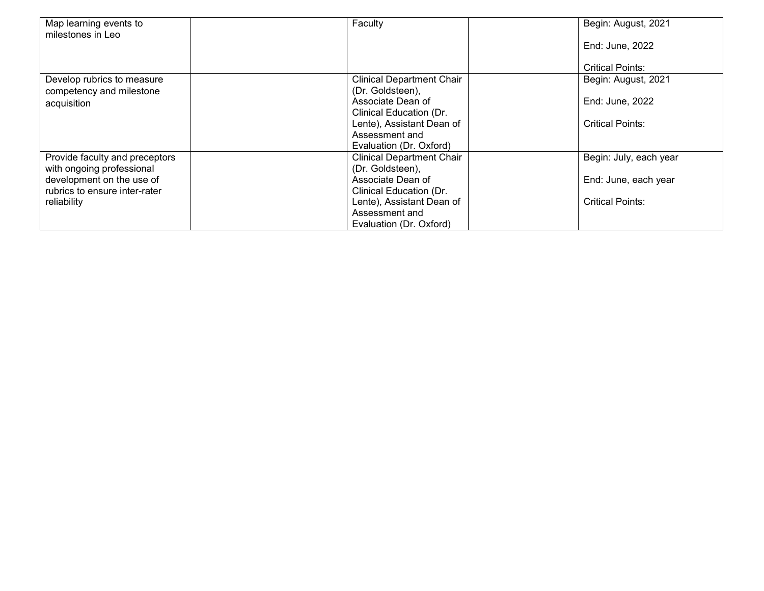| | | | | |
|---|---|---|---|---|
| Map learning events to milestones in Leo | | Faculty | | Begin: August, 2021<br><br>End: June, 2022<br><br>Critical Points: |
| Develop rubrics to measure competency and milestone acquisition | | Clinical Department Chair (Dr. Goldsteen), Associate Dean of Clinical Education (Dr. Lente), Assistant Dean of Assessment and Evaluation (Dr. Oxford) | | Begin: August, 2021<br><br>End: June, 2022<br><br>Critical Points: |
| Provide faculty and preceptors with ongoing professional development on the use of rubrics to ensure inter-rater reliability | | Clinical Department Chair (Dr. Goldsteen), Associate Dean of Clinical Education (Dr. Lente), Assistant Dean of Assessment and Evaluation (Dr. Oxford) | | Begin: July, each year<br><br>End: June, each year<br><br>Critical Points: |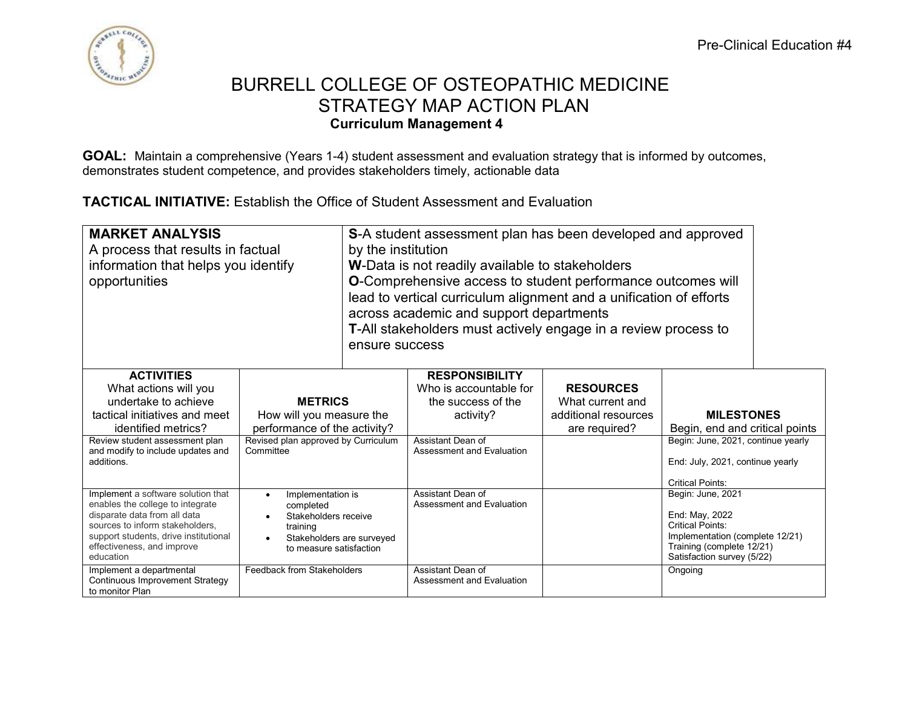Pre-Clinical Education #4

# BURRELL COLLEGE OF OSTEOPATHIC MEDICINE
# STRATEGY MAP ACTION PLAN
### Curriculum Management 4

**GOAL:** Maintain a comprehensive (Years 1-4) student assessment and evaluation strategy that is informed by outcomes, demonstrates student competence, and provides stakeholders timely, actionable data

**TACTICAL INITIATIVE:** Establish the Office of Student Assessment and Evaluation

| **MARKET ANALYSIS**<br>A process that results in factual information that helps you identify opportunities | **S**-A student assessment plan has been developed and approved by the institution<br>**W**-Data is not readily available to stakeholders<br>**O**-Comprehensive access to student performance outcomes will lead to vertical curriculum alignment and a unification of efforts across academic and support departments<br>**T**-All stakeholders must actively engage in a review process to ensure success |
|---|---|

| **ACTIVITIES**<br>What actions will you undertake to achieve tactical initiatives and meet identified metrics? | **METRICS**<br>How will you measure the performance of the activity? | **RESPONSIBILITY**<br>Who is accountable for the success of the activity? | **RESOURCES**<br>What current and additional resources are required? | **MILESTONES**<br>Begin, end and critical points |
|---|---|---|---|---|
| Review student assessment plan and modify to include updates and additions. | Revised plan approved by Curriculum Committee | Assistant Dean of Assessment and Evaluation | | Begin: June, 2021, continue yearly<br><br>End: July, 2021, continue yearly<br><br>Critical Points: |
| Implement a software solution that enables the college to integrate disparate data from all data sources to inform stakeholders, support students, drive institutional effectiveness, and improve education | • Implementation is completed<br>• Stakeholders receive training<br>• Stakeholders are surveyed to measure satisfaction | Assistant Dean of Assessment and Evaluation | | Begin: June, 2021<br><br>End: May, 2022<br>Critical Points:<br>Implementation (complete 12/21)<br>Training (complete 12/21)<br>Satisfaction survey (5/22) |
| Implement a departmental Continuous Improvement Strategy to monitor Plan | Feedback from Stakeholders | Assistant Dean of Assessment and Evaluation | | Ongoing |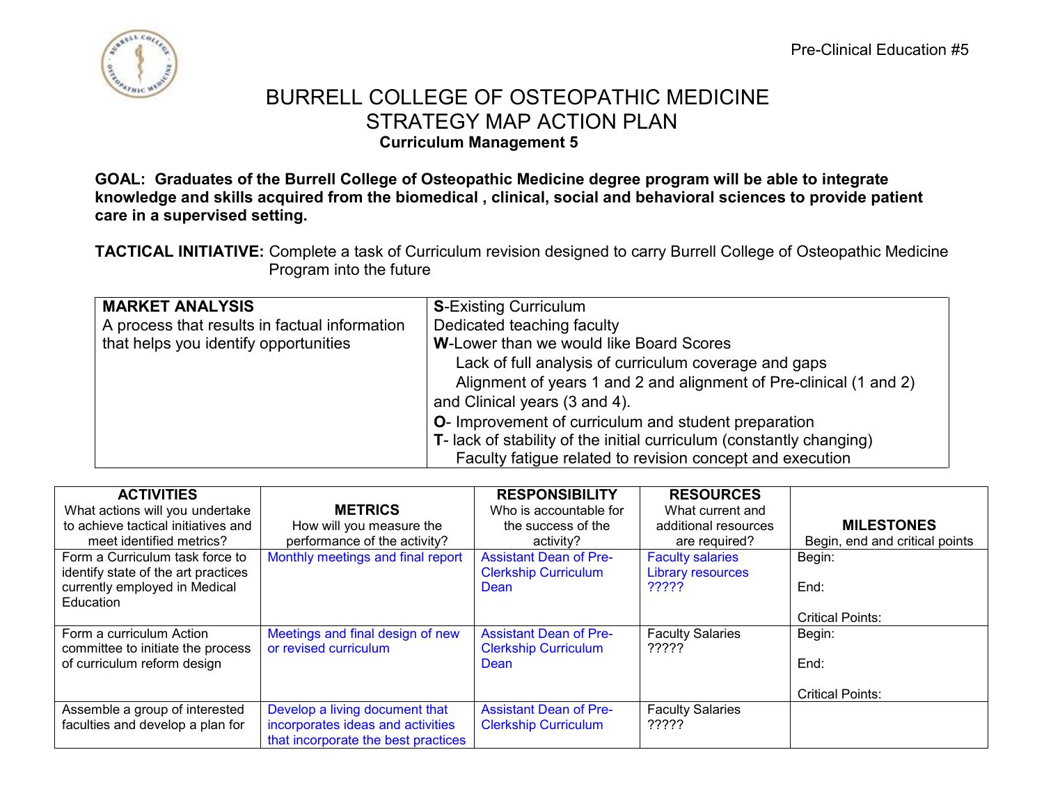Pre-Clinical Education #5

# BURRELL COLLEGE OF OSTEOPATHIC MEDICINE
# STRATEGY MAP ACTION PLAN

**Curriculum Management 5**

**GOAL: Graduates of the Burrell College of Osteopathic Medicine degree program will be able to integrate knowledge and skills acquired from the biomedical , clinical, social and behavioral sciences to provide patient care in a supervised setting.**

**TACTICAL INITIATIVE:** Complete a task of Curriculum revision designed to carry Burrell College of Osteopathic Medicine Program into the future

| **MARKET ANALYSIS**<br>A process that results in factual information that helps you identify opportunities | **S**-Existing Curriculum<br>Dedicated teaching faculty<br>**W**-Lower than we would like Board Scores<br>Lack of full analysis of curriculum coverage and gaps<br>Alignment of years 1 and 2 and alignment of Pre-clinical (1 and 2) and Clinical years (3 and 4).<br>**O**- Improvement of curriculum and student preparation<br>**T**- lack of stability of the initial curriculum (constantly changing)<br>Faculty fatigue related to revision concept and execution |
|---|---|

| **ACTIVITIES**<br>What actions will you undertake to achieve tactical initiatives and meet identified metrics? | **METRICS**<br>How will you measure the performance of the activity? | **RESPONSIBILITY**<br>Who is accountable for the success of the activity? | **RESOURCES**<br>What current and additional resources are required? | **MILESTONES**<br>Begin, end and critical points |
|---|---|---|---|---|
| Form a Curriculum task force to identify state of the art practices currently employed in Medical Education | Monthly meetings and final report | Assistant Dean of Pre-Clerkship Curriculum<br>Dean | Faculty salaries<br>Library resources<br>????? | Begin:<br><br>End:<br><br>Critical Points: |
| Form a curriculum Action committee to initiate the process of curriculum reform design | Meetings and final design of new or revised curriculum | Assistant Dean of Pre-Clerkship Curriculum<br>Dean | Faculty Salaries<br>????? | Begin:<br><br>End:<br><br>Critical Points: |
| Assemble a group of interested faculties and develop a plan for | Develop a living document that incorporates ideas and activities that incorporate the best practices | Assistant Dean of Pre-Clerkship Curriculum | Faculty Salaries<br>????? | |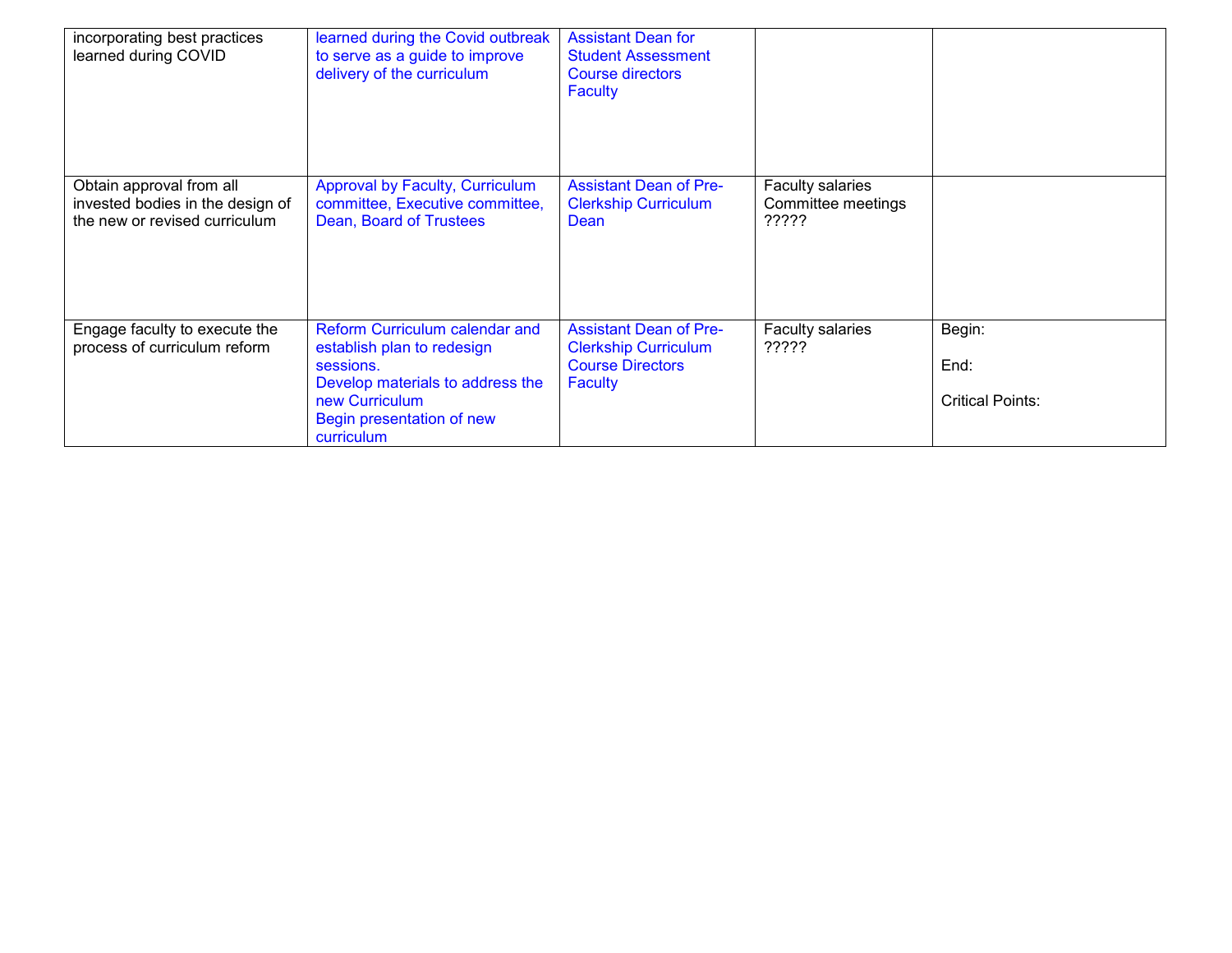| | | | | |
|---|---|---|---|---|
| incorporating best practices learned during COVID | learned during the Covid outbreak to serve as a guide to improve delivery of the curriculum | Assistant Dean for Student Assessment<br>Course directors<br>Faculty | | |
| Obtain approval from all invested bodies in the design of the new or revised curriculum | Approval by Faculty, Curriculum committee, Executive committee, Dean, Board of Trustees | Assistant Dean of Pre-Clerkship Curriculum<br>Dean | Faculty salaries<br>Committee meetings<br>????? | |
| Engage faculty to execute the process of curriculum reform | Reform Curriculum calendar and establish plan to redesign sessions.<br>Develop materials to address the new Curriculum<br>Begin presentation of new curriculum | Assistant Dean of Pre-Clerkship Curriculum<br>Course Directors<br>Faculty | Faculty salaries<br>????? | Begin:<br><br>End:<br><br>Critical Points: |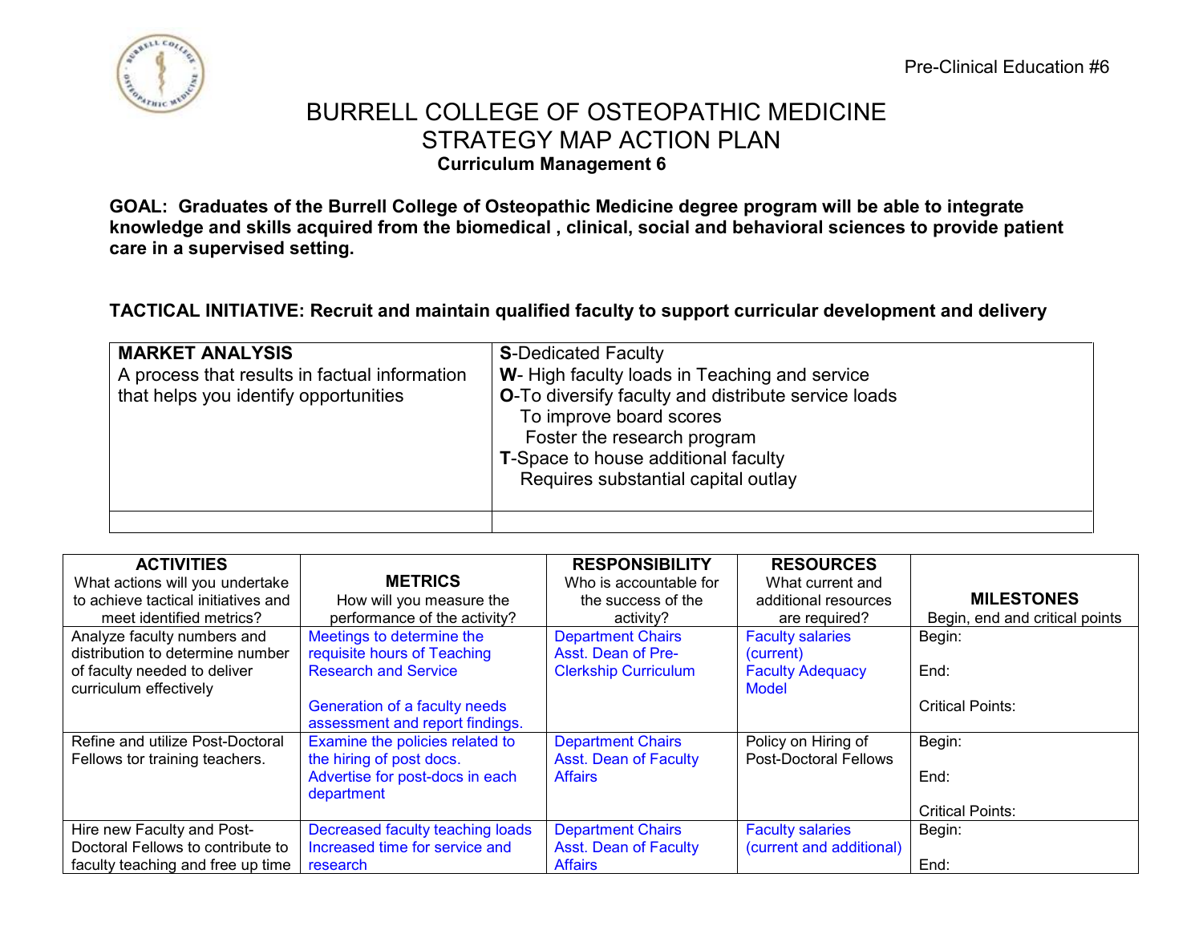Pre-Clinical Education #6

# BURRELL COLLEGE OF OSTEOPATHIC MEDICINE
# STRATEGY MAP ACTION PLAN

**Curriculum Management 6**

**GOAL: Graduates of the Burrell College of Osteopathic Medicine degree program will be able to integrate knowledge and skills acquired from the biomedical , clinical, social and behavioral sciences to provide patient care in a supervised setting.**

**TACTICAL INITIATIVE: Recruit and maintain qualified faculty to support curricular development and delivery**

| **MARKET ANALYSIS**<br>A process that results in factual information that helps you identify opportunities | **S**-Dedicated Faculty<br>**W**- High faculty loads in Teaching and service<br>**O**-To diversify faculty and distribute service loads<br>To improve board scores<br>Foster the research program<br>**T**-Space to house additional faculty<br>Requires substantial capital outlay |
|---|---|
| | |

| **ACTIVITIES**<br>What actions will you undertake to achieve tactical initiatives and meet identified metrics? | **METRICS**<br>How will you measure the performance of the activity? | **RESPONSIBILITY**<br>Who is accountable for the success of the activity? | **RESOURCES**<br>What current and additional resources are required? | **MILESTONES**<br>Begin, end and critical points |
|---|---|---|---|---|
| Analyze faculty numbers and distribution to determine number of faculty needed to deliver curriculum effectively | Meetings to determine the requisite hours of Teaching Research and Service<br><br>Generation of a faculty needs assessment and report findings. | Department Chairs<br>Asst. Dean of Pre-Clerkship Curriculum | Faculty salaries (current)<br>Faculty Adequacy Model | Begin:<br><br>End:<br><br>Critical Points: |
| Refine and utilize Post-Doctoral Fellows tor training teachers. | Examine the policies related to the hiring of post docs.<br>Advertise for post-docs in each department | Department Chairs<br>Asst. Dean of Faculty Affairs | Policy on Hiring of Post-Doctoral Fellows | Begin:<br><br>End:<br><br>Critical Points: |
| Hire new Faculty and Post-Doctoral Fellows to contribute to faculty teaching and free up time | Decreased faculty teaching loads<br>Increased time for service and research | Department Chairs<br>Asst. Dean of Faculty Affairs | Faculty salaries (current and additional) | Begin:<br><br>End: |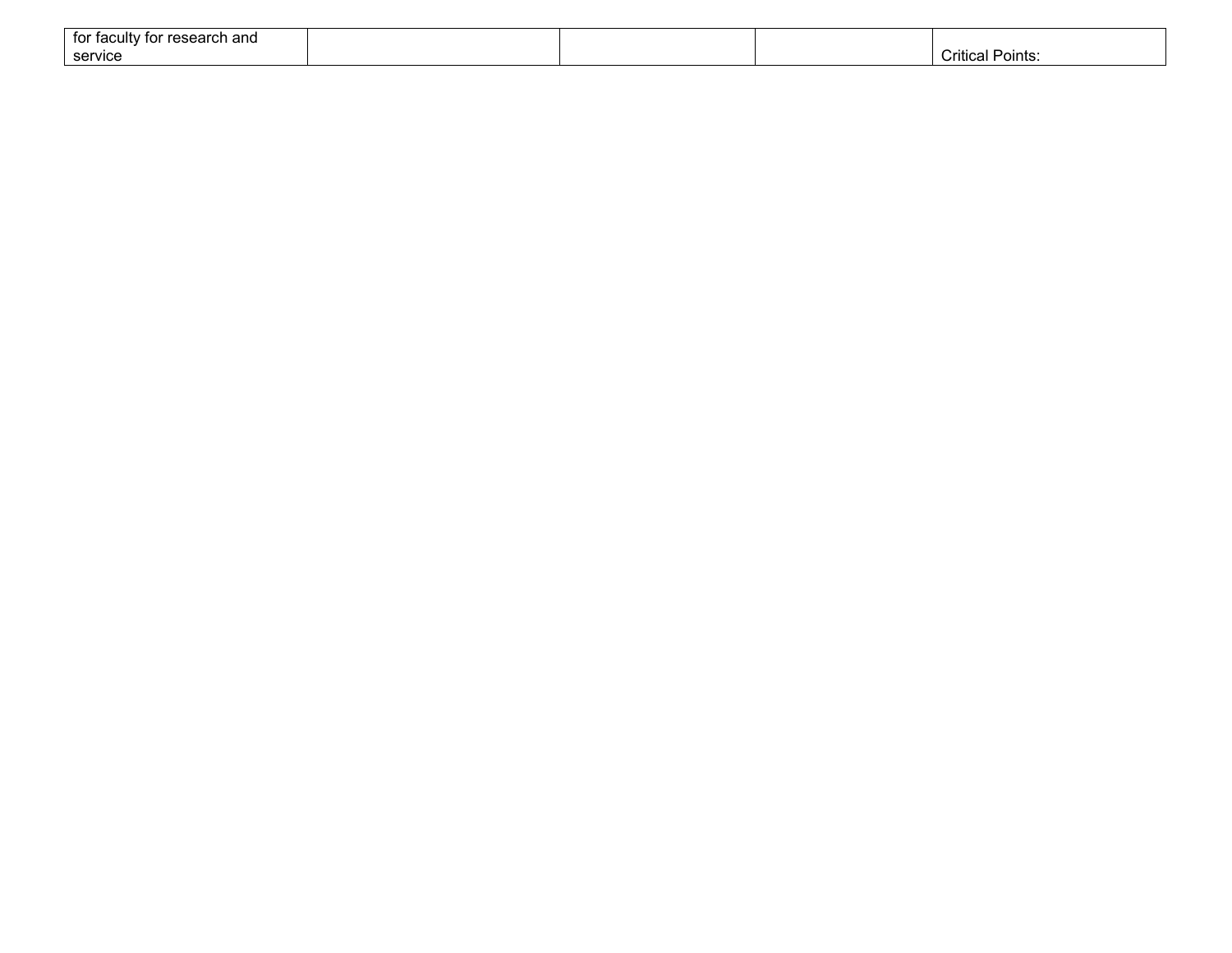| for faculty for research and service | | | | Critical Points: |
|---|---|---|---|---|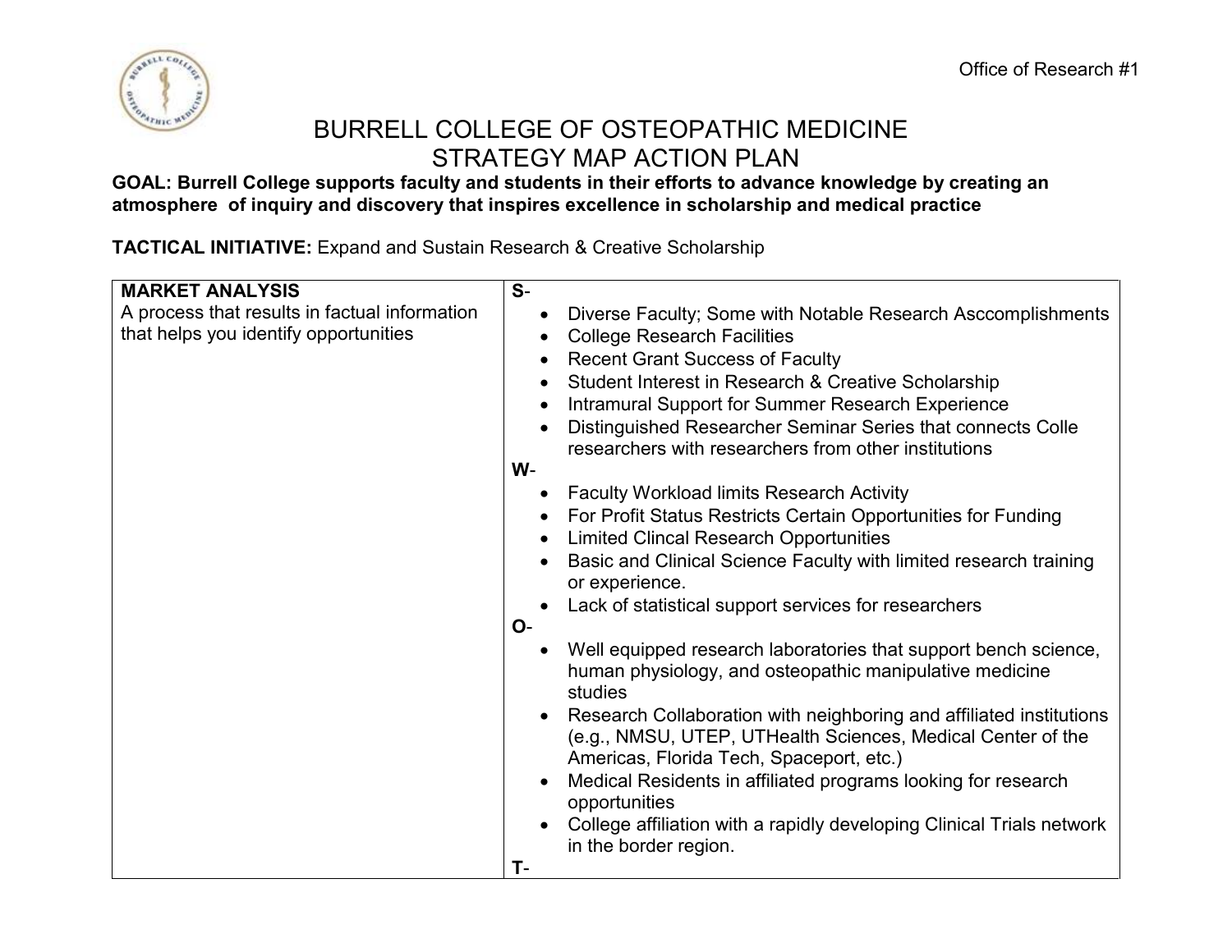# BURRELL COLLEGE OF OSTEOPATHIC MEDICINE
# STRATEGY MAP ACTION PLAN

**GOAL: Burrell College supports faculty and students in their efforts to advance knowledge by creating an atmosphere of inquiry and discovery that inspires excellence in scholarship and medical practice**

**TACTICAL INITIATIVE:** Expand and Sustain Research & Creative Scholarship

| **MARKET ANALYSIS**<br>A process that results in factual information that helps you identify opportunities | **S**-<br>• Diverse Faculty; Some with Notable Research Asccomplishments<br>• College Research Facilities<br>• Recent Grant Success of Faculty<br>• Student Interest in Research & Creative Scholarship<br>• Intramural Support for Summer Research Experience<br>• Distinguished Researcher Seminar Series that connects Colle researchers with researchers from other institutions<br>**W**-<br>• Faculty Workload limits Research Activity<br>• For Profit Status Restricts Certain Opportunities for Funding<br>• Limited Clincal Research Opportunities<br>• Basic and Clinical Science Faculty with limited research training or experience.<br>• Lack of statistical support services for researchers<br>**O**-<br>• Well equipped research laboratories that support bench science, human physiology, and osteopathic manipulative medicine studies<br>• Research Collaboration with neighboring and affiliated institutions (e.g., NMSU, UTEP, UTHealth Sciences, Medical Center of the Americas, Florida Tech, Spaceport, etc.)<br>• Medical Residents in affiliated programs looking for research opportunities<br>• College affiliation with a rapidly developing Clinical Trials network in the border region.<br>**T**- |
|---|---|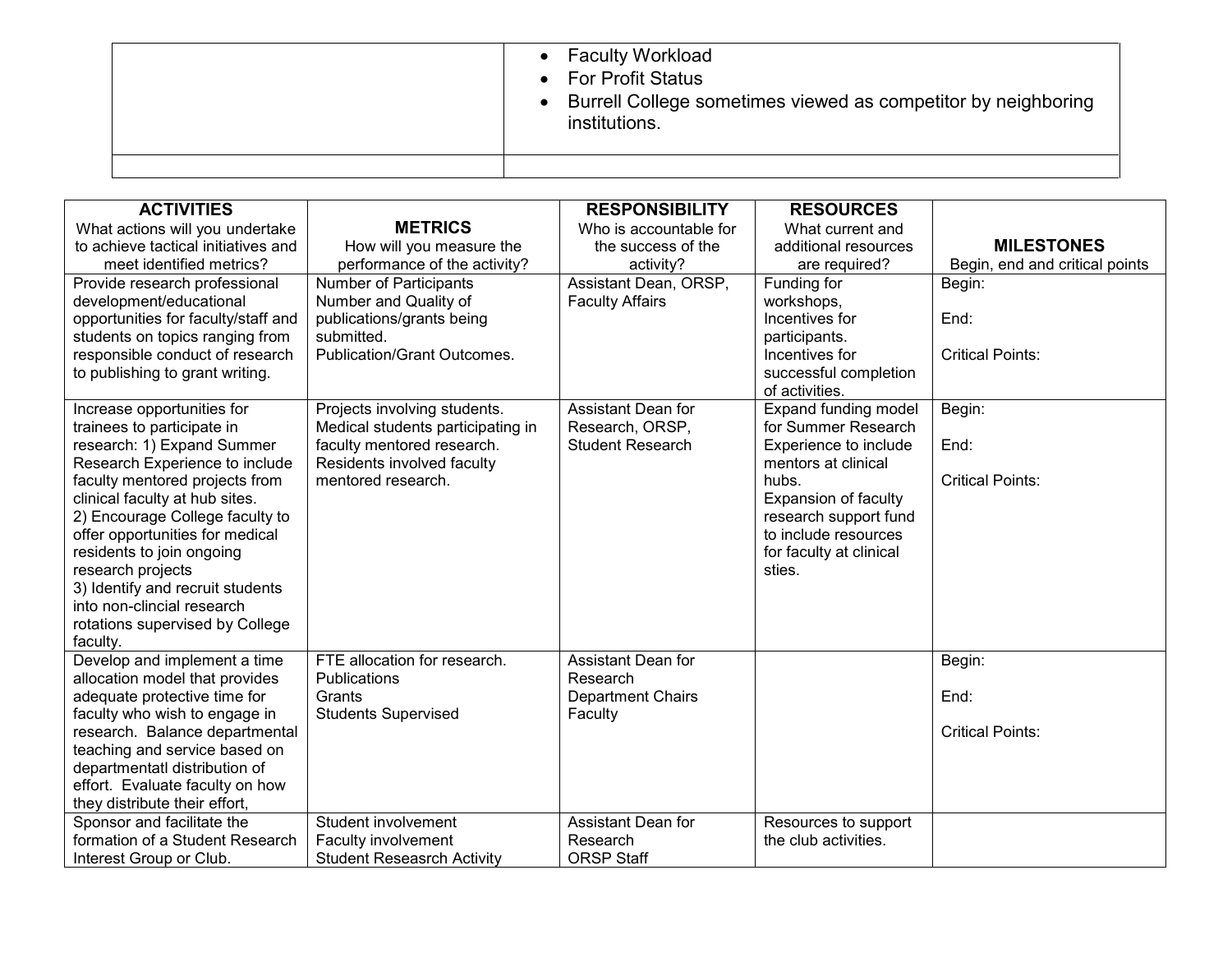| | |
|---|---|
| | • Faculty Workload<br>• For Profit Status<br>• Burrell College sometimes viewed as competitor by neighboring institutions. |
| | |

| **ACTIVITIES**<br>What actions will you undertake to achieve tactical initiatives and meet identified metrics? | **METRICS**<br>How will you measure the performance of the activity? | **RESPONSIBILITY**<br>Who is accountable for the success of the activity? | **RESOURCES**<br>What current and additional resources are required? | **MILESTONES**<br>Begin, end and critical points |
|---|---|---|---|---|
| Provide research professional development/educational opportunities for faculty/staff and students on topics ranging from responsible conduct of research to publishing to grant writing. | Number of Participants<br>Number and Quality of publications/grants being submitted.<br>Publication/Grant Outcomes. | Assistant Dean, ORSP, Faculty Affairs | Funding for workshops,<br>Incentives for participants.<br>Incentives for successful completion of activities. | Begin:<br><br>End:<br><br>Critical Points: |
| Increase opportunities for trainees to participate in research: 1) Expand Summer Research Experience to include faculty mentored projects from clinical faculty at hub sites.<br>2) Encourage College faculty to offer opportunities for medical residents to join ongoing research projects<br>3) Identify and recruit students into non-clincial research rotations supervised by College faculty. | Projects involving students.<br>Medical students participating in faculty mentored research.<br>Residents involved faculty mentored research. | Assistant Dean for Research, ORSP, Student Research | Expand funding model for Summer Research Experience to include mentors at clinical hubs.<br>Expansion of faculty research support fund to include resources for faculty at clinical sties. | Begin:<br><br>End:<br><br>Critical Points: |
| Develop and implement a time allocation model that provides adequate protective time for faculty who wish to engage in research. Balance departmental teaching and service based on departmentatl distribution of effort. Evaluate faculty on how they distribute their effort, | FTE allocation for research.<br>Publications<br>Grants<br>Students Supervised | Assistant Dean for Research<br>Department Chairs<br>Faculty | | Begin:<br><br>End:<br><br>Critical Points: |
| Sponsor and facilitate the formation of a Student Research Interest Group or Club. | Student involvement<br>Faculty involvement<br>Student Reseasrch Activity | Assistant Dean for Research<br>ORSP Staff | Resources to support the club activities. | |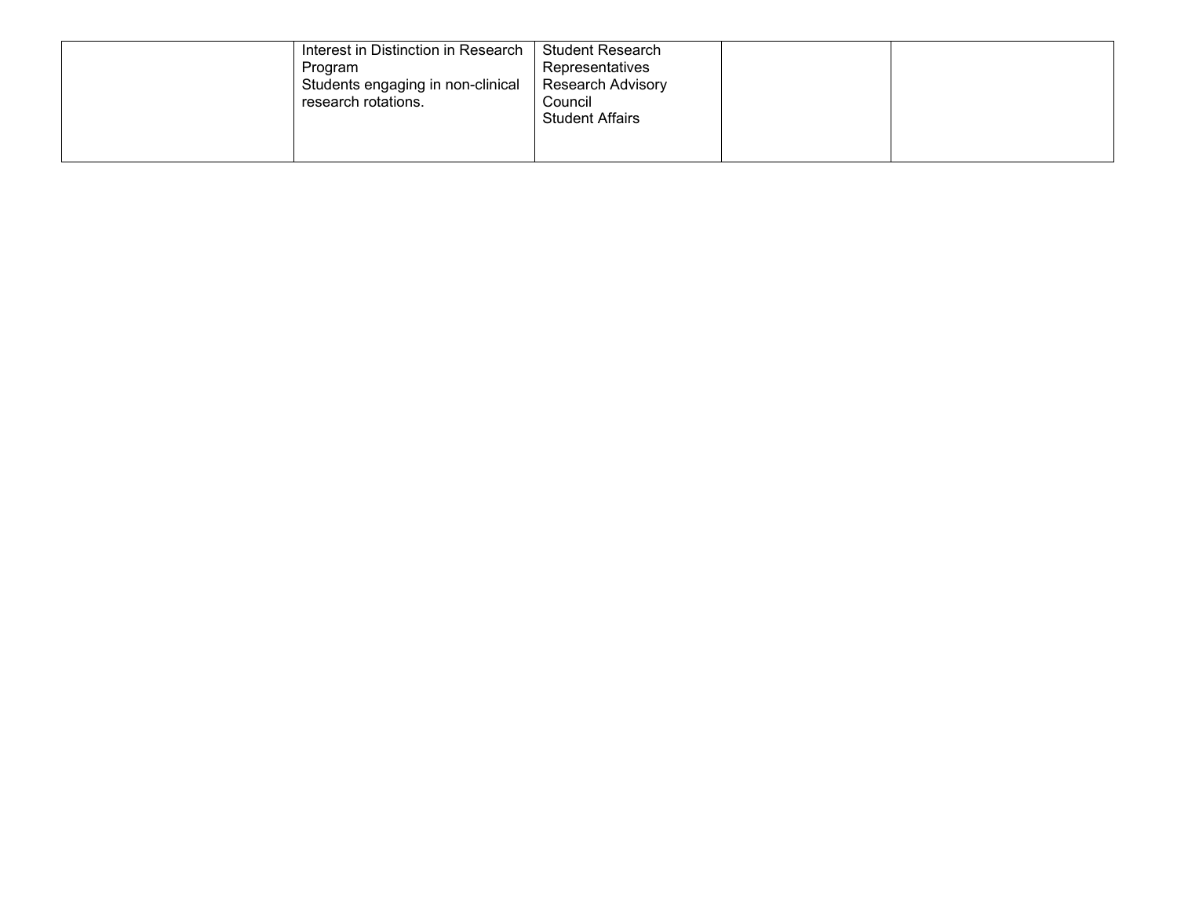| | | | | |
|---|---|---|---|---|
| | Interest in Distinction in Research Program<br>Students engaging in non-clinical research rotations. | Student Research Representatives<br>Research Advisory Council<br>Student Affairs | | |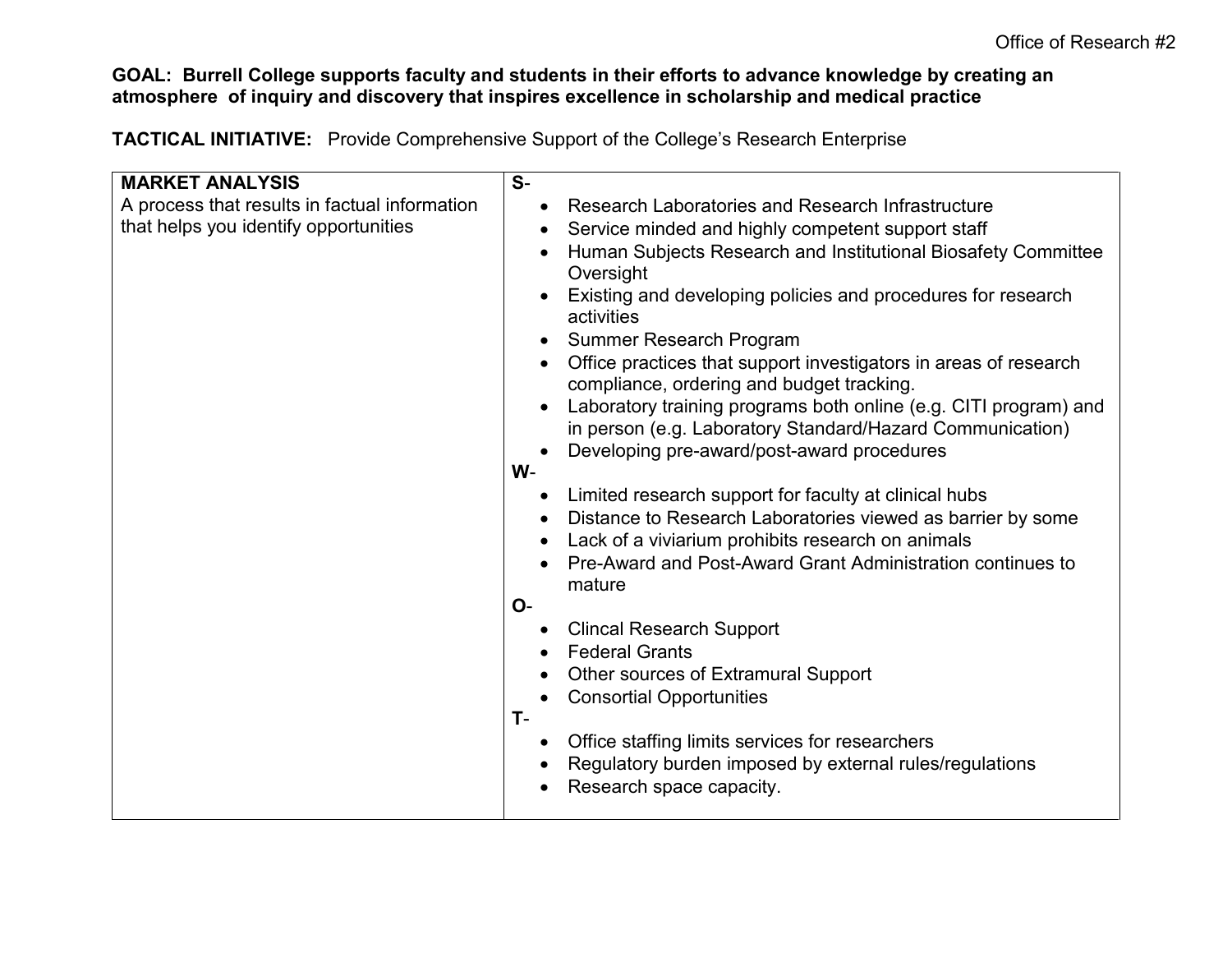**GOAL: Burrell College supports faculty and students in their efforts to advance knowledge by creating an atmosphere of inquiry and discovery that inspires excellence in scholarship and medical practice**

**TACTICAL INITIATIVE:** Provide Comprehensive Support of the College's Research Enterprise

| **MARKET ANALYSIS**<br>A process that results in factual information that helps you identify opportunities | **S**-<br>• Research Laboratories and Research Infrastructure<br>• Service minded and highly competent support staff<br>• Human Subjects Research and Institutional Biosafety Committee Oversight<br>• Existing and developing policies and procedures for research activities<br>• Summer Research Program<br>• Office practices that support investigators in areas of research compliance, ordering and budget tracking.<br>• Laboratory training programs both online (e.g. CITI program) and in person (e.g. Laboratory Standard/Hazard Communication)<br>• Developing pre-award/post-award procedures<br>**W**-<br>• Limited research support for faculty at clinical hubs<br>• Distance to Research Laboratories viewed as barrier by some<br>• Lack of a viviarium prohibits research on animals<br>• Pre-Award and Post-Award Grant Administration continues to mature<br>**O**-<br>• Clincal Research Support<br>• Federal Grants<br>• Other sources of Extramural Support<br>• Consortial Opportunities<br>**T**-<br>• Office staffing limits services for researchers<br>• Regulatory burden imposed by external rules/regulations<br>• Research space capacity. |
|---|---|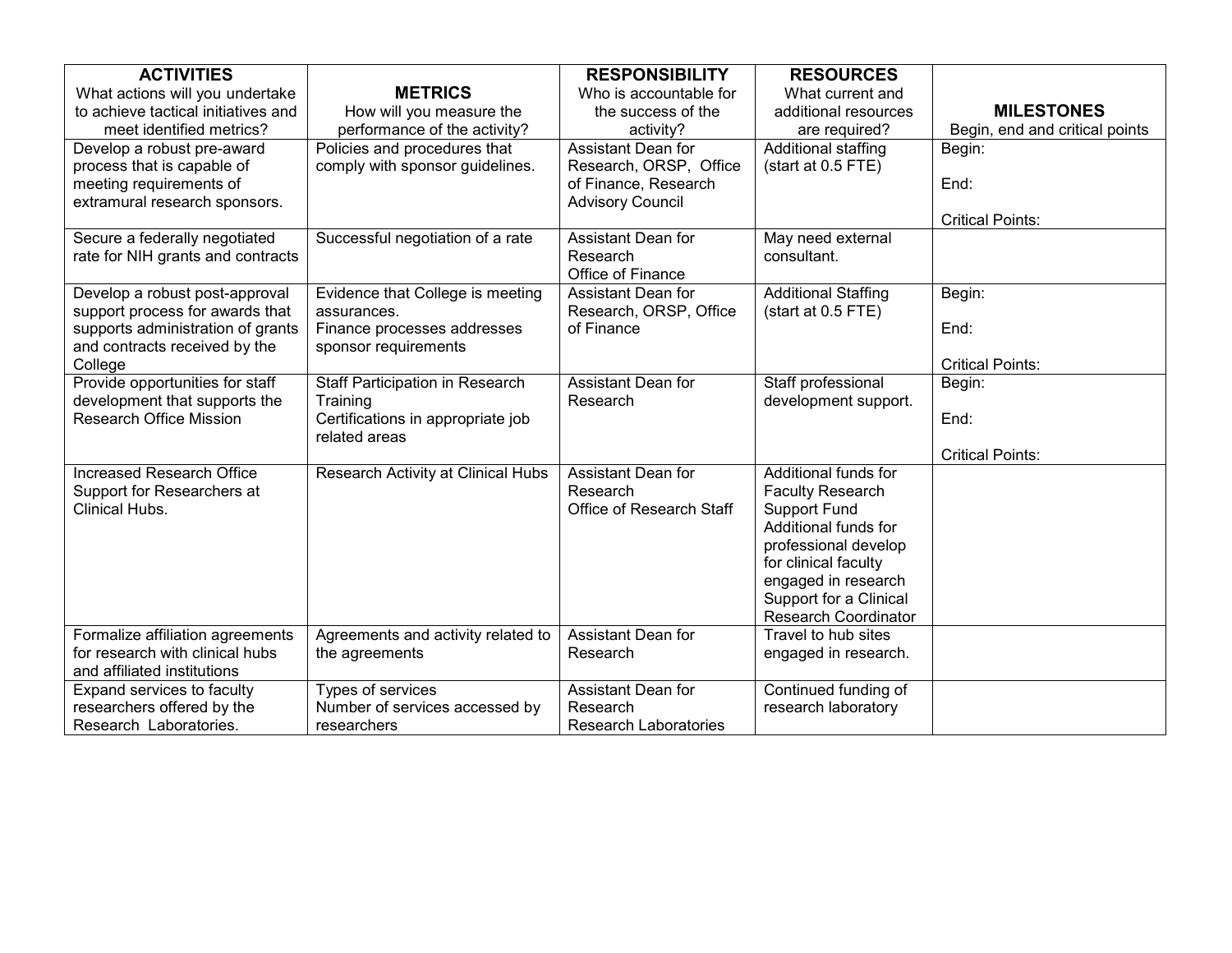| **ACTIVITIES** What actions will you undertake to achieve tactical initiatives and meet identified metrics? | **METRICS** How will you measure the performance of the activity? | **RESPONSIBILITY** Who is accountable for the success of the activity? | **RESOURCES** What current and additional resources are required? | **MILESTONES** Begin, end and critical points |
|---|---|---|---|---|
| Develop a robust pre-award process that is capable of meeting requirements of extramural research sponsors. | Policies and procedures that comply with sponsor guidelines. | Assistant Dean for Research, ORSP, Office of Finance, Research Advisory Council | Additional staffing (start at 0.5 FTE) | Begin:<br><br>End:<br><br>Critical Points: |
| Secure a federally negotiated rate for NIH grants and contracts | Successful negotiation of a rate | Assistant Dean for Research<br>Office of Finance | May need external consultant. | |
| Develop a robust post-approval support process for awards that supports administration of grants and contracts received by the College | Evidence that College is meeting assurances.<br>Finance processes addresses sponsor requirements | Assistant Dean for Research, ORSP, Office of Finance | Additional Staffing (start at 0.5 FTE) | Begin:<br><br>End:<br><br>Critical Points: |
| Provide opportunities for staff development that supports the Research Office Mission | Staff Participation in Research Training<br>Certifications in appropriate job related areas | Assistant Dean for Research | Staff professional development support. | Begin:<br><br>End:<br><br>Critical Points: |
| Increased Research Office Support for Researchers at Clinical Hubs. | Research Activity at Clinical Hubs | Assistant Dean for Research<br>Office of Research Staff | Additional funds for Faculty Research Support Fund<br>Additional funds for professional develop for clinical faculty engaged in research<br>Support for a Clinical Research Coordinator | |
| Formalize affiliation agreements for research with clinical hubs and affiliated institutions | Agreements and activity related to the agreements | Assistant Dean for Research | Travel to hub sites engaged in research. | |
| Expand services to faculty researchers offered by the Research Laboratories. | Types of services<br>Number of services accessed by researchers | Assistant Dean for Research<br>Research Laboratories | Continued funding of research laboratory | |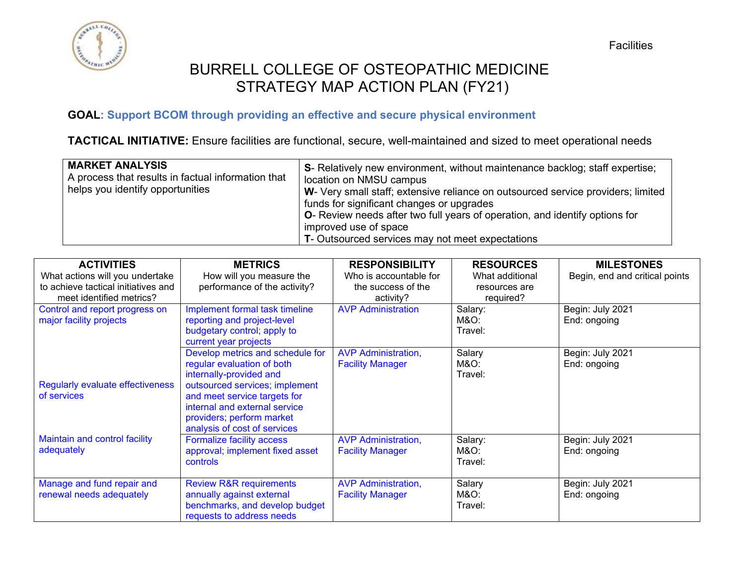Facilities

# BURRELL COLLEGE OF OSTEOPATHIC MEDICINE
# STRATEGY MAP ACTION PLAN (FY21)

**GOAL: Support BCOM through providing an effective and secure physical environment**

**TACTICAL INITIATIVE:** Ensure facilities are functional, secure, well-maintained and sized to meet operational needs

| **MARKET ANALYSIS**<br>A process that results in factual information that helps you identify opportunities | **S**- Relatively new environment, without maintenance backlog; staff expertise; location on NMSU campus<br>**W**- Very small staff; extensive reliance on outsourced service providers; limited funds for significant changes or upgrades<br>**O**- Review needs after two full years of operation, and identify options for improved use of space<br>**T**- Outsourced services may not meet expectations |
|---|---|

| **ACTIVITIES**<br>What actions will you undertake to achieve tactical initiatives and meet identified metrics? | **METRICS**<br>How will you measure the performance of the activity? | **RESPONSIBILITY**<br>Who is accountable for the success of the activity? | **RESOURCES**<br>What additional resources are required? | **MILESTONES**<br>Begin, end and critical points |
|---|---|---|---|---|
| Control and report progress on major facility projects | Implement formal task timeline reporting and project-level budgetary control; apply to current year projects | AVP Administration | Salary:<br>M&O:<br>Travel: | Begin: July 2021<br>End: ongoing |
| Regularly evaluate effectiveness of services | Develop metrics and schedule for regular evaluation of both internally-provided and outsourced services; implement and meet service targets for internal and external service providers; perform market analysis of cost of services | AVP Administration, Facility Manager | Salary<br>M&O:<br>Travel: | Begin: July 2021<br>End: ongoing |
| Maintain and control facility adequately | Formalize facility access approval; implement fixed asset controls | AVP Administration, Facility Manager | Salary:<br>M&O:<br>Travel: | Begin: July 2021<br>End: ongoing |
| Manage and fund repair and renewal needs adequately | Review R&R requirements annually against external benchmarks, and develop budget requests to address needs | AVP Administration, Facility Manager | Salary<br>M&O:<br>Travel: | Begin: July 2021<br>End: ongoing |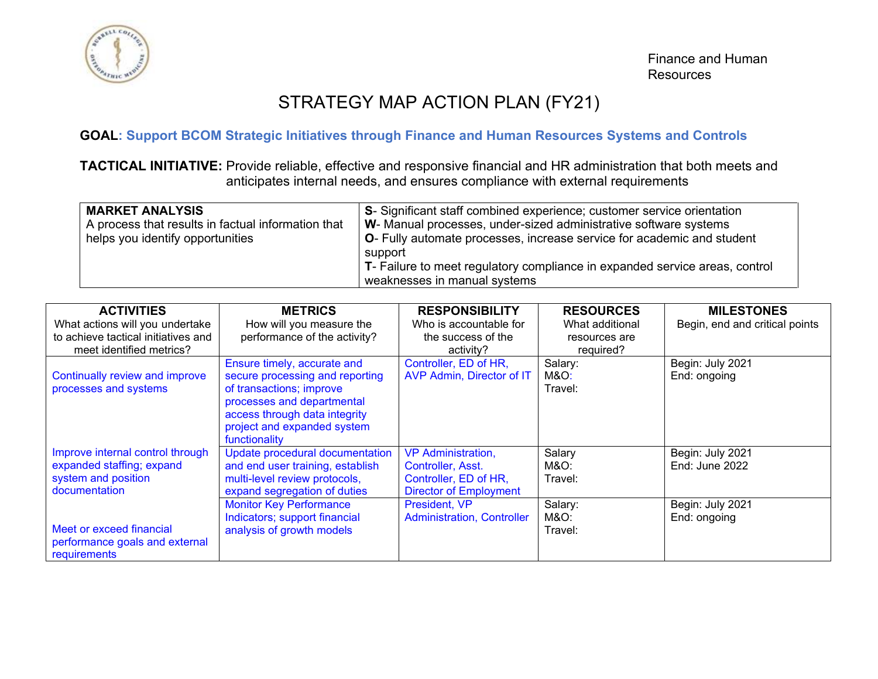Finance and Human Resources

# STRATEGY MAP ACTION PLAN (FY21)

**GOAL: Support BCOM Strategic Initiatives through Finance and Human Resources Systems and Controls**

**TACTICAL INITIATIVE:** Provide reliable, effective and responsive financial and HR administration that both meets and anticipates internal needs, and ensures compliance with external requirements

| **MARKET ANALYSIS**<br>A process that results in factual information that helps you identify opportunities | **S**- Significant staff combined experience; customer service orientation<br>**W**- Manual processes, under-sized administrative software systems<br>**O**- Fully automate processes, increase service for academic and student support<br>**T**- Failure to meet regulatory compliance in expanded service areas, control weaknesses in manual systems |
|---|---|

| **ACTIVITIES**<br>What actions will you undertake to achieve tactical initiatives and meet identified metrics? | **METRICS**<br>How will you measure the performance of the activity? | **RESPONSIBILITY**<br>Who is accountable for the success of the activity? | **RESOURCES**<br>What additional resources are required? | **MILESTONES**<br>Begin, end and critical points |
|---|---|---|---|---|
| Continually review and improve processes and systems | Ensure timely, accurate and secure processing and reporting of transactions; improve processes and departmental access through data integrity project and expanded system functionality | Controller, ED of HR, AVP Admin, Director of IT | Salary:<br>M&O:<br>Travel: | Begin: July 2021<br>End: ongoing |
| Improve internal control through expanded staffing; expand system and position documentation | Update procedural documentation and end user training, establish multi-level review protocols, expand segregation of duties | VP Administration, Controller, Asst. Controller, ED of HR, Director of Employment | Salary<br>M&O:<br>Travel: | Begin: July 2021<br>End: June 2022 |
| Meet or exceed financial performance goals and external requirements | Monitor Key Performance Indicators; support financial analysis of growth models | President, VP Administration, Controller | Salary:<br>M&O:<br>Travel: | Begin: July 2021<br>End: ongoing |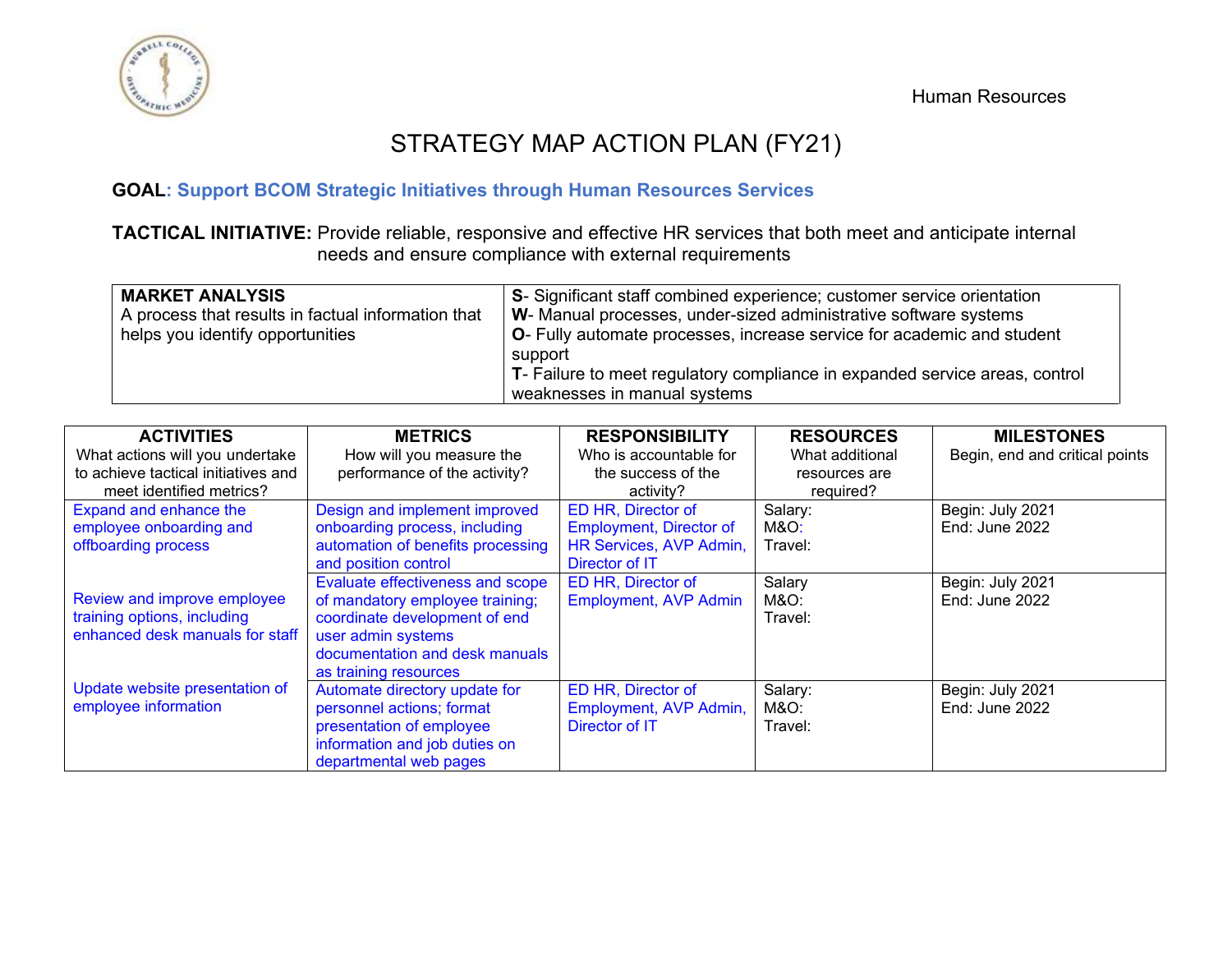Human Resources

# STRATEGY MAP ACTION PLAN (FY21)

**GOAL: Support BCOM Strategic Initiatives through Human Resources Services**

**TACTICAL INITIATIVE:** Provide reliable, responsive and effective HR services that both meet and anticipate internal needs and ensure compliance with external requirements

| **MARKET ANALYSIS** A process that results in factual information that helps you identify opportunities | **S**- Significant staff combined experience; customer service orientation **W**- Manual processes, under-sized administrative software systems **O**- Fully automate processes, increase service for academic and student support **T**- Failure to meet regulatory compliance in expanded service areas, control weaknesses in manual systems |
|---|---|

| **ACTIVITIES** What actions will you undertake to achieve tactical initiatives and meet identified metrics? | **METRICS** How will you measure the performance of the activity? | **RESPONSIBILITY** Who is accountable for the success of the activity? | **RESOURCES** What additional resources are required? | **MILESTONES** Begin, end and critical points |
|---|---|---|---|---|
| Expand and enhance the employee onboarding and offboarding process | Design and implement improved onboarding process, including automation of benefits processing and position control | ED HR, Director of Employment, Director of HR Services, AVP Admin, Director of IT | Salary: M&O: Travel: | Begin: July 2021 End: June 2022 |
| Review and improve employee training options, including enhanced desk manuals for staff | Evaluate effectiveness and scope of mandatory employee training; coordinate development of end user admin systems documentation and desk manuals as training resources | ED HR, Director of Employment, AVP Admin | Salary M&O: Travel: | Begin: July 2021 End: June 2022 |
| Update website presentation of employee information | Automate directory update for personnel actions; format presentation of employee information and job duties on departmental web pages | ED HR, Director of Employment, AVP Admin, Director of IT | Salary: M&O: Travel: | Begin: July 2021 End: June 2022 |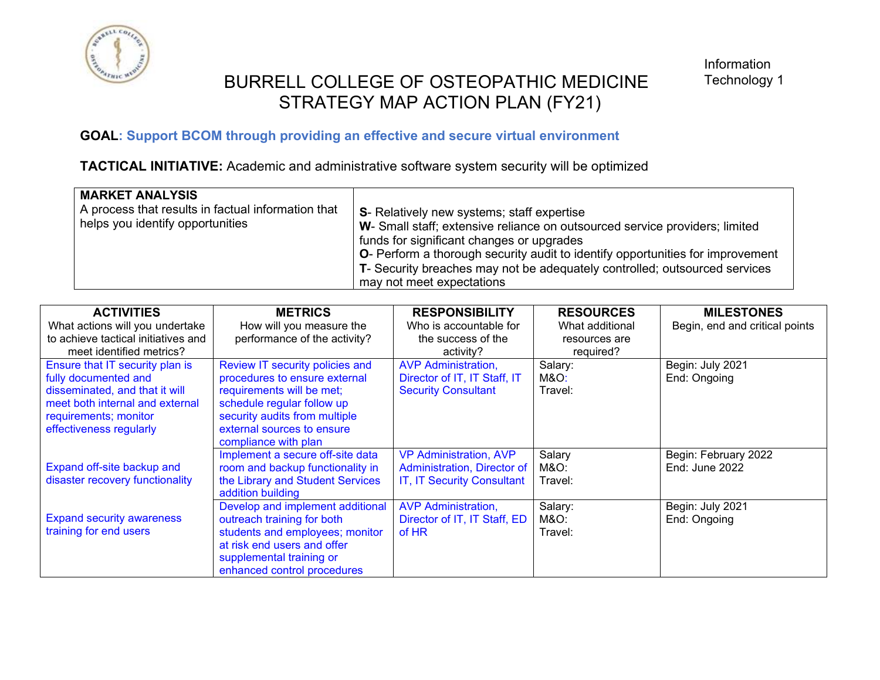Information Technology 1

# BURRELL COLLEGE OF OSTEOPATHIC MEDICINE STRATEGY MAP ACTION PLAN (FY21)

**GOAL: Support BCOM through providing an effective and secure virtual environment**

**TACTICAL INITIATIVE:** Academic and administrative software system security will be optimized

| **MARKET ANALYSIS**<br>A process that results in factual information that helps you identify opportunities | **S**- Relatively new systems; staff expertise<br>**W**- Small staff; extensive reliance on outsourced service providers; limited funds for significant changes or upgrades<br>**O**- Perform a thorough security audit to identify opportunities for improvement<br>**T**- Security breaches may not be adequately controlled; outsourced services may not meet expectations |
|---|---|

| **ACTIVITIES**<br>What actions will you undertake to achieve tactical initiatives and meet identified metrics? | **METRICS**<br>How will you measure the performance of the activity? | **RESPONSIBILITY**<br>Who is accountable for the success of the activity? | **RESOURCES**<br>What additional resources are required? | **MILESTONES**<br>Begin, end and critical points |
|---|---|---|---|---|
| Ensure that IT security plan is fully documented and disseminated, and that it will meet both internal and external requirements; monitor effectiveness regularly | Review IT security policies and procedures to ensure external requirements will be met; schedule regular follow up security audits from multiple external sources to ensure compliance with plan | AVP Administration, Director of IT, IT Staff, IT Security Consultant | Salary:<br>M&O:<br>Travel: | Begin: July 2021<br>End: Ongoing |
| Expand off-site backup and disaster recovery functionality | Implement a secure off-site data room and backup functionality in the Library and Student Services addition building | VP Administration, AVP Administration, Director of IT, IT Security Consultant | Salary<br>M&O:<br>Travel: | Begin: February 2022<br>End: June 2022 |
| Expand security awareness training for end users | Develop and implement additional outreach training for both students and employees; monitor at risk end users and offer supplemental training or enhanced control procedures | AVP Administration, Director of IT, IT Staff, ED of HR | Salary:<br>M&O:<br>Travel: | Begin: July 2021<br>End: Ongoing |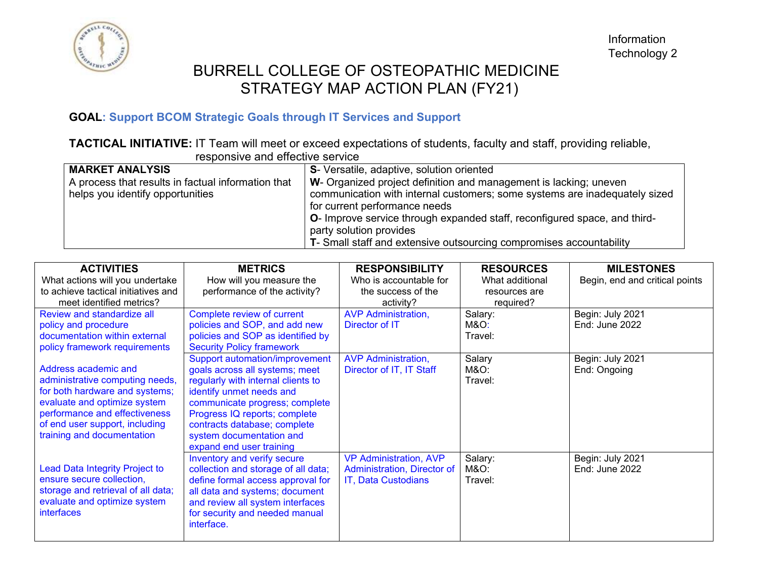Information Technology 2

# BURRELL COLLEGE OF OSTEOPATHIC MEDICINE STRATEGY MAP ACTION PLAN (FY21)

**GOAL: Support BCOM Strategic Goals through IT Services and Support**

**TACTICAL INITIATIVE:** IT Team will meet or exceed expectations of students, faculty and staff, providing reliable, responsive and effective service

| **MARKET ANALYSIS**<br>A process that results in factual information that helps you identify opportunities | **S**- Versatile, adaptive, solution oriented<br>**W**- Organized project definition and management is lacking; uneven communication with internal customers; some systems are inadequately sized for current performance needs<br>**O**- Improve service through expanded staff, reconfigured space, and third-party solution provides<br>**T**- Small staff and extensive outsourcing compromises accountability |
|---|---|

| **ACTIVITIES**<br>What actions will you undertake to achieve tactical initiatives and meet identified metrics? | **METRICS**<br>How will you measure the performance of the activity? | **RESPONSIBILITY**<br>Who is accountable for the success of the activity? | **RESOURCES**<br>What additional resources are required? | **MILESTONES**<br>Begin, end and critical points |
|---|---|---|---|---|
| Review and standardize all policy and procedure documentation within external policy framework requirements | Complete review of current policies and SOP, and add new policies and SOP as identified by Security Policy framework | AVP Administration, Director of IT | Salary:<br>M&O:<br>Travel: | Begin: July 2021<br>End: June 2022 |
| Address academic and administrative computing needs, for both hardware and systems; evaluate and optimize system performance and effectiveness of end user support, including training and documentation | Support automation/improvement goals across all systems; meet regularly with internal clients to identify unmet needs and communicate progress; complete Progress IQ reports; complete contracts database; complete system documentation and expand end user training | AVP Administration, Director of IT, IT Staff | Salary<br>M&O:<br>Travel: | Begin: July 2021<br>End: Ongoing |
| Lead Data Integrity Project to ensure secure collection, storage and retrieval of all data; evaluate and optimize system interfaces | Inventory and verify secure collection and storage of all data; define formal access approval for all data and systems; document and review all system interfaces for security and needed manual interface. | VP Administration, AVP Administration, Director of IT, Data Custodians | Salary:<br>M&O:<br>Travel: | Begin: July 2021<br>End: June 2022 |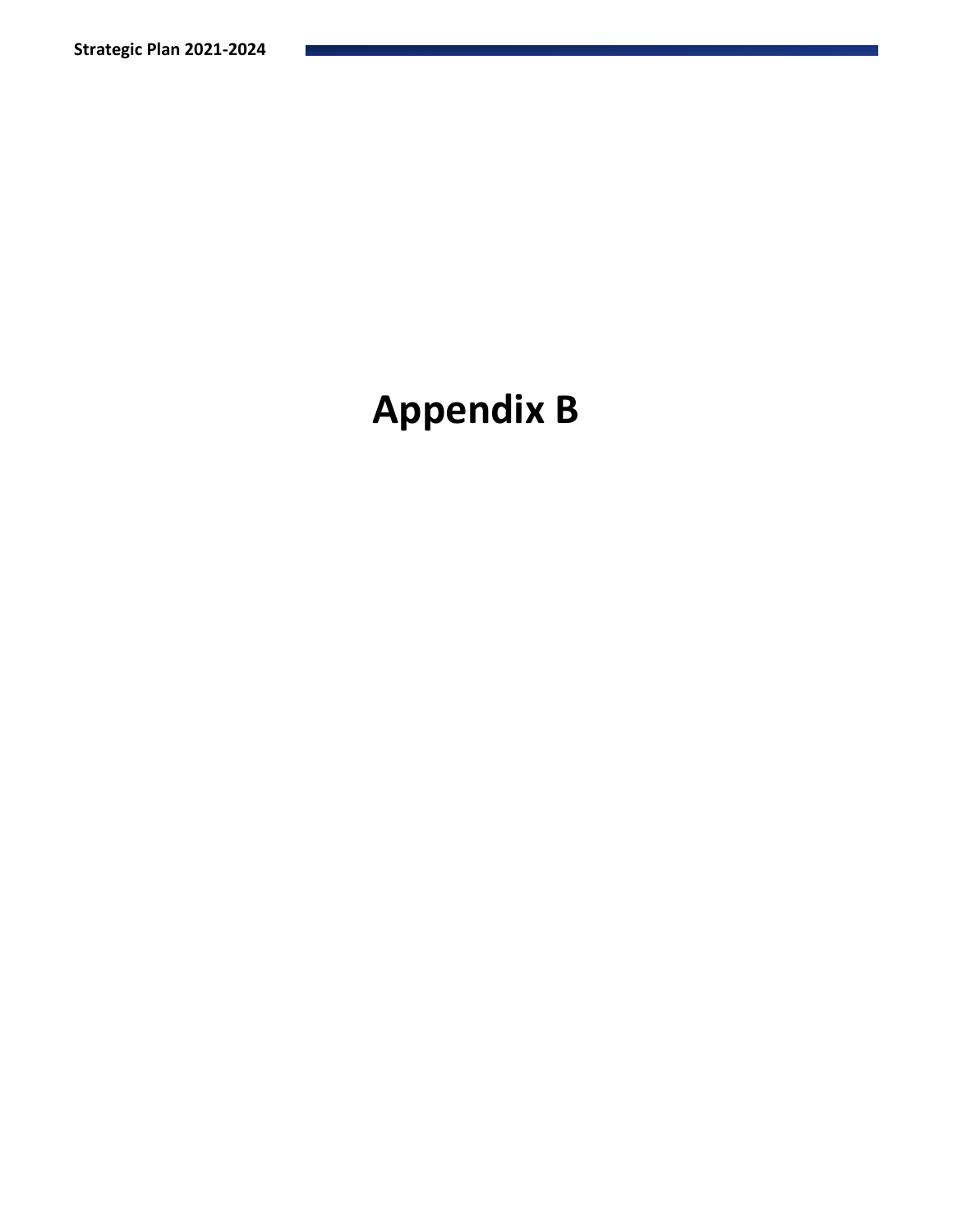# Appendix B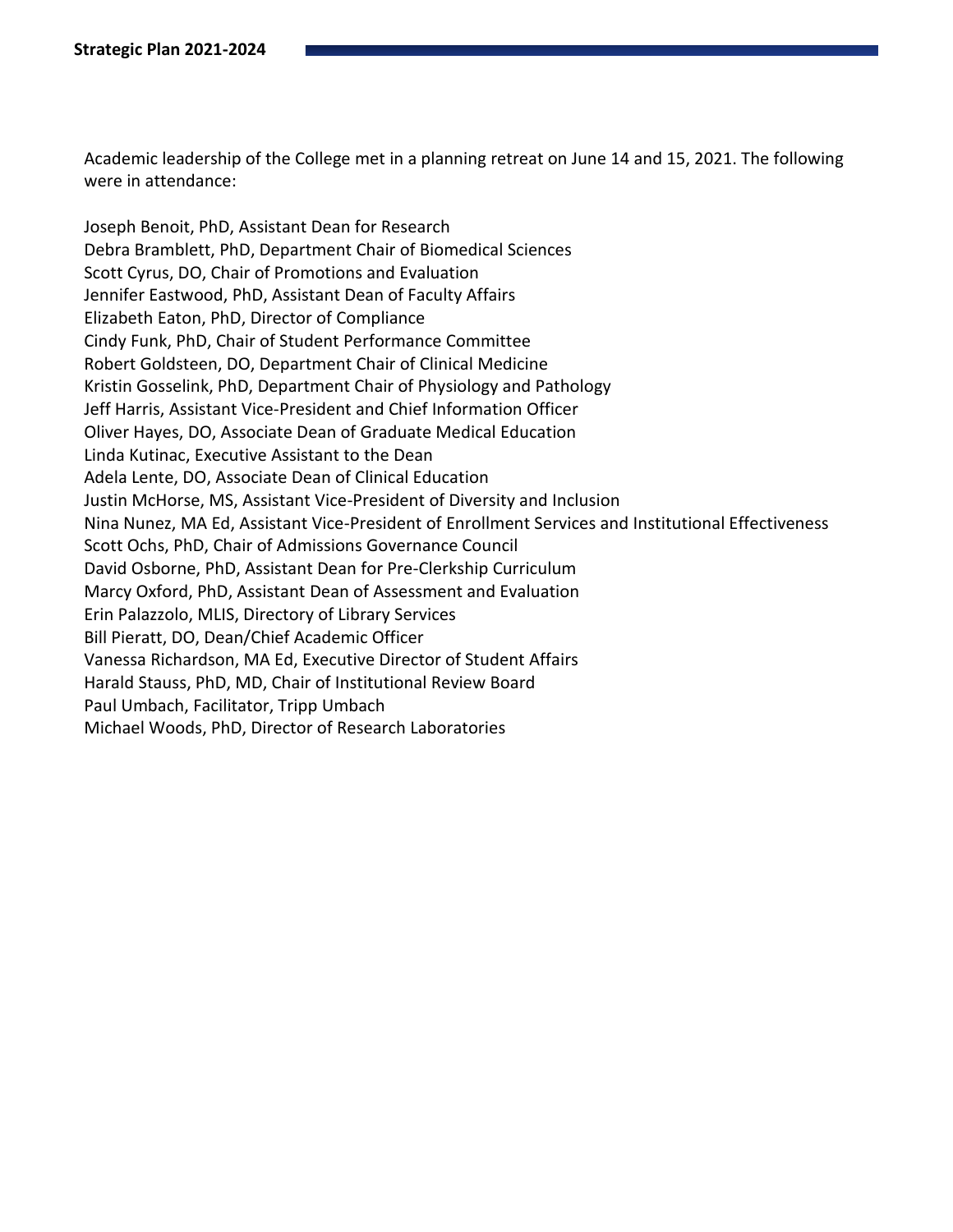Academic leadership of the College met in a planning retreat on June 14 and 15, 2021. The following were in attendance:

Joseph Benoit, PhD, Assistant Dean for Research
Debra Bramblett, PhD, Department Chair of Biomedical Sciences
Scott Cyrus, DO, Chair of Promotions and Evaluation
Jennifer Eastwood, PhD, Assistant Dean of Faculty Affairs
Elizabeth Eaton, PhD, Director of Compliance
Cindy Funk, PhD, Chair of Student Performance Committee
Robert Goldsteen, DO, Department Chair of Clinical Medicine
Kristin Gosselink, PhD, Department Chair of Physiology and Pathology
Jeff Harris, Assistant Vice-President and Chief Information Officer
Oliver Hayes, DO, Associate Dean of Graduate Medical Education
Linda Kutinac, Executive Assistant to the Dean
Adela Lente, DO, Associate Dean of Clinical Education
Justin McHorse, MS, Assistant Vice-President of Diversity and Inclusion
Nina Nunez, MA Ed, Assistant Vice-President of Enrollment Services and Institutional Effectiveness
Scott Ochs, PhD, Chair of Admissions Governance Council
David Osborne, PhD, Assistant Dean for Pre-Clerkship Curriculum
Marcy Oxford, PhD, Assistant Dean of Assessment and Evaluation
Erin Palazzolo, MLIS, Directory of Library Services
Bill Pieratt, DO, Dean/Chief Academic Officer
Vanessa Richardson, MA Ed, Executive Director of Student Affairs
Harald Stauss, PhD, MD, Chair of Institutional Review Board
Paul Umbach, Facilitator, Tripp Umbach
Michael Woods, PhD, Director of Research Laboratories